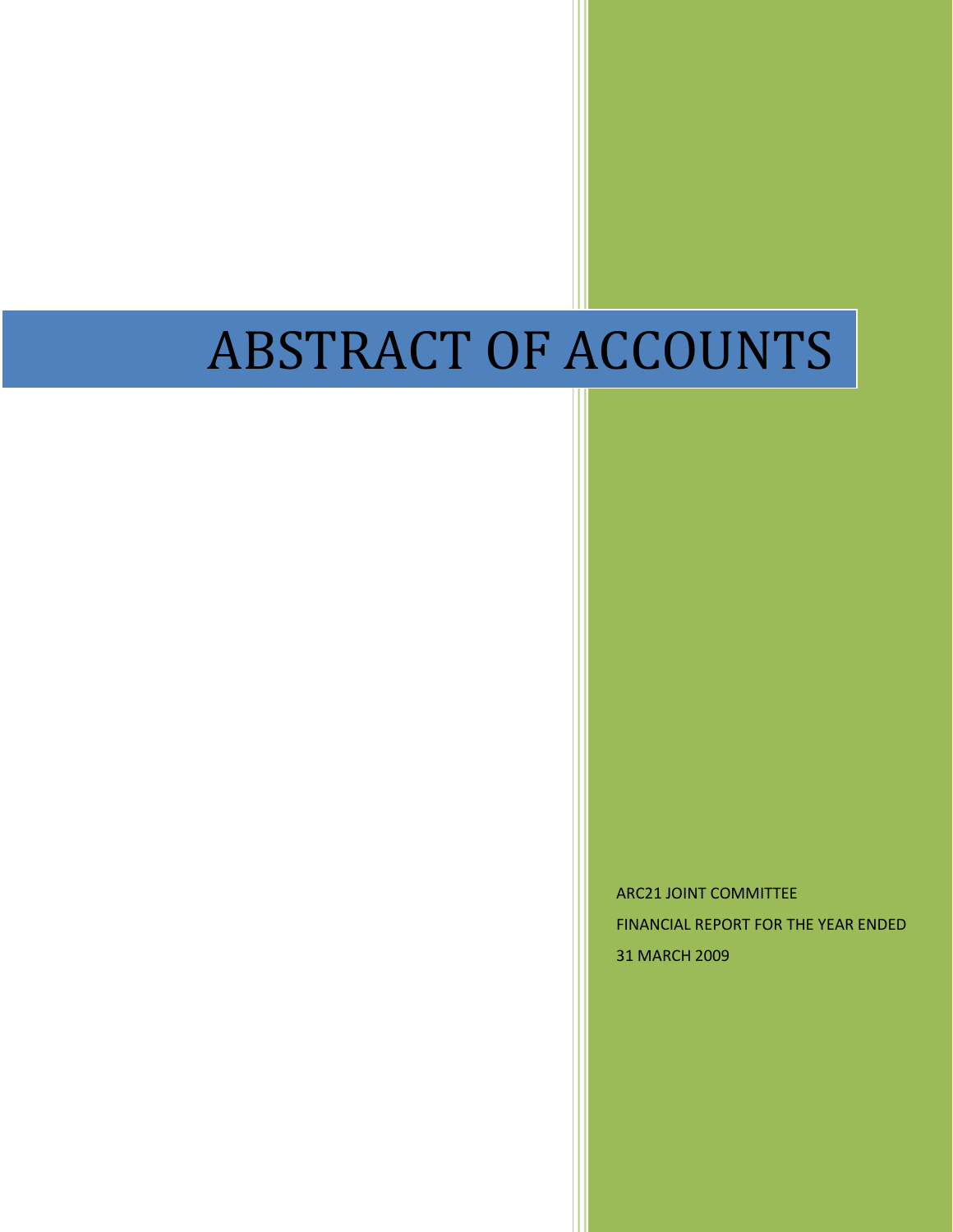# ABSTRACT OF ACCOUNTS

ARC21 JOINT COMMITTEE

FINANCIAL REPORT FOR THE YEAR ENDED

31 MARCH 2009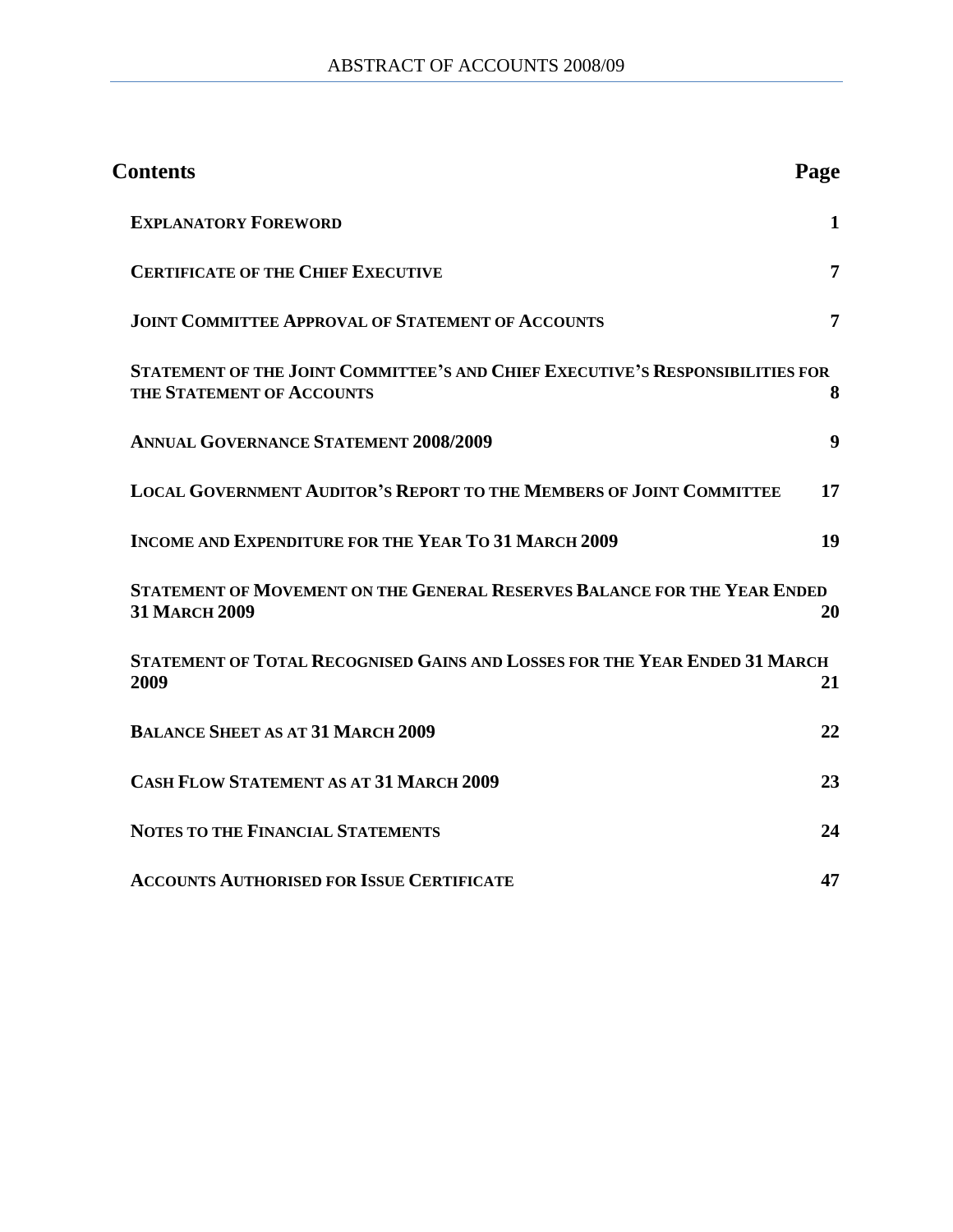## Contents

| Contents | Page |
|---|---|
| **Explanatory Foreword** | 1 |
| **Certificate of the Chief Executive** | 7 |
| **Joint Committee Approval of Statement of Accounts** | 7 |
| **Statement of the Joint Committee's and Chief Executive's Responsibilities for the Statement of Accounts** | 8 |
| **Annual Governance Statement 2008/2009** | 9 |
| **Local Government Auditor's Report to the Members of Joint Committee** | 17 |
| **Income and Expenditure for the Year To 31 March 2009** | 19 |
| **Statement of Movement on the General Reserves Balance for the Year Ended 31 March 2009** | 20 |
| **Statement of Total Recognised Gains and Losses for the Year Ended 31 March 2009** | 21 |
| **Balance Sheet as at 31 March 2009** | 22 |
| **Cash Flow Statement as at 31 March 2009** | 23 |
| **Notes to the Financial Statements** | 24 |
| **Accounts Authorised for Issue Certificate** | 47 |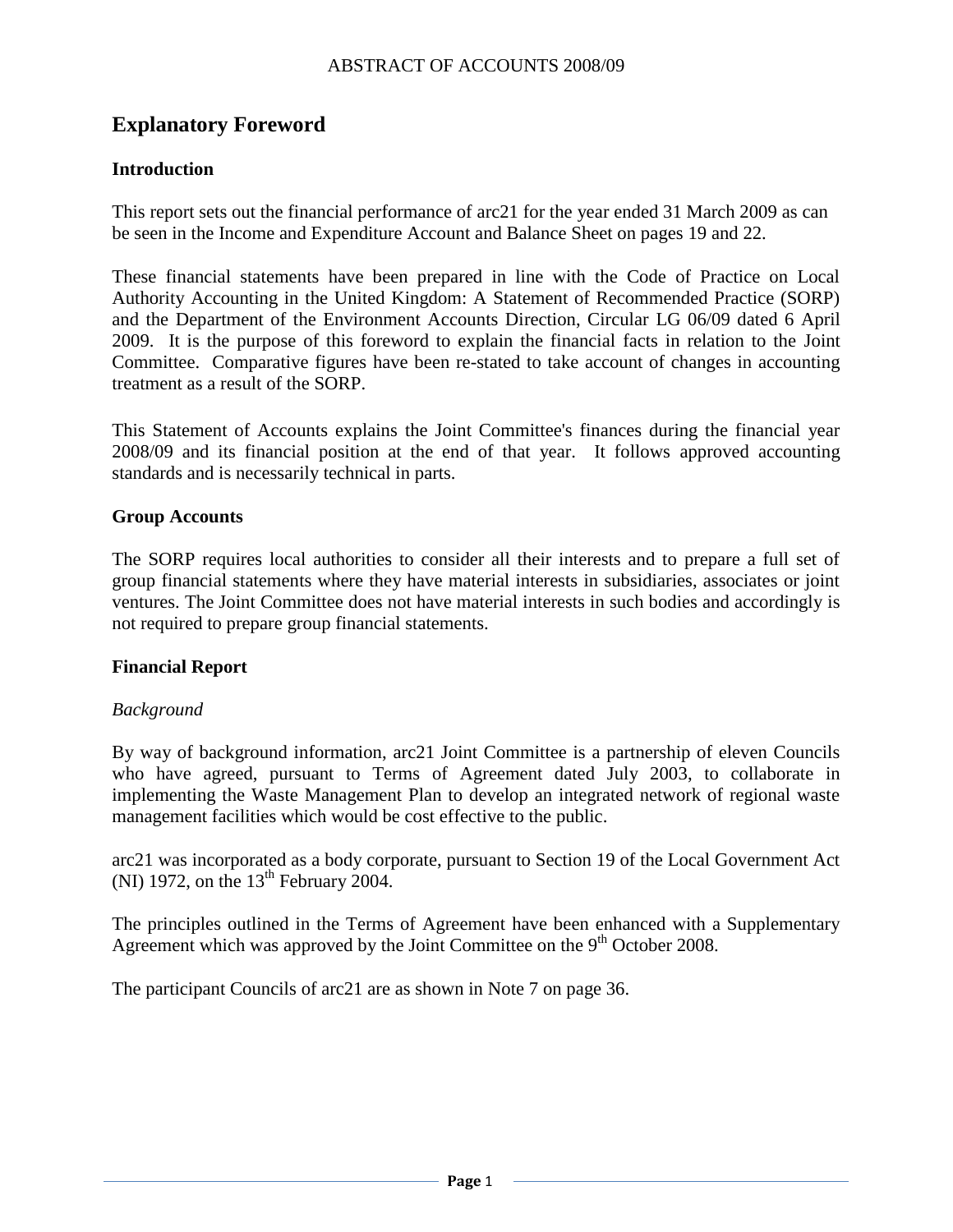# Explanatory Foreword

## Introduction

This report sets out the financial performance of arc21 for the year ended 31 March 2009 as can be seen in the Income and Expenditure Account and Balance Sheet on pages 19 and 22.

These financial statements have been prepared in line with the Code of Practice on Local Authority Accounting in the United Kingdom: A Statement of Recommended Practice (SORP) and the Department of the Environment Accounts Direction, Circular LG 06/09 dated 6 April 2009. It is the purpose of this foreword to explain the financial facts in relation to the Joint Committee. Comparative figures have been re-stated to take account of changes in accounting treatment as a result of the SORP.

This Statement of Accounts explains the Joint Committee's finances during the financial year 2008/09 and its financial position at the end of that year. It follows approved accounting standards and is necessarily technical in parts.

## Group Accounts

The SORP requires local authorities to consider all their interests and to prepare a full set of group financial statements where they have material interests in subsidiaries, associates or joint ventures. The Joint Committee does not have material interests in such bodies and accordingly is not required to prepare group financial statements.

## Financial Report

*Background*

By way of background information, arc21 Joint Committee is a partnership of eleven Councils who have agreed, pursuant to Terms of Agreement dated July 2003, to collaborate in implementing the Waste Management Plan to develop an integrated network of regional waste management facilities which would be cost effective to the public.

arc21 was incorporated as a body corporate, pursuant to Section 19 of the Local Government Act (NI) 1972, on the 13th February 2004.

The principles outlined in the Terms of Agreement have been enhanced with a Supplementary Agreement which was approved by the Joint Committee on the 9th October 2008.

The participant Councils of arc21 are as shown in Note 7 on page 36.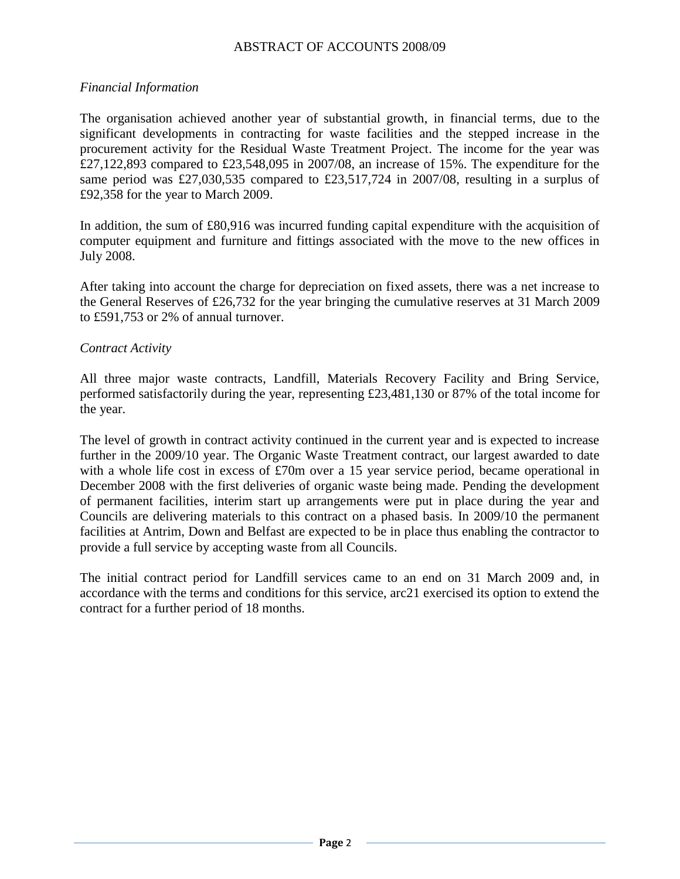*Financial Information*

The organisation achieved another year of substantial growth, in financial terms, due to the significant developments in contracting for waste facilities and the stepped increase in the procurement activity for the Residual Waste Treatment Project. The income for the year was £27,122,893 compared to £23,548,095 in 2007/08, an increase of 15%. The expenditure for the same period was £27,030,535 compared to £23,517,724 in 2007/08, resulting in a surplus of £92,358 for the year to March 2009.

In addition, the sum of £80,916 was incurred funding capital expenditure with the acquisition of computer equipment and furniture and fittings associated with the move to the new offices in July 2008.

After taking into account the charge for depreciation on fixed assets, there was a net increase to the General Reserves of £26,732 for the year bringing the cumulative reserves at 31 March 2009 to £591,753 or 2% of annual turnover.

*Contract Activity*

All three major waste contracts, Landfill, Materials Recovery Facility and Bring Service, performed satisfactorily during the year, representing £23,481,130 or 87% of the total income for the year.

The level of growth in contract activity continued in the current year and is expected to increase further in the 2009/10 year. The Organic Waste Treatment contract, our largest awarded to date with a whole life cost in excess of £70m over a 15 year service period, became operational in December 2008 with the first deliveries of organic waste being made. Pending the development of permanent facilities, interim start up arrangements were put in place during the year and Councils are delivering materials to this contract on a phased basis. In 2009/10 the permanent facilities at Antrim, Down and Belfast are expected to be in place thus enabling the contractor to provide a full service by accepting waste from all Councils.

The initial contract period for Landfill services came to an end on 31 March 2009 and, in accordance with the terms and conditions for this service, arc21 exercised its option to extend the contract for a further period of 18 months.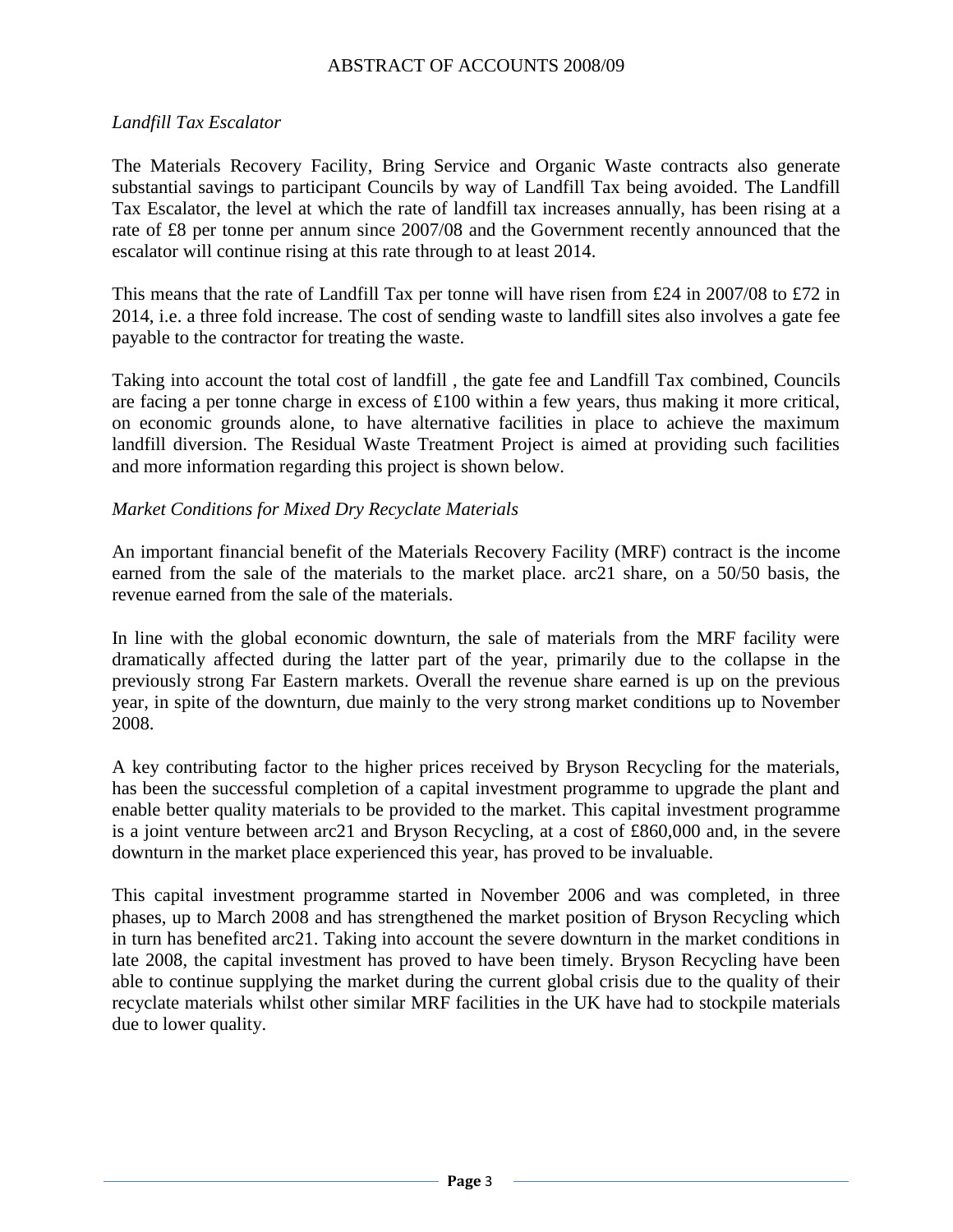*Landfill Tax Escalator*

The Materials Recovery Facility, Bring Service and Organic Waste contracts also generate substantial savings to participant Councils by way of Landfill Tax being avoided. The Landfill Tax Escalator, the level at which the rate of landfill tax increases annually, has been rising at a rate of £8 per tonne per annum since 2007/08 and the Government recently announced that the escalator will continue rising at this rate through to at least 2014.

This means that the rate of Landfill Tax per tonne will have risen from £24 in 2007/08 to £72 in 2014, i.e. a three fold increase. The cost of sending waste to landfill sites also involves a gate fee payable to the contractor for treating the waste.

Taking into account the total cost of landfill , the gate fee and Landfill Tax combined, Councils are facing a per tonne charge in excess of £100 within a few years, thus making it more critical, on economic grounds alone, to have alternative facilities in place to achieve the maximum landfill diversion. The Residual Waste Treatment Project is aimed at providing such facilities and more information regarding this project is shown below.

*Market Conditions for Mixed Dry Recyclate Materials*

An important financial benefit of the Materials Recovery Facility (MRF) contract is the income earned from the sale of the materials to the market place. arc21 share, on a 50/50 basis, the revenue earned from the sale of the materials.

In line with the global economic downturn, the sale of materials from the MRF facility were dramatically affected during the latter part of the year, primarily due to the collapse in the previously strong Far Eastern markets. Overall the revenue share earned is up on the previous year, in spite of the downturn, due mainly to the very strong market conditions up to November 2008.

A key contributing factor to the higher prices received by Bryson Recycling for the materials, has been the successful completion of a capital investment programme to upgrade the plant and enable better quality materials to be provided to the market. This capital investment programme is a joint venture between arc21 and Bryson Recycling, at a cost of £860,000 and, in the severe downturn in the market place experienced this year, has proved to be invaluable.

This capital investment programme started in November 2006 and was completed, in three phases, up to March 2008 and has strengthened the market position of Bryson Recycling which in turn has benefited arc21. Taking into account the severe downturn in the market conditions in late 2008, the capital investment has proved to have been timely. Bryson Recycling have been able to continue supplying the market during the current global crisis due to the quality of their recyclate materials whilst other similar MRF facilities in the UK have had to stockpile materials due to lower quality.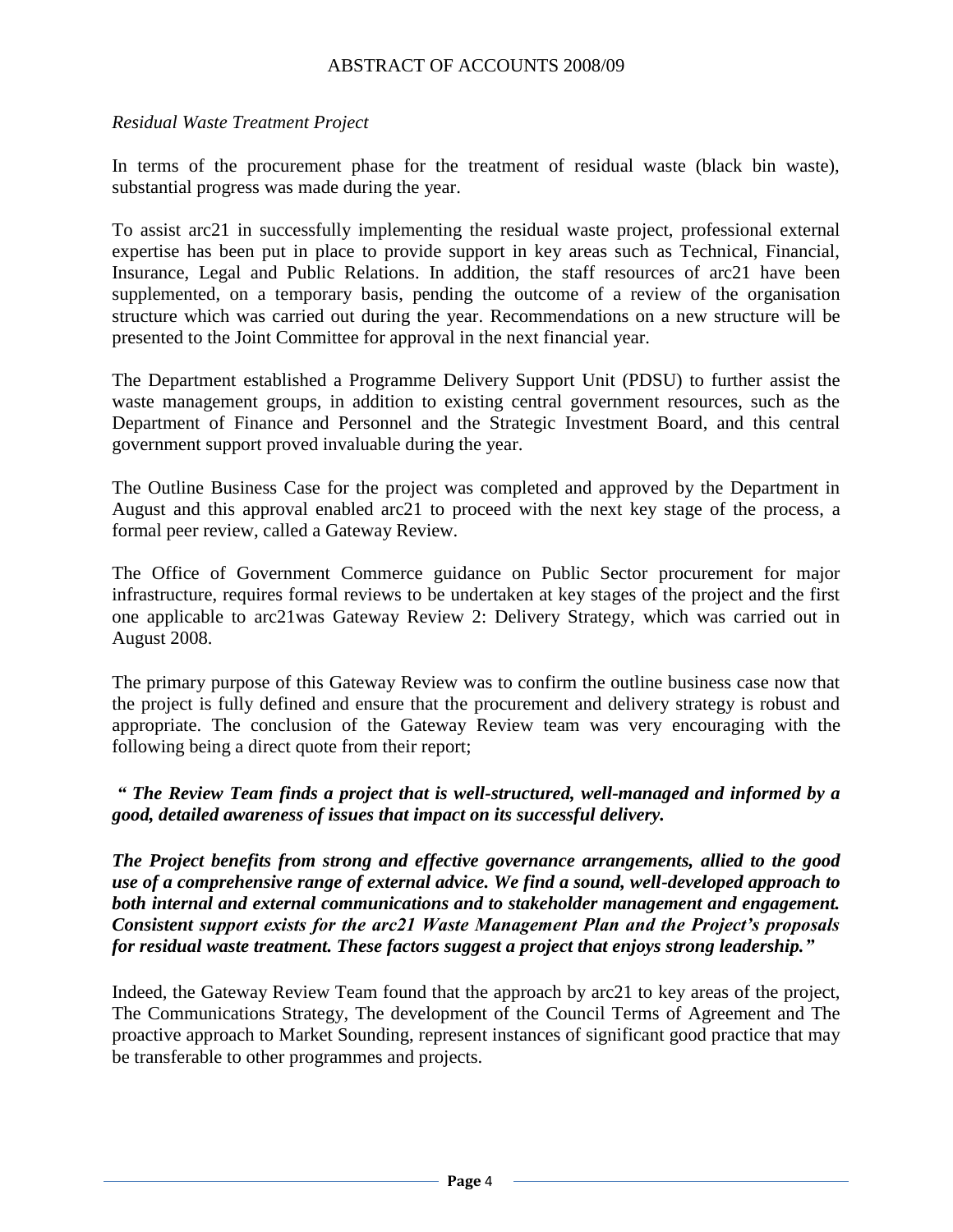*Residual Waste Treatment Project*

In terms of the procurement phase for the treatment of residual waste (black bin waste), substantial progress was made during the year.

To assist arc21 in successfully implementing the residual waste project, professional external expertise has been put in place to provide support in key areas such as Technical, Financial, Insurance, Legal and Public Relations. In addition, the staff resources of arc21 have been supplemented, on a temporary basis, pending the outcome of a review of the organisation structure which was carried out during the year. Recommendations on a new structure will be presented to the Joint Committee for approval in the next financial year.

The Department established a Programme Delivery Support Unit (PDSU) to further assist the waste management groups, in addition to existing central government resources, such as the Department of Finance and Personnel and the Strategic Investment Board, and this central government support proved invaluable during the year.

The Outline Business Case for the project was completed and approved by the Department in August and this approval enabled arc21 to proceed with the next key stage of the process, a formal peer review, called a Gateway Review.

The Office of Government Commerce guidance on Public Sector procurement for major infrastructure, requires formal reviews to be undertaken at key stages of the project and the first one applicable to arc21was Gateway Review 2: Delivery Strategy, which was carried out in August 2008.

The primary purpose of this Gateway Review was to confirm the outline business case now that the project is fully defined and ensure that the procurement and delivery strategy is robust and appropriate. The conclusion of the Gateway Review team was very encouraging with the following being a direct quote from their report;

***" The Review Team finds a project that is well-structured, well-managed and informed by a good, detailed awareness of issues that impact on its successful delivery.***

***The Project benefits from strong and effective governance arrangements, allied to the good use of a comprehensive range of external advice. We find a sound, well-developed approach to both internal and external communications and to stakeholder management and engagement. Consistent support exists for the arc21 Waste Management Plan and the Project's proposals for residual waste treatment. These factors suggest a project that enjoys strong leadership."***

Indeed, the Gateway Review Team found that the approach by arc21 to key areas of the project, The Communications Strategy, The development of the Council Terms of Agreement and The proactive approach to Market Sounding, represent instances of significant good practice that may be transferable to other programmes and projects.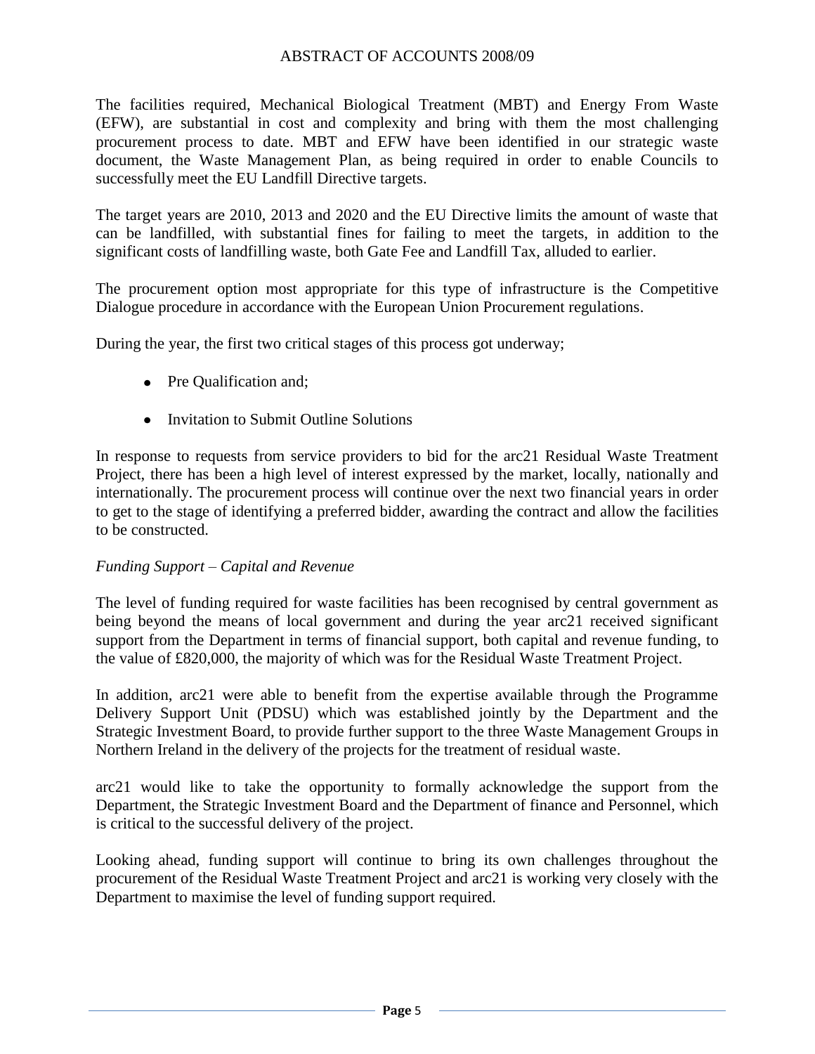The facilities required, Mechanical Biological Treatment (MBT) and Energy From Waste (EFW), are substantial in cost and complexity and bring with them the most challenging procurement process to date. MBT and EFW have been identified in our strategic waste document, the Waste Management Plan, as being required in order to enable Councils to successfully meet the EU Landfill Directive targets.

The target years are 2010, 2013 and 2020 and the EU Directive limits the amount of waste that can be landfilled, with substantial fines for failing to meet the targets, in addition to the significant costs of landfilling waste, both Gate Fee and Landfill Tax, alluded to earlier.

The procurement option most appropriate for this type of infrastructure is the Competitive Dialogue procedure in accordance with the European Union Procurement regulations.

During the year, the first two critical stages of this process got underway;

- Pre Qualification and;
- Invitation to Submit Outline Solutions

In response to requests from service providers to bid for the arc21 Residual Waste Treatment Project, there has been a high level of interest expressed by the market, locally, nationally and internationally. The procurement process will continue over the next two financial years in order to get to the stage of identifying a preferred bidder, awarding the contract and allow the facilities to be constructed.

*Funding Support – Capital and Revenue*

The level of funding required for waste facilities has been recognised by central government as being beyond the means of local government and during the year arc21 received significant support from the Department in terms of financial support, both capital and revenue funding, to the value of £820,000, the majority of which was for the Residual Waste Treatment Project.

In addition, arc21 were able to benefit from the expertise available through the Programme Delivery Support Unit (PDSU) which was established jointly by the Department and the Strategic Investment Board, to provide further support to the three Waste Management Groups in Northern Ireland in the delivery of the projects for the treatment of residual waste.

arc21 would like to take the opportunity to formally acknowledge the support from the Department, the Strategic Investment Board and the Department of finance and Personnel, which is critical to the successful delivery of the project.

Looking ahead, funding support will continue to bring its own challenges throughout the procurement of the Residual Waste Treatment Project and arc21 is working very closely with the Department to maximise the level of funding support required.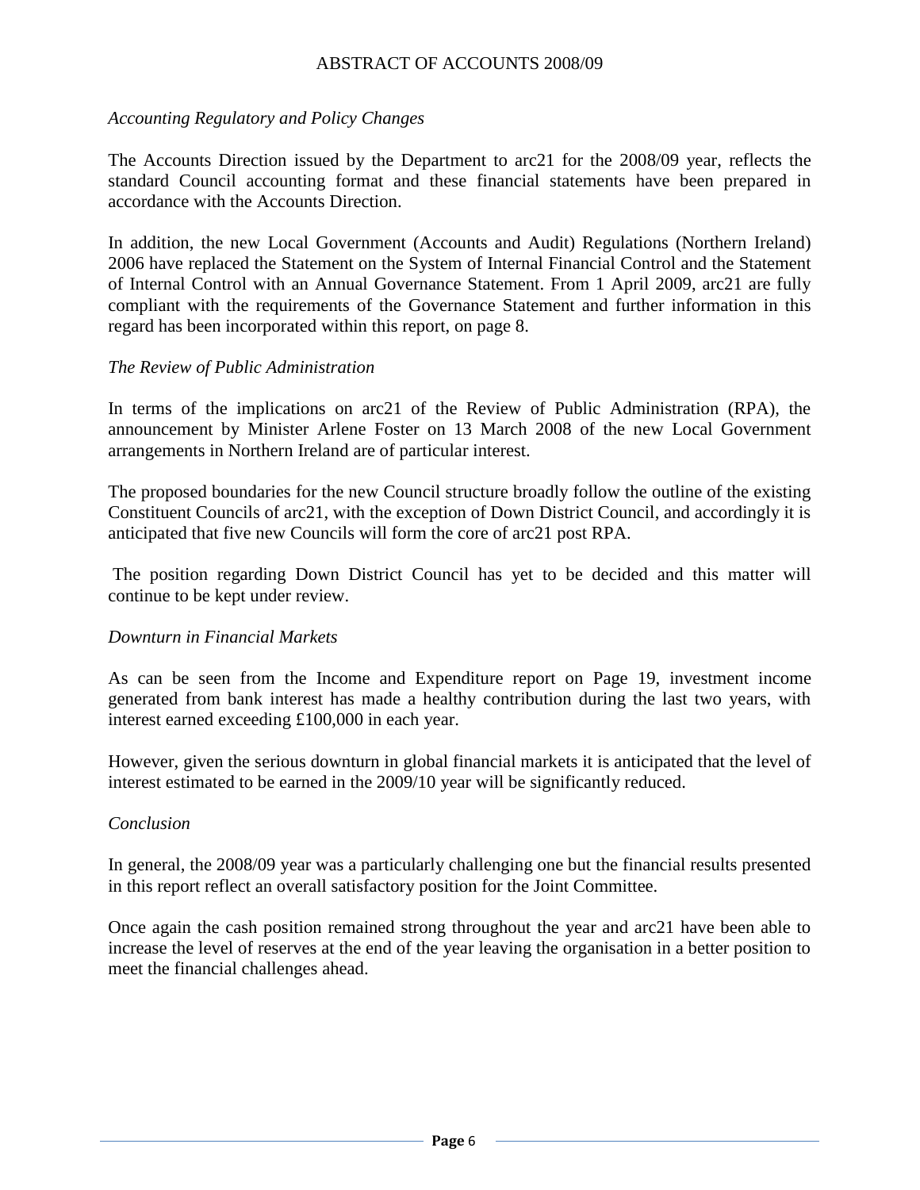*Accounting Regulatory and Policy Changes*

The Accounts Direction issued by the Department to arc21 for the 2008/09 year, reflects the standard Council accounting format and these financial statements have been prepared in accordance with the Accounts Direction.

In addition, the new Local Government (Accounts and Audit) Regulations (Northern Ireland) 2006 have replaced the Statement on the System of Internal Financial Control and the Statement of Internal Control with an Annual Governance Statement. From 1 April 2009, arc21 are fully compliant with the requirements of the Governance Statement and further information in this regard has been incorporated within this report, on page 8.

*The Review of Public Administration*

In terms of the implications on arc21 of the Review of Public Administration (RPA), the announcement by Minister Arlene Foster on 13 March 2008 of the new Local Government arrangements in Northern Ireland are of particular interest.

The proposed boundaries for the new Council structure broadly follow the outline of the existing Constituent Councils of arc21, with the exception of Down District Council, and accordingly it is anticipated that five new Councils will form the core of arc21 post RPA.

The position regarding Down District Council has yet to be decided and this matter will continue to be kept under review.

*Downturn in Financial Markets*

As can be seen from the Income and Expenditure report on Page 19, investment income generated from bank interest has made a healthy contribution during the last two years, with interest earned exceeding £100,000 in each year.

However, given the serious downturn in global financial markets it is anticipated that the level of interest estimated to be earned in the 2009/10 year will be significantly reduced.

*Conclusion*

In general, the 2008/09 year was a particularly challenging one but the financial results presented in this report reflect an overall satisfactory position for the Joint Committee.

Once again the cash position remained strong throughout the year and arc21 have been able to increase the level of reserves at the end of the year leaving the organisation in a better position to meet the financial challenges ahead.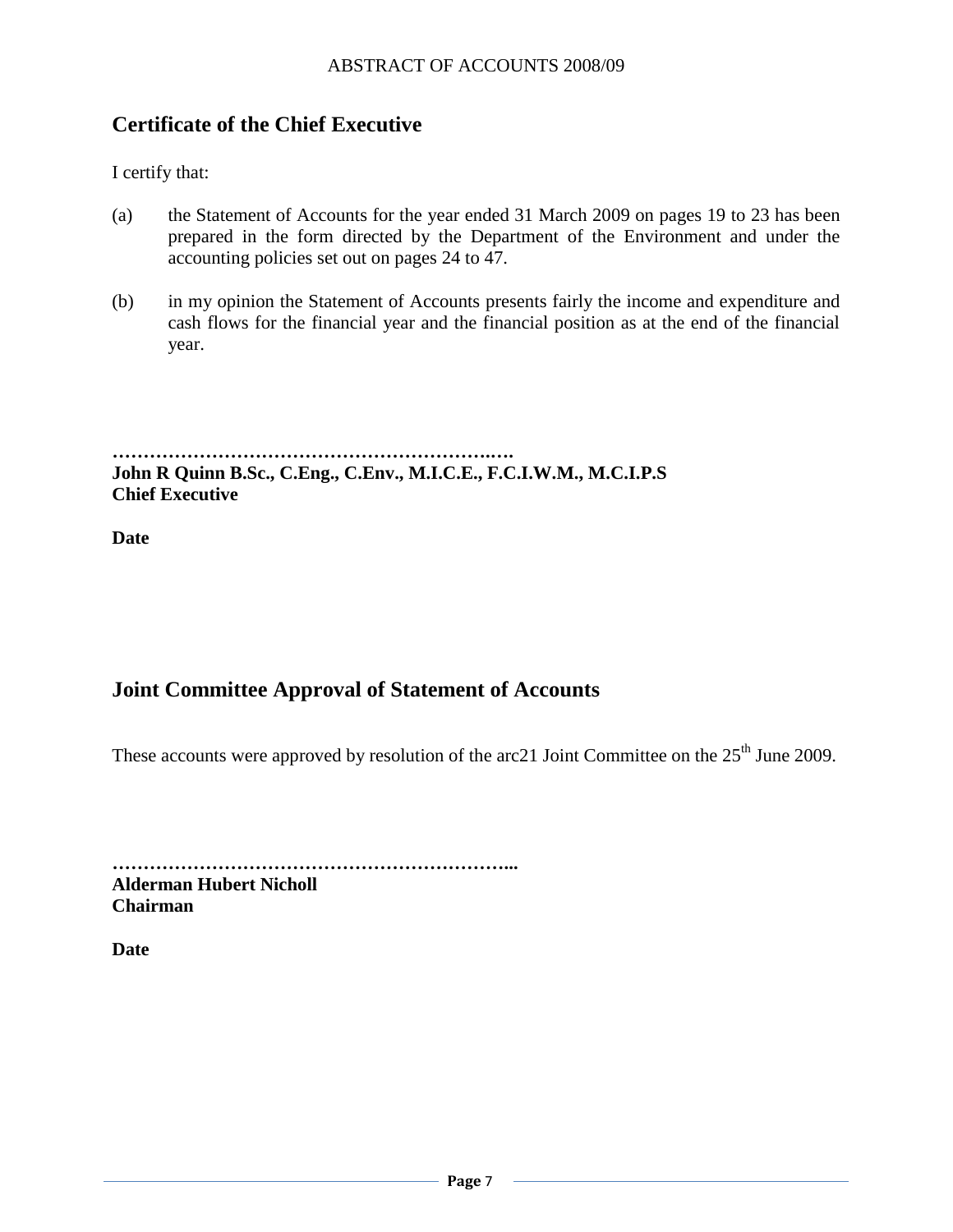## Certificate of the Chief Executive

I certify that:

(a) the Statement of Accounts for the year ended 31 March 2009 on pages 19 to 23 has been prepared in the form directed by the Department of the Environment and under the accounting policies set out on pages 24 to 47.

(b) in my opinion the Statement of Accounts presents fairly the income and expenditure and cash flows for the financial year and the financial position as at the end of the financial year.

**…………………………………………………….….**
**John R Quinn B.Sc., C.Eng., C.Env., M.I.C.E., F.C.I.W.M., M.C.I.P.S**
**Chief Executive**

**Date**

## Joint Committee Approval of Statement of Accounts

These accounts were approved by resolution of the arc21 Joint Committee on the 25th June 2009.

**………………………………………………………...**
**Alderman Hubert Nicholl**
**Chairman**

**Date**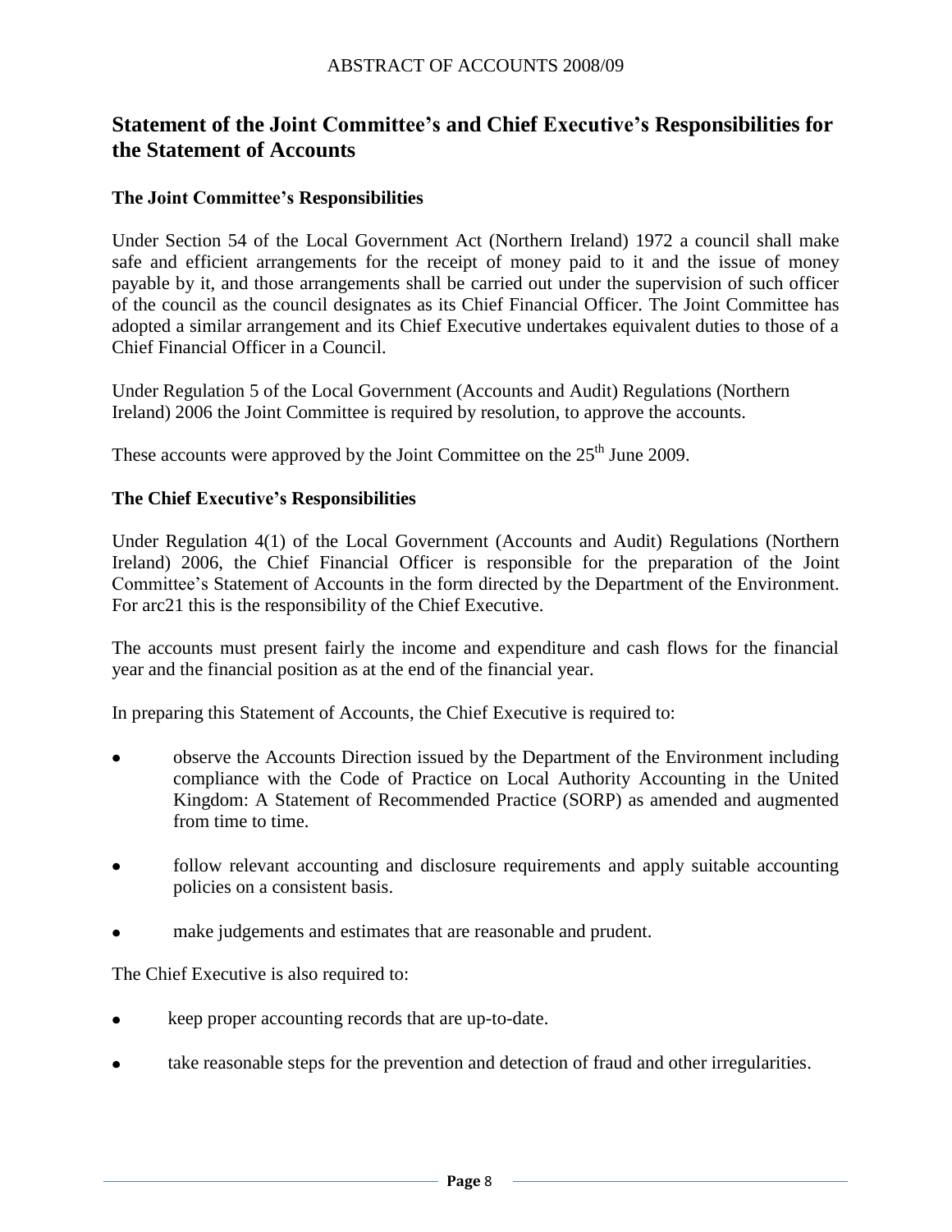# Statement of the Joint Committee's and Chief Executive's Responsibilities for the Statement of Accounts

### The Joint Committee's Responsibilities

Under Section 54 of the Local Government Act (Northern Ireland) 1972 a council shall make safe and efficient arrangements for the receipt of money paid to it and the issue of money payable by it, and those arrangements shall be carried out under the supervision of such officer of the council as the council designates as its Chief Financial Officer. The Joint Committee has adopted a similar arrangement and its Chief Executive undertakes equivalent duties to those of a Chief Financial Officer in a Council.

Under Regulation 5 of the Local Government (Accounts and Audit) Regulations (Northern Ireland) 2006 the Joint Committee is required by resolution, to approve the accounts.

These accounts were approved by the Joint Committee on the 25th June 2009.

### The Chief Executive's Responsibilities

Under Regulation 4(1) of the Local Government (Accounts and Audit) Regulations (Northern Ireland) 2006, the Chief Financial Officer is responsible for the preparation of the Joint Committee's Statement of Accounts in the form directed by the Department of the Environment. For arc21 this is the responsibility of the Chief Executive.

The accounts must present fairly the income and expenditure and cash flows for the financial year and the financial position as at the end of the financial year.

In preparing this Statement of Accounts, the Chief Executive is required to:

- observe the Accounts Direction issued by the Department of the Environment including compliance with the Code of Practice on Local Authority Accounting in the United Kingdom: A Statement of Recommended Practice (SORP) as amended and augmented from time to time.
- follow relevant accounting and disclosure requirements and apply suitable accounting policies on a consistent basis.
- make judgements and estimates that are reasonable and prudent.

The Chief Executive is also required to:

- keep proper accounting records that are up-to-date.
- take reasonable steps for the prevention and detection of fraud and other irregularities.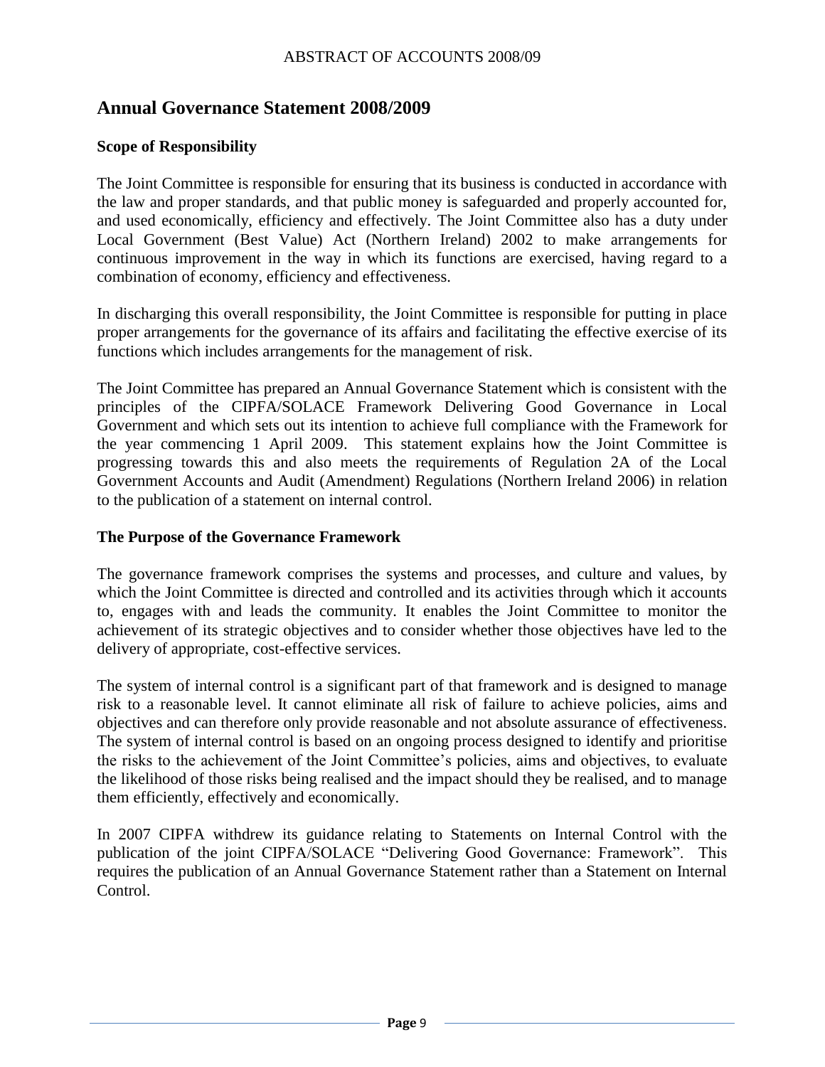## Annual Governance Statement 2008/2009

### Scope of Responsibility

The Joint Committee is responsible for ensuring that its business is conducted in accordance with the law and proper standards, and that public money is safeguarded and properly accounted for, and used economically, efficiency and effectively. The Joint Committee also has a duty under Local Government (Best Value) Act (Northern Ireland) 2002 to make arrangements for continuous improvement in the way in which its functions are exercised, having regard to a combination of economy, efficiency and effectiveness.

In discharging this overall responsibility, the Joint Committee is responsible for putting in place proper arrangements for the governance of its affairs and facilitating the effective exercise of its functions which includes arrangements for the management of risk.

The Joint Committee has prepared an Annual Governance Statement which is consistent with the principles of the CIPFA/SOLACE Framework Delivering Good Governance in Local Government and which sets out its intention to achieve full compliance with the Framework for the year commencing 1 April 2009. This statement explains how the Joint Committee is progressing towards this and also meets the requirements of Regulation 2A of the Local Government Accounts and Audit (Amendment) Regulations (Northern Ireland 2006) in relation to the publication of a statement on internal control.

### The Purpose of the Governance Framework

The governance framework comprises the systems and processes, and culture and values, by which the Joint Committee is directed and controlled and its activities through which it accounts to, engages with and leads the community. It enables the Joint Committee to monitor the achievement of its strategic objectives and to consider whether those objectives have led to the delivery of appropriate, cost-effective services.

The system of internal control is a significant part of that framework and is designed to manage risk to a reasonable level. It cannot eliminate all risk of failure to achieve policies, aims and objectives and can therefore only provide reasonable and not absolute assurance of effectiveness. The system of internal control is based on an ongoing process designed to identify and prioritise the risks to the achievement of the Joint Committee's policies, aims and objectives, to evaluate the likelihood of those risks being realised and the impact should they be realised, and to manage them efficiently, effectively and economically.

In 2007 CIPFA withdrew its guidance relating to Statements on Internal Control with the publication of the joint CIPFA/SOLACE "Delivering Good Governance: Framework". This requires the publication of an Annual Governance Statement rather than a Statement on Internal Control.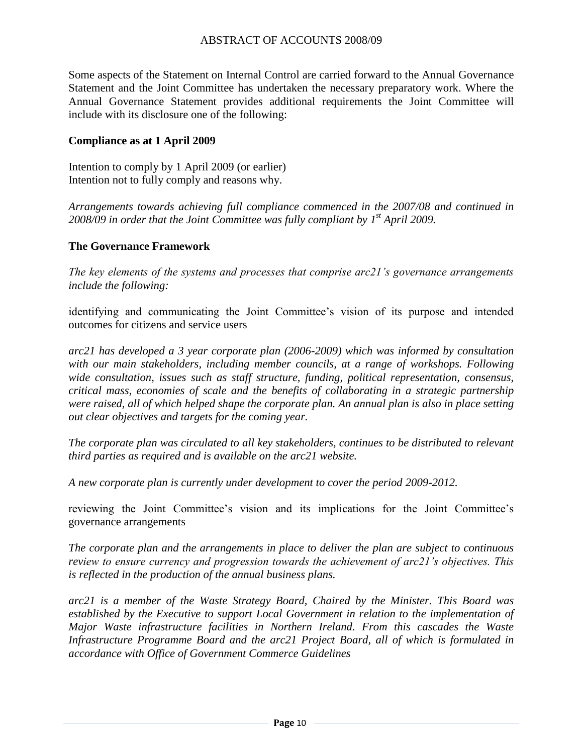Some aspects of the Statement on Internal Control are carried forward to the Annual Governance Statement and the Joint Committee has undertaken the necessary preparatory work. Where the Annual Governance Statement provides additional requirements the Joint Committee will include with its disclosure one of the following:

**Compliance as at 1 April 2009**

Intention to comply by 1 April 2009 (or earlier)
Intention not to fully comply and reasons why.

*Arrangements towards achieving full compliance commenced in the 2007/08 and continued in 2008/09 in order that the Joint Committee was fully compliant by 1st April 2009.*

**The Governance Framework**

*The key elements of the systems and processes that comprise arc21's governance arrangements include the following:*

identifying and communicating the Joint Committee's vision of its purpose and intended outcomes for citizens and service users

*arc21 has developed a 3 year corporate plan (2006-2009) which was informed by consultation with our main stakeholders, including member councils, at a range of workshops. Following wide consultation, issues such as staff structure, funding, political representation, consensus, critical mass, economies of scale and the benefits of collaborating in a strategic partnership were raised, all of which helped shape the corporate plan. An annual plan is also in place setting out clear objectives and targets for the coming year.*

*The corporate plan was circulated to all key stakeholders, continues to be distributed to relevant third parties as required and is available on the arc21 website.*

*A new corporate plan is currently under development to cover the period 2009-2012.*

reviewing the Joint Committee's vision and its implications for the Joint Committee's governance arrangements

*The corporate plan and the arrangements in place to deliver the plan are subject to continuous review to ensure currency and progression towards the achievement of arc21's objectives. This is reflected in the production of the annual business plans.*

*arc21 is a member of the Waste Strategy Board, Chaired by the Minister. This Board was established by the Executive to support Local Government in relation to the implementation of Major Waste infrastructure facilities in Northern Ireland. From this cascades the Waste Infrastructure Programme Board and the arc21 Project Board, all of which is formulated in accordance with Office of Government Commerce Guidelines*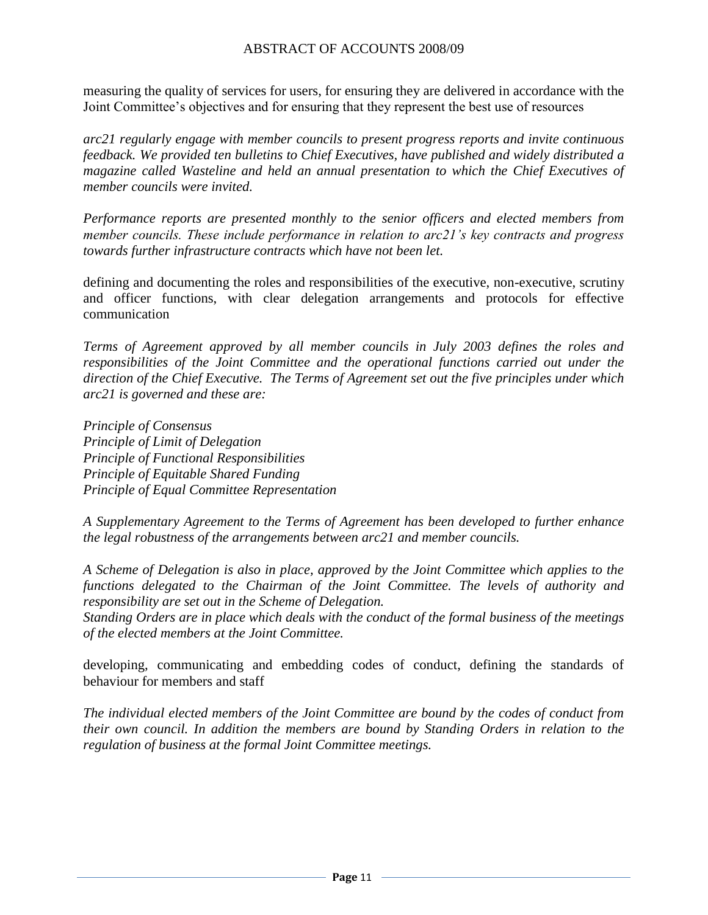measuring the quality of services for users, for ensuring they are delivered in accordance with the Joint Committee's objectives and for ensuring that they represent the best use of resources

*arc21 regularly engage with member councils to present progress reports and invite continuous feedback. We provided ten bulletins to Chief Executives, have published and widely distributed a magazine called Wasteline and held an annual presentation to which the Chief Executives of member councils were invited.*

*Performance reports are presented monthly to the senior officers and elected members from member councils. These include performance in relation to arc21's key contracts and progress towards further infrastructure contracts which have not been let.*

defining and documenting the roles and responsibilities of the executive, non-executive, scrutiny and officer functions, with clear delegation arrangements and protocols for effective communication

*Terms of Agreement approved by all member councils in July 2003 defines the roles and responsibilities of the Joint Committee and the operational functions carried out under the direction of the Chief Executive. The Terms of Agreement set out the five principles under which arc21 is governed and these are:*

*Principle of Consensus*
*Principle of Limit of Delegation*
*Principle of Functional Responsibilities*
*Principle of Equitable Shared Funding*
*Principle of Equal Committee Representation*

*A Supplementary Agreement to the Terms of Agreement has been developed to further enhance the legal robustness of the arrangements between arc21 and member councils.*

*A Scheme of Delegation is also in place, approved by the Joint Committee which applies to the functions delegated to the Chairman of the Joint Committee. The levels of authority and responsibility are set out in the Scheme of Delegation.*
*Standing Orders are in place which deals with the conduct of the formal business of the meetings of the elected members at the Joint Committee.*

developing, communicating and embedding codes of conduct, defining the standards of behaviour for members and staff

*The individual elected members of the Joint Committee are bound by the codes of conduct from their own council. In addition the members are bound by Standing Orders in relation to the regulation of business at the formal Joint Committee meetings.*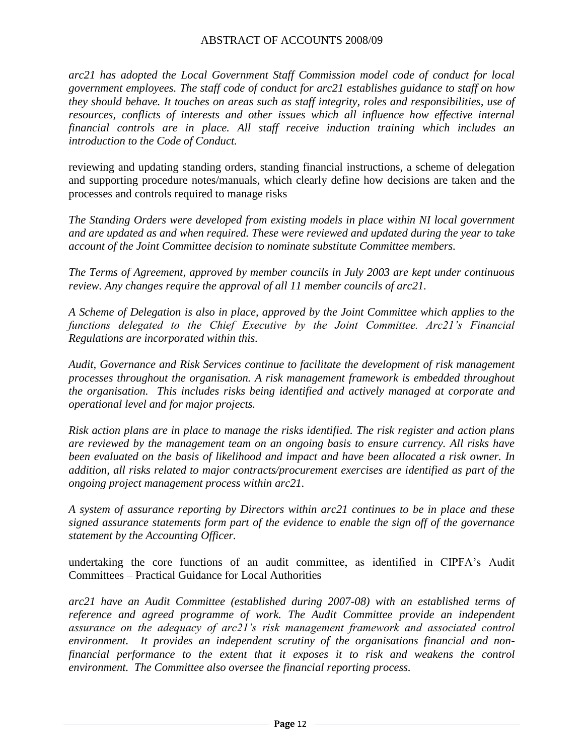*arc21 has adopted the Local Government Staff Commission model code of conduct for local government employees. The staff code of conduct for arc21 establishes guidance to staff on how they should behave. It touches on areas such as staff integrity, roles and responsibilities, use of resources, conflicts of interests and other issues which all influence how effective internal financial controls are in place. All staff receive induction training which includes an introduction to the Code of Conduct.*

reviewing and updating standing orders, standing financial instructions, a scheme of delegation and supporting procedure notes/manuals, which clearly define how decisions are taken and the processes and controls required to manage risks

*The Standing Orders were developed from existing models in place within NI local government and are updated as and when required. These were reviewed and updated during the year to take account of the Joint Committee decision to nominate substitute Committee members.*

*The Terms of Agreement, approved by member councils in July 2003 are kept under continuous review. Any changes require the approval of all 11 member councils of arc21.*

*A Scheme of Delegation is also in place, approved by the Joint Committee which applies to the functions delegated to the Chief Executive by the Joint Committee. Arc21's Financial Regulations are incorporated within this.*

*Audit, Governance and Risk Services continue to facilitate the development of risk management processes throughout the organisation. A risk management framework is embedded throughout the organisation. This includes risks being identified and actively managed at corporate and operational level and for major projects.*

*Risk action plans are in place to manage the risks identified. The risk register and action plans are reviewed by the management team on an ongoing basis to ensure currency. All risks have been evaluated on the basis of likelihood and impact and have been allocated a risk owner. In addition, all risks related to major contracts/procurement exercises are identified as part of the ongoing project management process within arc21.*

*A system of assurance reporting by Directors within arc21 continues to be in place and these signed assurance statements form part of the evidence to enable the sign off of the governance statement by the Accounting Officer.*

undertaking the core functions of an audit committee, as identified in CIPFA's Audit Committees – Practical Guidance for Local Authorities

*arc21 have an Audit Committee (established during 2007-08) with an established terms of reference and agreed programme of work. The Audit Committee provide an independent assurance on the adequacy of arc21's risk management framework and associated control environment. It provides an independent scrutiny of the organisations financial and non-financial performance to the extent that it exposes it to risk and weakens the control environment. The Committee also oversee the financial reporting process.*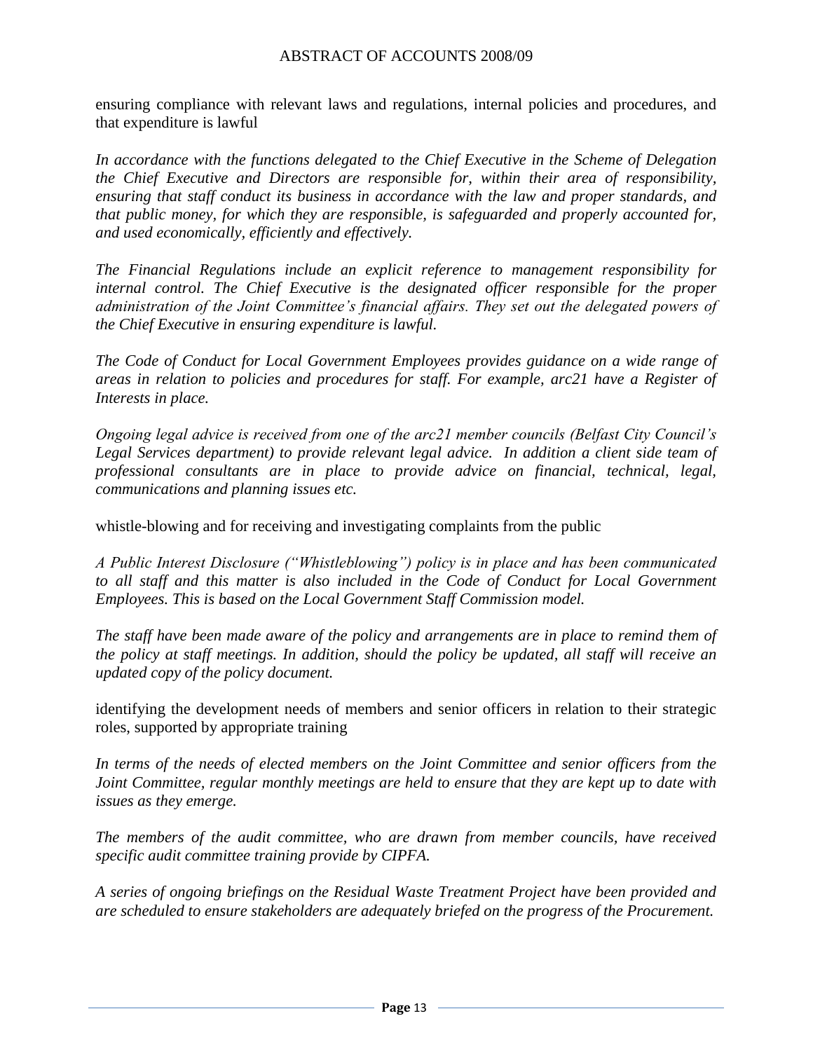ensuring compliance with relevant laws and regulations, internal policies and procedures, and that expenditure is lawful

*In accordance with the functions delegated to the Chief Executive in the Scheme of Delegation the Chief Executive and Directors are responsible for, within their area of responsibility, ensuring that staff conduct its business in accordance with the law and proper standards, and that public money, for which they are responsible, is safeguarded and properly accounted for, and used economically, efficiently and effectively.*

*The Financial Regulations include an explicit reference to management responsibility for internal control. The Chief Executive is the designated officer responsible for the proper administration of the Joint Committee's financial affairs. They set out the delegated powers of the Chief Executive in ensuring expenditure is lawful.*

*The Code of Conduct for Local Government Employees provides guidance on a wide range of areas in relation to policies and procedures for staff. For example, arc21 have a Register of Interests in place.*

*Ongoing legal advice is received from one of the arc21 member councils (Belfast City Council's Legal Services department) to provide relevant legal advice. In addition a client side team of professional consultants are in place to provide advice on financial, technical, legal, communications and planning issues etc.*

whistle-blowing and for receiving and investigating complaints from the public

*A Public Interest Disclosure ("Whistleblowing") policy is in place and has been communicated to all staff and this matter is also included in the Code of Conduct for Local Government Employees. This is based on the Local Government Staff Commission model.*

*The staff have been made aware of the policy and arrangements are in place to remind them of the policy at staff meetings. In addition, should the policy be updated, all staff will receive an updated copy of the policy document.*

identifying the development needs of members and senior officers in relation to their strategic roles, supported by appropriate training

*In terms of the needs of elected members on the Joint Committee and senior officers from the Joint Committee, regular monthly meetings are held to ensure that they are kept up to date with issues as they emerge.*

*The members of the audit committee, who are drawn from member councils, have received specific audit committee training provide by CIPFA.*

*A series of ongoing briefings on the Residual Waste Treatment Project have been provided and are scheduled to ensure stakeholders are adequately briefed on the progress of the Procurement.*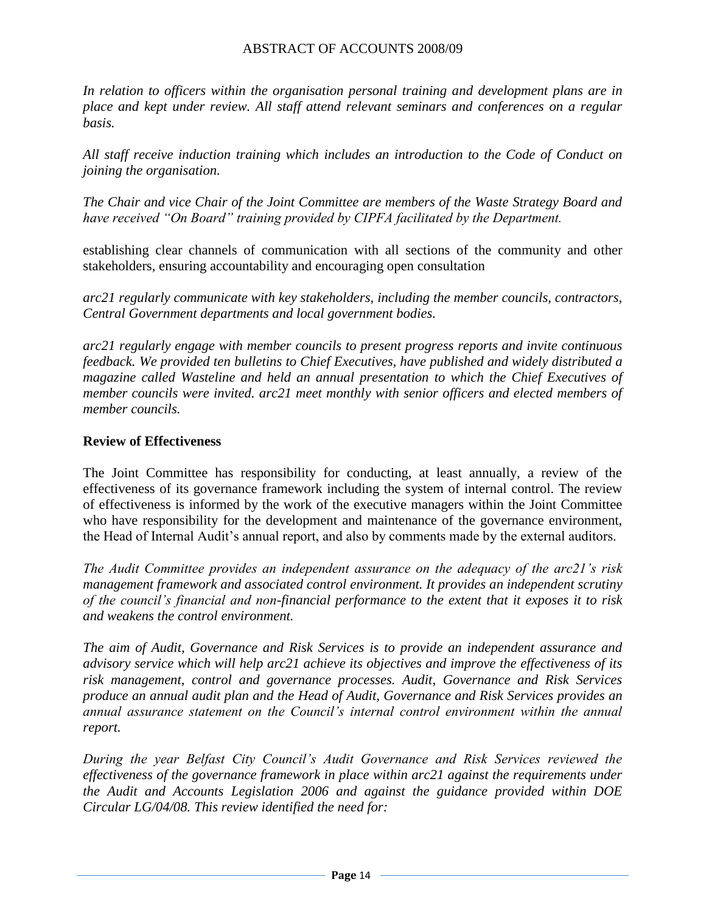*In relation to officers within the organisation personal training and development plans are in place and kept under review. All staff attend relevant seminars and conferences on a regular basis.*

*All staff receive induction training which includes an introduction to the Code of Conduct on joining the organisation.*

*The Chair and vice Chair of the Joint Committee are members of the Waste Strategy Board and have received "On Board" training provided by CIPFA facilitated by the Department.*

establishing clear channels of communication with all sections of the community and other stakeholders, ensuring accountability and encouraging open consultation

*arc21 regularly communicate with key stakeholders, including the member councils, contractors, Central Government departments and local government bodies.*

*arc21 regularly engage with member councils to present progress reports and invite continuous feedback. We provided ten bulletins to Chief Executives, have published and widely distributed a magazine called Wasteline and held an annual presentation to which the Chief Executives of member councils were invited. arc21 meet monthly with senior officers and elected members of member councils.*

**Review of Effectiveness**

The Joint Committee has responsibility for conducting, at least annually, a review of the effectiveness of its governance framework including the system of internal control. The review of effectiveness is informed by the work of the executive managers within the Joint Committee who have responsibility for the development and maintenance of the governance environment, the Head of Internal Audit's annual report, and also by comments made by the external auditors.

*The Audit Committee provides an independent assurance on the adequacy of the arc21's risk management framework and associated control environment. It provides an independent scrutiny of the council's financial and non-financial performance to the extent that it exposes it to risk and weakens the control environment.*

*The aim of Audit, Governance and Risk Services is to provide an independent assurance and advisory service which will help arc21 achieve its objectives and improve the effectiveness of its risk management, control and governance processes. Audit, Governance and Risk Services produce an annual audit plan and the Head of Audit, Governance and Risk Services provides an annual assurance statement on the Council's internal control environment within the annual report.*

*During the year Belfast City Council's Audit Governance and Risk Services reviewed the effectiveness of the governance framework in place within arc21 against the requirements under the Audit and Accounts Legislation 2006 and against the guidance provided within DOE Circular LG/04/08. This review identified the need for:*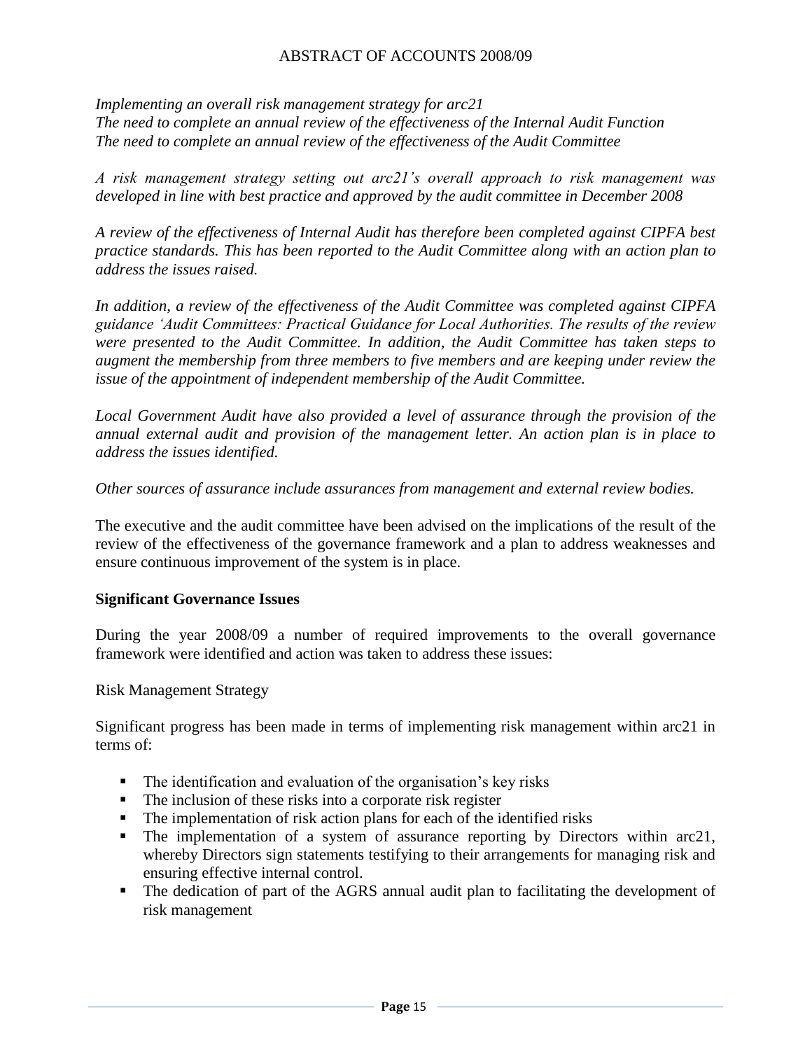*Implementing an overall risk management strategy for arc21*
*The need to complete an annual review of the effectiveness of the Internal Audit Function*
*The need to complete an annual review of the effectiveness of the Audit Committee*

*A risk management strategy setting out arc21's overall approach to risk management was developed in line with best practice and approved by the audit committee in December 2008*

*A review of the effectiveness of Internal Audit has therefore been completed against CIPFA best practice standards. This has been reported to the Audit Committee along with an action plan to address the issues raised.*

*In addition, a review of the effectiveness of the Audit Committee was completed against CIPFA guidance 'Audit Committees: Practical Guidance for Local Authorities. The results of the review were presented to the Audit Committee. In addition, the Audit Committee has taken steps to augment the membership from three members to five members and are keeping under review the issue of the appointment of independent membership of the Audit Committee.*

*Local Government Audit have also provided a level of assurance through the provision of the annual external audit and provision of the management letter. An action plan is in place to address the issues identified.*

*Other sources of assurance include assurances from management and external review bodies.*

The executive and the audit committee have been advised on the implications of the result of the review of the effectiveness of the governance framework and a plan to address weaknesses and ensure continuous improvement of the system is in place.

**Significant Governance Issues**

During the year 2008/09 a number of required improvements to the overall governance framework were identified and action was taken to address these issues:

Risk Management Strategy

Significant progress has been made in terms of implementing risk management within arc21 in terms of:

- The identification and evaluation of the organisation's key risks
- The inclusion of these risks into a corporate risk register
- The implementation of risk action plans for each of the identified risks
- The implementation of a system of assurance reporting by Directors within arc21, whereby Directors sign statements testifying to their arrangements for managing risk and ensuring effective internal control.
- The dedication of part of the AGRS annual audit plan to facilitating the development of risk management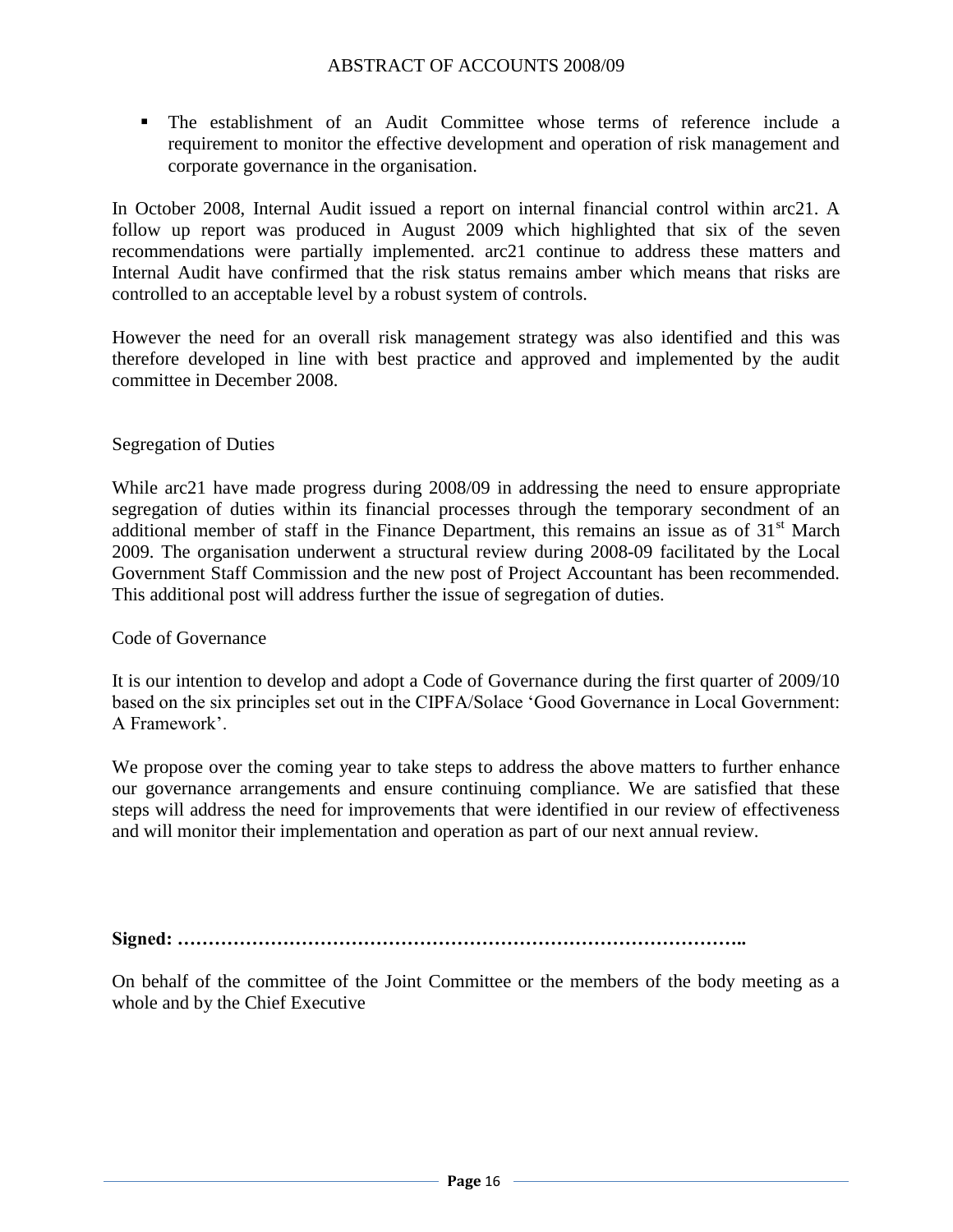- The establishment of an Audit Committee whose terms of reference include a requirement to monitor the effective development and operation of risk management and corporate governance in the organisation.

In October 2008, Internal Audit issued a report on internal financial control within arc21. A follow up report was produced in August 2009 which highlighted that six of the seven recommendations were partially implemented. arc21 continue to address these matters and Internal Audit have confirmed that the risk status remains amber which means that risks are controlled to an acceptable level by a robust system of controls.

However the need for an overall risk management strategy was also identified and this was therefore developed in line with best practice and approved and implemented by the audit committee in December 2008.

Segregation of Duties

While arc21 have made progress during 2008/09 in addressing the need to ensure appropriate segregation of duties within its financial processes through the temporary secondment of an additional member of staff in the Finance Department, this remains an issue as of 31st March 2009. The organisation underwent a structural review during 2008-09 facilitated by the Local Government Staff Commission and the new post of Project Accountant has been recommended. This additional post will address further the issue of segregation of duties.

Code of Governance

It is our intention to develop and adopt a Code of Governance during the first quarter of 2009/10 based on the six principles set out in the CIPFA/Solace 'Good Governance in Local Government: A Framework'.

We propose over the coming year to take steps to address the above matters to further enhance our governance arrangements and ensure continuing compliance. We are satisfied that these steps will address the need for improvements that were identified in our review of effectiveness and will monitor their implementation and operation as part of our next annual review.

**Signed: ………………………………………………………………………………..**

On behalf of the committee of the Joint Committee or the members of the body meeting as a whole and by the Chief Executive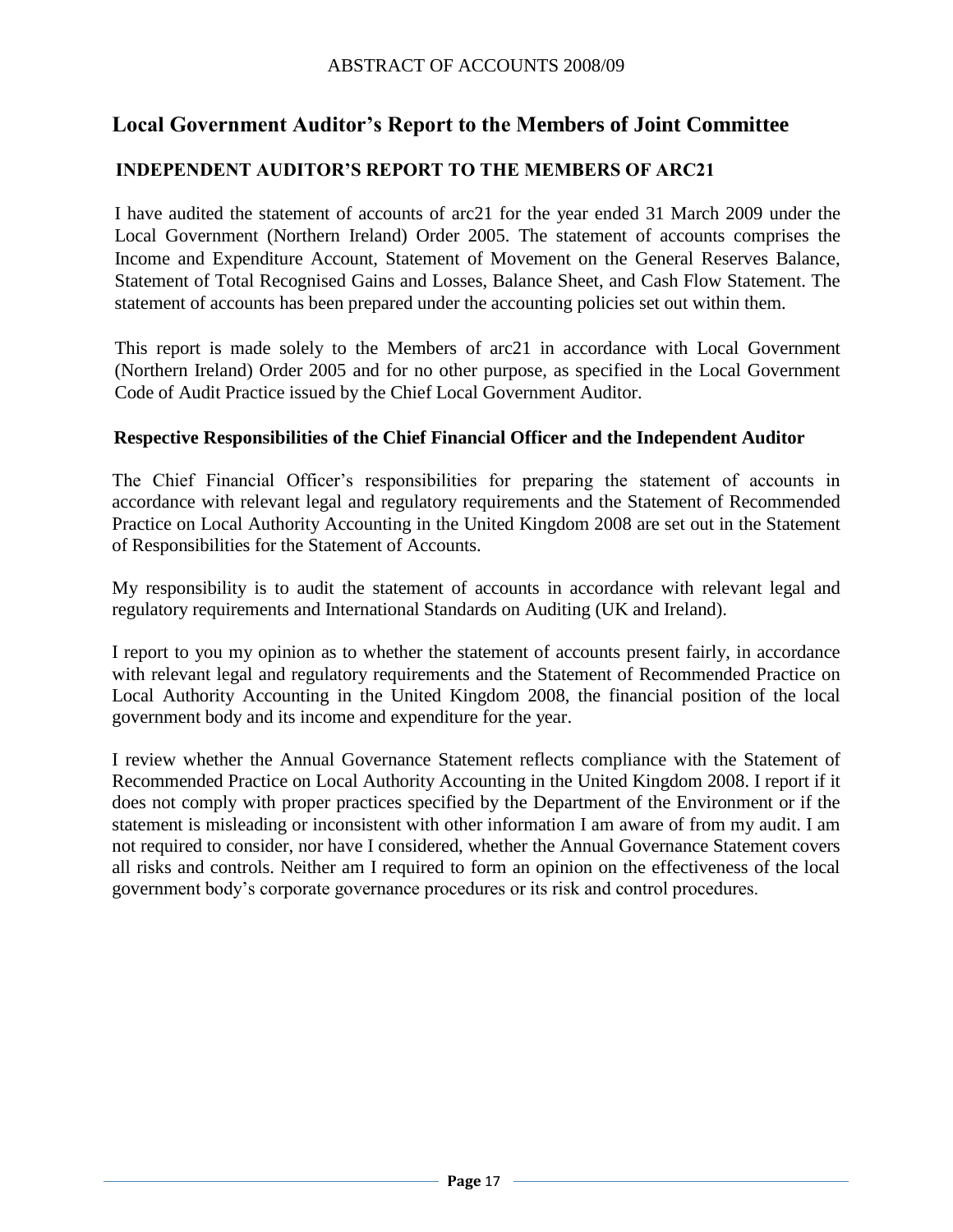## Local Government Auditor's Report to the Members of Joint Committee

### INDEPENDENT AUDITOR'S REPORT TO THE MEMBERS OF ARC21

I have audited the statement of accounts of arc21 for the year ended 31 March 2009 under the Local Government (Northern Ireland) Order 2005. The statement of accounts comprises the Income and Expenditure Account, Statement of Movement on the General Reserves Balance, Statement of Total Recognised Gains and Losses, Balance Sheet, and Cash Flow Statement. The statement of accounts has been prepared under the accounting policies set out within them.

This report is made solely to the Members of arc21 in accordance with Local Government (Northern Ireland) Order 2005 and for no other purpose, as specified in the Local Government Code of Audit Practice issued by the Chief Local Government Auditor.

### Respective Responsibilities of the Chief Financial Officer and the Independent Auditor

The Chief Financial Officer's responsibilities for preparing the statement of accounts in accordance with relevant legal and regulatory requirements and the Statement of Recommended Practice on Local Authority Accounting in the United Kingdom 2008 are set out in the Statement of Responsibilities for the Statement of Accounts.

My responsibility is to audit the statement of accounts in accordance with relevant legal and regulatory requirements and International Standards on Auditing (UK and Ireland).

I report to you my opinion as to whether the statement of accounts present fairly, in accordance with relevant legal and regulatory requirements and the Statement of Recommended Practice on Local Authority Accounting in the United Kingdom 2008, the financial position of the local government body and its income and expenditure for the year.

I review whether the Annual Governance Statement reflects compliance with the Statement of Recommended Practice on Local Authority Accounting in the United Kingdom 2008. I report if it does not comply with proper practices specified by the Department of the Environment or if the statement is misleading or inconsistent with other information I am aware of from my audit. I am not required to consider, nor have I considered, whether the Annual Governance Statement covers all risks and controls. Neither am I required to form an opinion on the effectiveness of the local government body's corporate governance procedures or its risk and control procedures.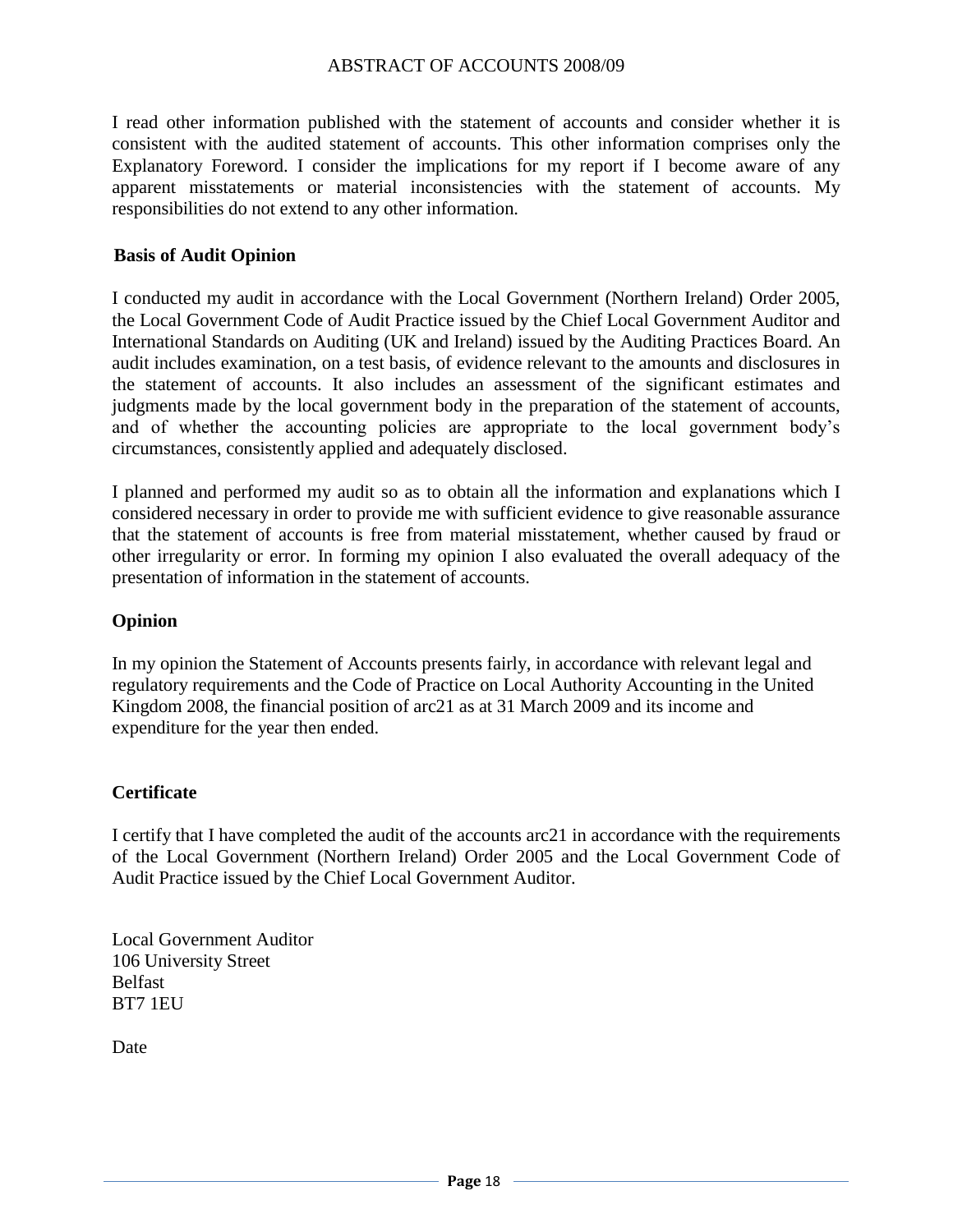I read other information published with the statement of accounts and consider whether it is consistent with the audited statement of accounts. This other information comprises only the Explanatory Foreword. I consider the implications for my report if I become aware of any apparent misstatements or material inconsistencies with the statement of accounts. My responsibilities do not extend to any other information.

## Basis of Audit Opinion

I conducted my audit in accordance with the Local Government (Northern Ireland) Order 2005, the Local Government Code of Audit Practice issued by the Chief Local Government Auditor and International Standards on Auditing (UK and Ireland) issued by the Auditing Practices Board. An audit includes examination, on a test basis, of evidence relevant to the amounts and disclosures in the statement of accounts. It also includes an assessment of the significant estimates and judgments made by the local government body in the preparation of the statement of accounts, and of whether the accounting policies are appropriate to the local government body's circumstances, consistently applied and adequately disclosed.

I planned and performed my audit so as to obtain all the information and explanations which I considered necessary in order to provide me with sufficient evidence to give reasonable assurance that the statement of accounts is free from material misstatement, whether caused by fraud or other irregularity or error. In forming my opinion I also evaluated the overall adequacy of the presentation of information in the statement of accounts.

## Opinion

In my opinion the Statement of Accounts presents fairly, in accordance with relevant legal and regulatory requirements and the Code of Practice on Local Authority Accounting in the United Kingdom 2008, the financial position of arc21 as at 31 March 2009 and its income and expenditure for the year then ended.

## Certificate

I certify that I have completed the audit of the accounts arc21 in accordance with the requirements of the Local Government (Northern Ireland) Order 2005 and the Local Government Code of Audit Practice issued by the Chief Local Government Auditor.

Local Government Auditor
106 University Street
Belfast
BT7 1EU

Date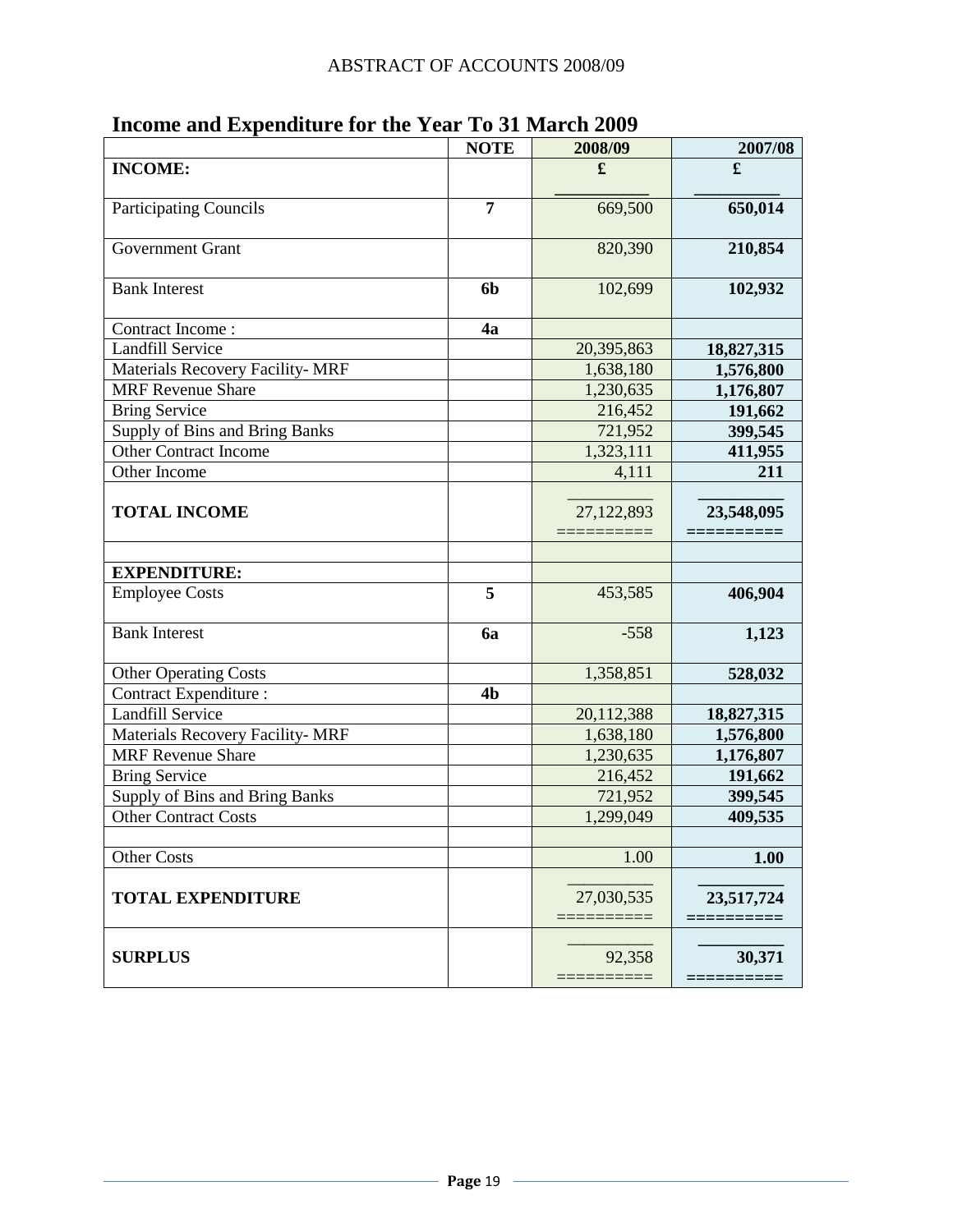ABSTRACT OF ACCOUNTS 2008/09

# Income and Expenditure for the Year To 31 March 2009

| | NOTE | 2008/09 | 2007/08 |
|---|---|---|---|
| **INCOME:** | | £ | £ |
| Participating Councils | 7 | 669,500 | 650,014 |
| Government Grant | | 820,390 | 210,854 |
| Bank Interest | 6b | 102,699 | 102,932 |
| Contract Income : | 4a | | |
| Landfill Service | | 20,395,863 | 18,827,315 |
| Materials Recovery Facility- MRF | | 1,638,180 | 1,576,800 |
| MRF Revenue Share | | 1,230,635 | 1,176,807 |
| Bring Service | | 216,452 | 191,662 |
| Supply of Bins and Bring Banks | | 721,952 | 399,545 |
| Other Contract Income | | 1,323,111 | 411,955 |
| Other Income | | 4,111 | 211 |
| **TOTAL INCOME** | | 27,122,893 | 23,548,095 |
| | | | |
| **EXPENDITURE:** | | | |
| Employee Costs | 5 | 453,585 | 406,904 |
| Bank Interest | 6a | -558 | 1,123 |
| Other Operating Costs | | 1,358,851 | 528,032 |
| Contract Expenditure : | 4b | | |
| Landfill Service | | 20,112,388 | 18,827,315 |
| Materials Recovery Facility- MRF | | 1,638,180 | 1,576,800 |
| MRF Revenue Share | | 1,230,635 | 1,176,807 |
| Bring Service | | 216,452 | 191,662 |
| Supply of Bins and Bring Banks | | 721,952 | 399,545 |
| Other Contract Costs | | 1,299,049 | 409,535 |
| | | | |
| Other Costs | | 1.00 | 1.00 |
| **TOTAL EXPENDITURE** | | 27,030,535 | 23,517,724 |
| **SURPLUS** | | 92,358 | 30,371 |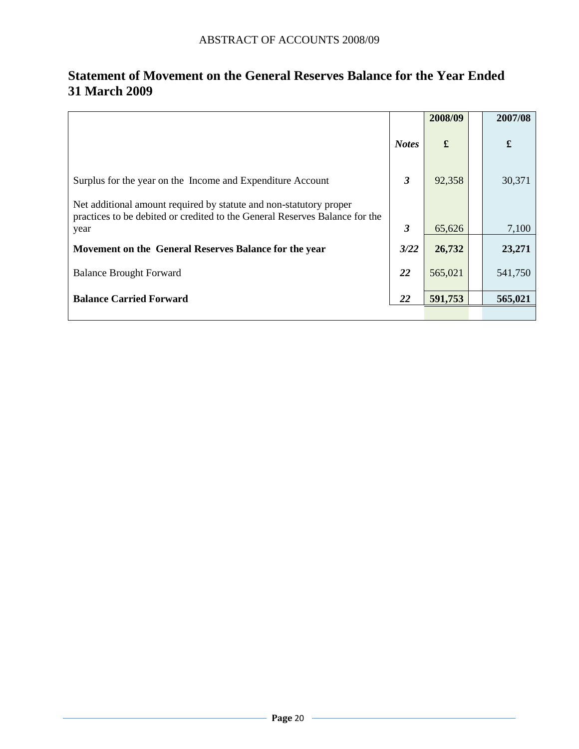# Statement of Movement on the General Reserves Balance for the Year Ended 31 March 2009

| | *Notes* | 2008/09<br>£ | 2007/08<br>£ |
|---|---|---|---|
| Surplus for the year on the Income and Expenditure Account | ***3*** | 92,358 | 30,371 |
| Net additional amount required by statute and non-statutory proper practices to be debited or credited to the General Reserves Balance for the year | ***3*** | 65,626 | 7,100 |
| **Movement on the General Reserves Balance for the year** | ***3/22*** | **26,732** | **23,271** |
| Balance Brought Forward | ***22*** | 565,021 | 541,750 |
| **Balance Carried Forward** | ***22*** | **591,753** | **565,021** |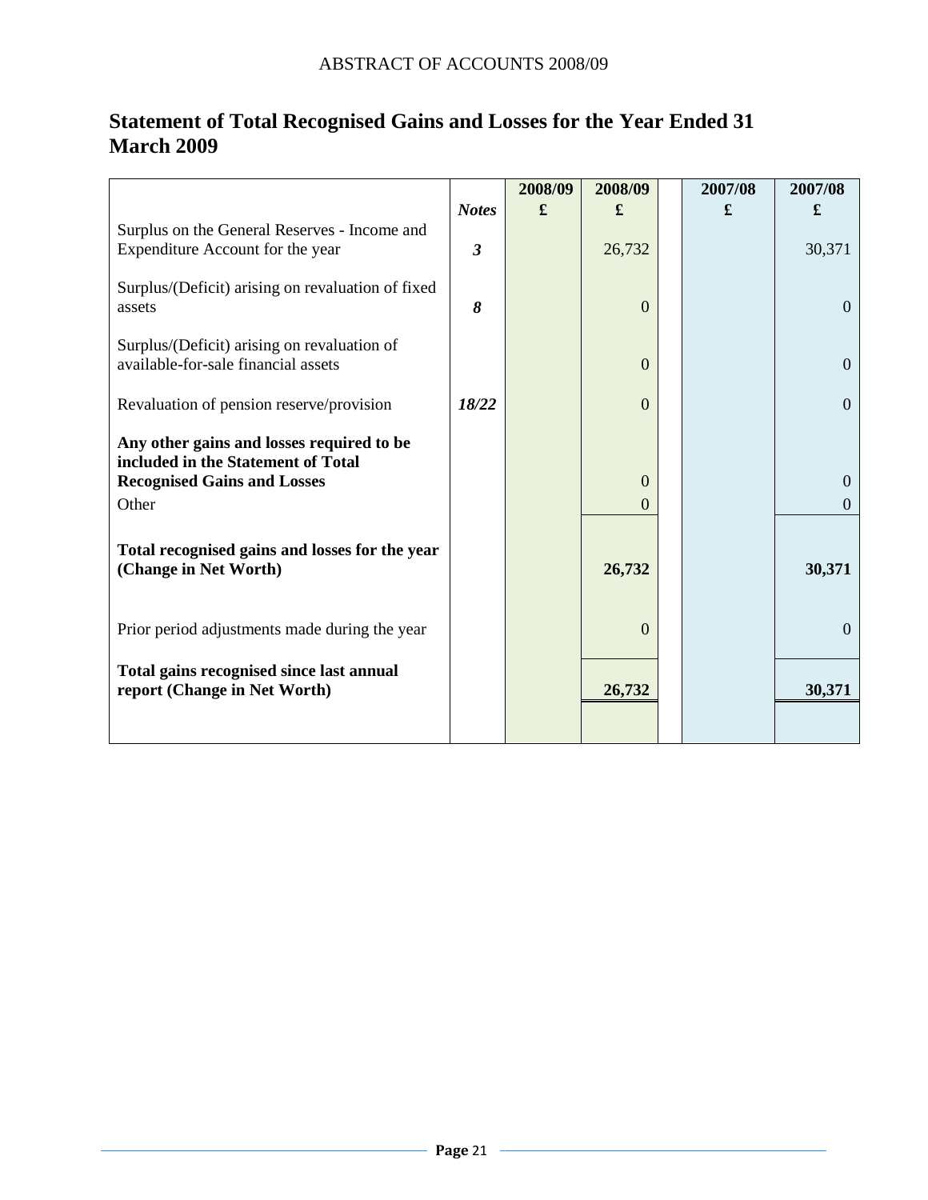# Statement of Total Recognised Gains and Losses for the Year Ended 31 March 2009

| | *Notes* | 2008/09 £ | 2008/09 £ | | 2007/08 £ | 2007/08 £ |
|---|---|---|---|---|---|---|
| Surplus on the General Reserves - Income and Expenditure Account for the year | ***3*** | | 26,732 | | | 30,371 |
| Surplus/(Deficit) arising on revaluation of fixed assets | ***8*** | | 0 | | | 0 |
| Surplus/(Deficit) arising on revaluation of available-for-sale financial assets | | | 0 | | | 0 |
| Revaluation of pension reserve/provision | ***18/22*** | | 0 | | | 0 |
| **Any other gains and losses required to be included in the Statement of Total Recognised Gains and Losses** | | | 0 | | | 0 |
| Other | | | 0 | | | 0 |
| **Total recognised gains and losses for the year (Change in Net Worth)** | | | **26,732** | | | **30,371** |
| Prior period adjustments made during the year | | | 0 | | | 0 |
| **Total gains recognised since last annual report (Change in Net Worth)** | | | **26,732** | | | **30,371** |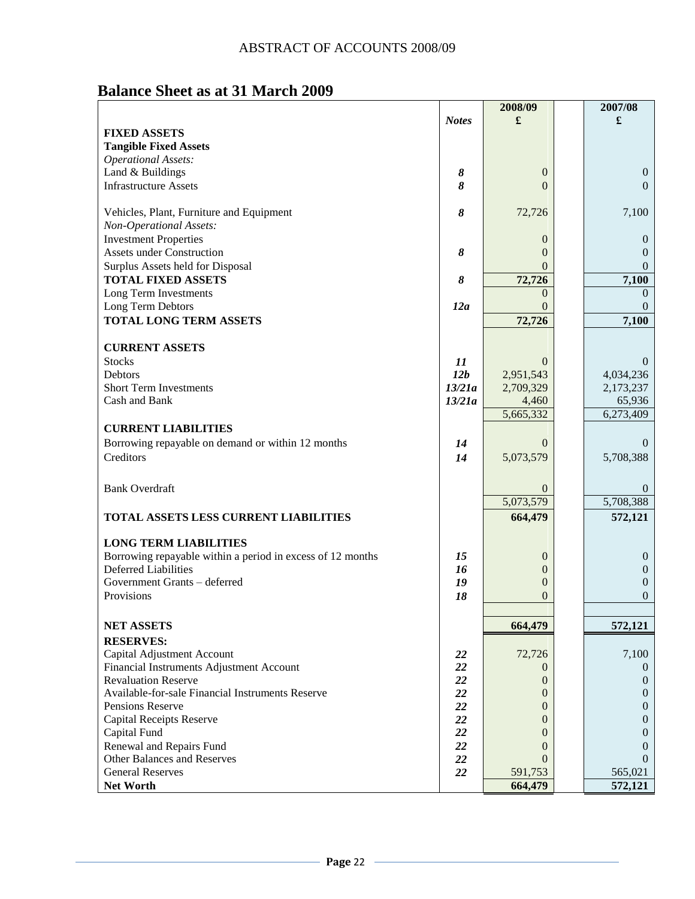ABSTRACT OF ACCOUNTS 2008/09

# Balance Sheet as at 31 March 2009

| | Notes | 2008/09 £ | 2007/08 £ |
|---|---|---|---|
| **FIXED ASSETS** | | | |
| **Tangible Fixed Assets** | | | |
| *Operational Assets:* | | | |
| Land & Buildings | *8* | 0 | 0 |
| Infrastructure Assets | *8* | 0 | 0 |
| Vehicles, Plant, Furniture and Equipment | *8* | 72,726 | 7,100 |
| *Non-Operational Assets:* | | | |
| Investment Properties | | 0 | 0 |
| Assets under Construction | *8* | 0 | 0 |
| Surplus Assets held for Disposal | | 0 | 0 |
| **TOTAL FIXED ASSETS** | *8* | **72,726** | **7,100** |
| Long Term Investments | | 0 | 0 |
| Long Term Debtors | *12a* | 0 | 0 |
| **TOTAL LONG TERM ASSETS** | | **72,726** | **7,100** |
| **CURRENT ASSETS** | | | |
| Stocks | *11* | 0 | 0 |
| Debtors | *12b* | 2,951,543 | 4,034,236 |
| Short Term Investments | *13/21a* | 2,709,329 | 2,173,237 |
| Cash and Bank | *13/21a* | 4,460 | 65,936 |
| | | 5,665,332 | 6,273,409 |
| **CURRENT LIABILITIES** | | | |
| Borrowing repayable on demand or within 12 months | *14* | 0 | 0 |
| Creditors | *14* | 5,073,579 | 5,708,388 |
| Bank Overdraft | | 0 | 0 |
| | | 5,073,579 | 5,708,388 |
| **TOTAL ASSETS LESS CURRENT LIABILITIES** | | **664,479** | **572,121** |
| **LONG TERM LIABILITIES** | | | |
| Borrowing repayable within a period in excess of 12 months | *15* | 0 | 0 |
| Deferred Liabilities | *16* | 0 | 0 |
| Government Grants – deferred | *19* | 0 | 0 |
| Provisions | *18* | 0 | 0 |
| **NET ASSETS** | | **664,479** | **572,121** |
| **RESERVES:** | | | |
| Capital Adjustment Account | *22* | 72,726 | 7,100 |
| Financial Instruments Adjustment Account | *22* | 0 | 0 |
| Revaluation Reserve | *22* | 0 | 0 |
| Available-for-sale Financial Instruments Reserve | *22* | 0 | 0 |
| Pensions Reserve | *22* | 0 | 0 |
| Capital Receipts Reserve | *22* | 0 | 0 |
| Capital Fund | *22* | 0 | 0 |
| Renewal and Repairs Fund | *22* | 0 | 0 |
| Other Balances and Reserves | *22* | 0 | 0 |
| General Reserves | *22* | 591,753 | 565,021 |
| **Net Worth** | | **664,479** | **572,121** |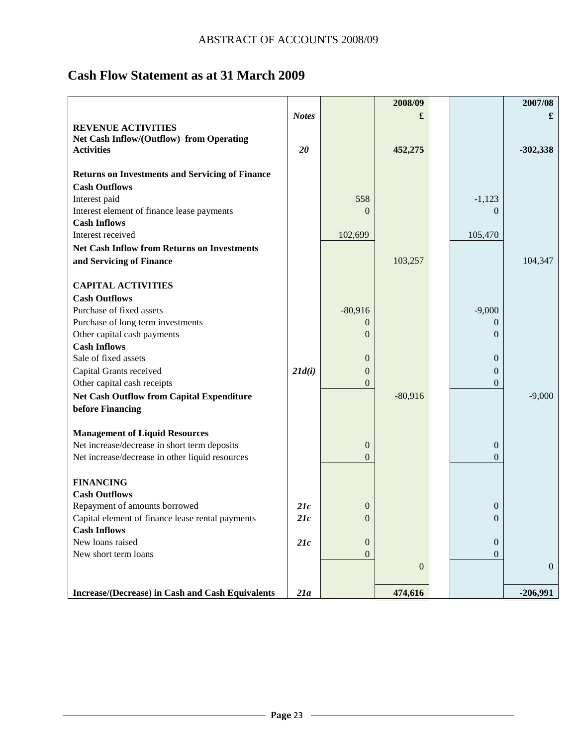ABSTRACT OF ACCOUNTS 2008/09

## Cash Flow Statement as at 31 March 2009

| | Notes | | 2008/09 £ | | 2007/08 £ |
|---|---|---|---|---|---|
| **REVENUE ACTIVITIES** | | | | | |
| **Net Cash Inflow/(Outflow) from Operating Activities** | ***20*** | | **452,275** | | **-302,338** |
| | | | | | |
| **Returns on Investments and Servicing of Finance** | | | | | |
| **Cash Outflows** | | | | | |
| Interest paid | | 558 | | -1,123 | |
| Interest element of finance lease payments | | 0 | | 0 | |
| **Cash Inflows** | | | | | |
| Interest received | | 102,699 | | 105,470 | |
| **Net Cash Inflow from Returns on Investments and Servicing of Finance** | | | 103,257 | | 104,347 |
| | | | | | |
| **CAPITAL ACTIVITIES** | | | | | |
| **Cash Outflows** | | | | | |
| Purchase of fixed assets | | -80,916 | | -9,000 | |
| Purchase of long term investments | | 0 | | 0 | |
| Other capital cash payments | | 0 | | 0 | |
| **Cash Inflows** | | | | | |
| Sale of fixed assets | | 0 | | 0 | |
| Capital Grants received | ***21d(i)*** | 0 | | 0 | |
| Other capital cash receipts | | 0 | | 0 | |
| **Net Cash Outflow from Capital Expenditure before Financing** | | | -80,916 | | -9,000 |
| | | | | | |
| **Management of Liquid Resources** | | | | | |
| Net increase/decrease in short term deposits | | 0 | | 0 | |
| Net increase/decrease in other liquid resources | | 0 | | 0 | |
| | | | | | |
| **FINANCING** | | | | | |
| **Cash Outflows** | | | | | |
| Repayment of amounts borrowed | ***21c*** | 0 | | 0 | |
| Capital element of finance lease rental payments | ***21c*** | 0 | | 0 | |
| **Cash Inflows** | | | | | |
| New loans raised | ***21c*** | 0 | | 0 | |
| New short term loans | | 0 | | 0 | |
| | | | 0 | | 0 |
| | | | | | |
| **Increase/(Decrease) in Cash and Cash Equivalents** | ***21a*** | | **474,616** | | **-206,991** |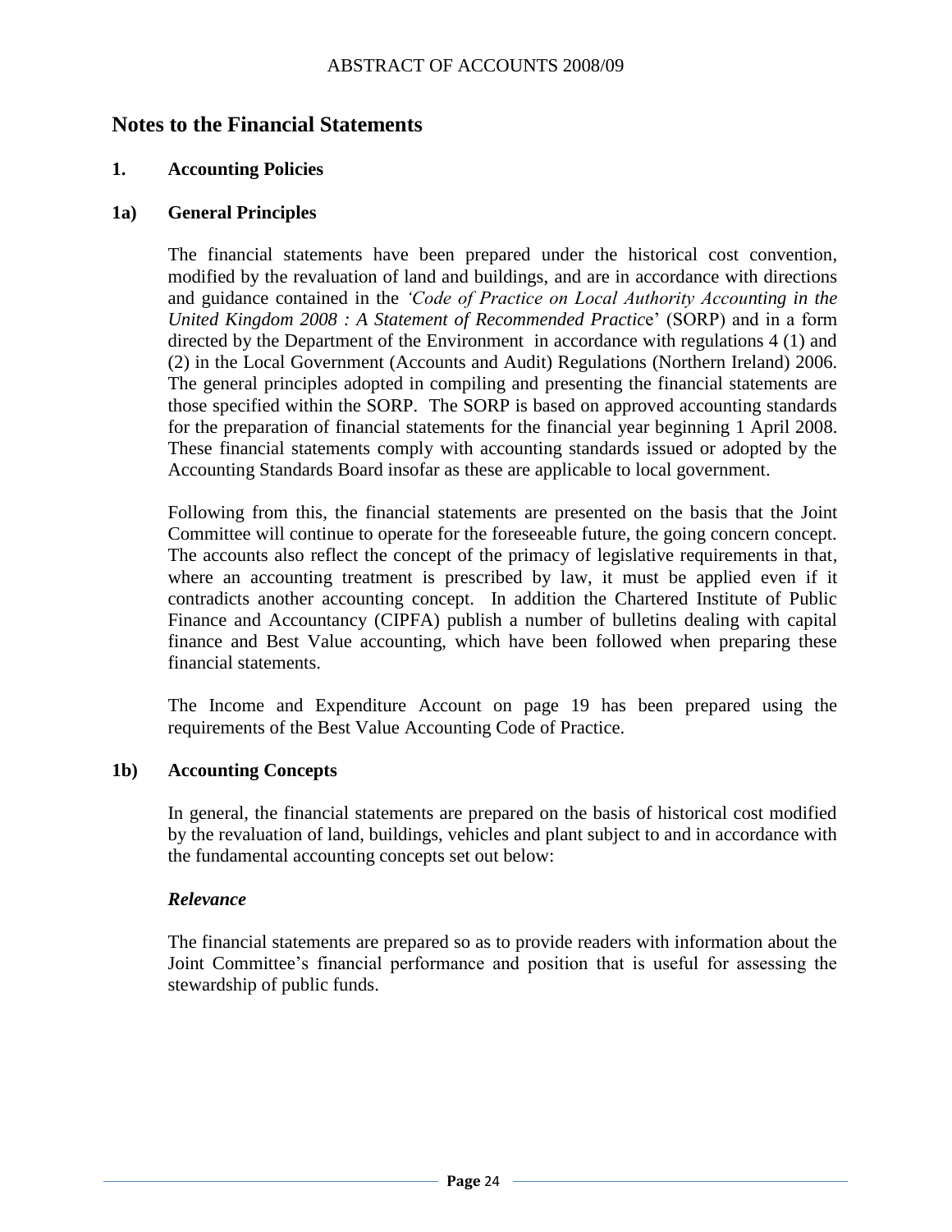## Notes to the Financial Statements

### 1. Accounting Policies

### 1a) General Principles

The financial statements have been prepared under the historical cost convention, modified by the revaluation of land and buildings, and are in accordance with directions and guidance contained in the *'Code of Practice on Local Authority Accounting in the United Kingdom 2008 : A Statement of Recommended Practic*e' (SORP) and in a form directed by the Department of the Environment in accordance with regulations 4 (1) and (2) in the Local Government (Accounts and Audit) Regulations (Northern Ireland) 2006. The general principles adopted in compiling and presenting the financial statements are those specified within the SORP. The SORP is based on approved accounting standards for the preparation of financial statements for the financial year beginning 1 April 2008. These financial statements comply with accounting standards issued or adopted by the Accounting Standards Board insofar as these are applicable to local government.

Following from this, the financial statements are presented on the basis that the Joint Committee will continue to operate for the foreseeable future, the going concern concept. The accounts also reflect the concept of the primacy of legislative requirements in that, where an accounting treatment is prescribed by law, it must be applied even if it contradicts another accounting concept. In addition the Chartered Institute of Public Finance and Accountancy (CIPFA) publish a number of bulletins dealing with capital finance and Best Value accounting, which have been followed when preparing these financial statements.

The Income and Expenditure Account on page 19 has been prepared using the requirements of the Best Value Accounting Code of Practice.

### 1b) Accounting Concepts

In general, the financial statements are prepared on the basis of historical cost modified by the revaluation of land, buildings, vehicles and plant subject to and in accordance with the fundamental accounting concepts set out below:

***Relevance***

The financial statements are prepared so as to provide readers with information about the Joint Committee's financial performance and position that is useful for assessing the stewardship of public funds.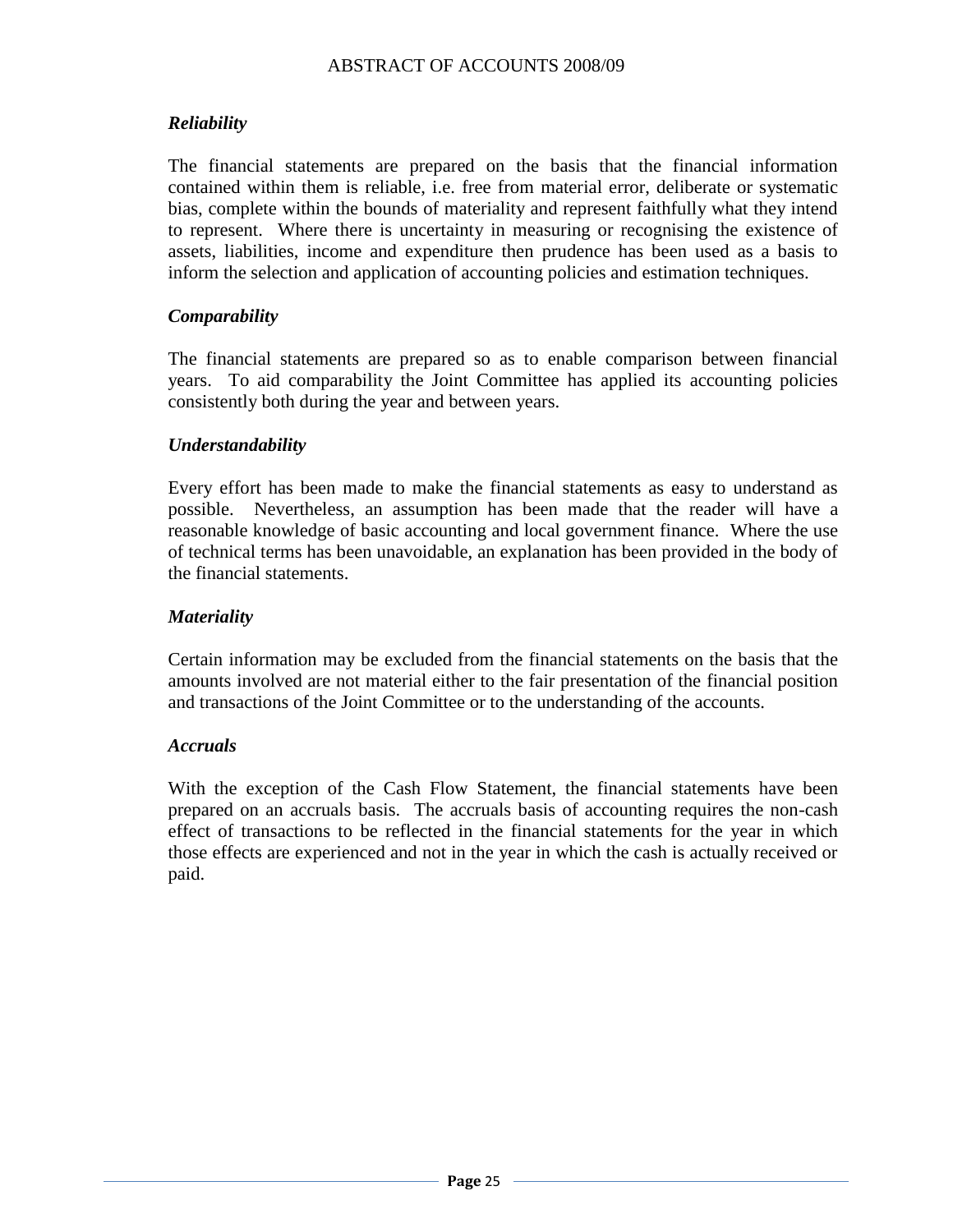### *Reliability*

The financial statements are prepared on the basis that the financial information contained within them is reliable, i.e. free from material error, deliberate or systematic bias, complete within the bounds of materiality and represent faithfully what they intend to represent. Where there is uncertainty in measuring or recognising the existence of assets, liabilities, income and expenditure then prudence has been used as a basis to inform the selection and application of accounting policies and estimation techniques.

### *Comparability*

The financial statements are prepared so as to enable comparison between financial years. To aid comparability the Joint Committee has applied its accounting policies consistently both during the year and between years.

### *Understandability*

Every effort has been made to make the financial statements as easy to understand as possible. Nevertheless, an assumption has been made that the reader will have a reasonable knowledge of basic accounting and local government finance. Where the use of technical terms has been unavoidable, an explanation has been provided in the body of the financial statements.

### *Materiality*

Certain information may be excluded from the financial statements on the basis that the amounts involved are not material either to the fair presentation of the financial position and transactions of the Joint Committee or to the understanding of the accounts.

### *Accruals*

With the exception of the Cash Flow Statement, the financial statements have been prepared on an accruals basis. The accruals basis of accounting requires the non-cash effect of transactions to be reflected in the financial statements for the year in which those effects are experienced and not in the year in which the cash is actually received or paid.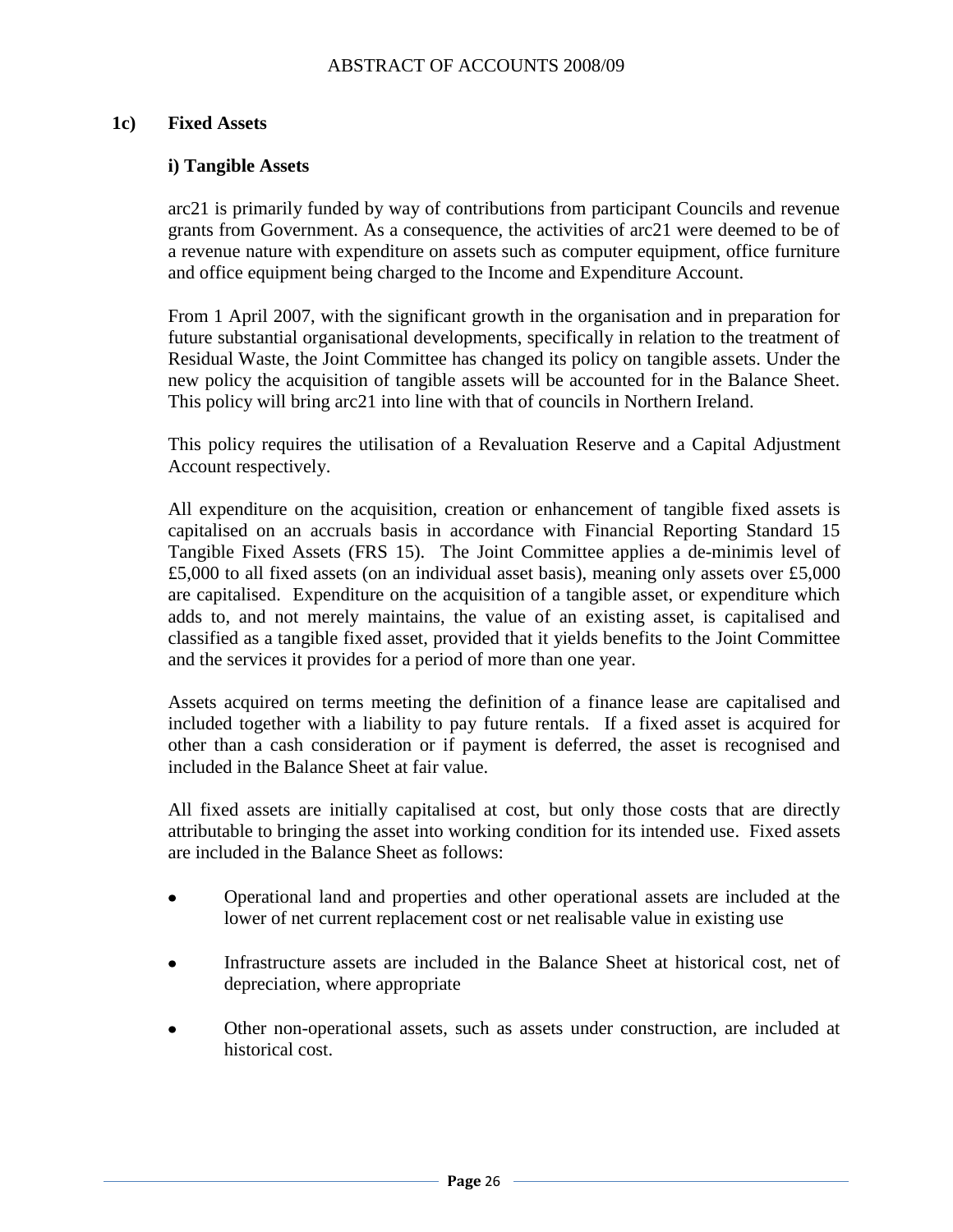## 1c) Fixed Assets

### i) Tangible Assets

arc21 is primarily funded by way of contributions from participant Councils and revenue grants from Government. As a consequence, the activities of arc21 were deemed to be of a revenue nature with expenditure on assets such as computer equipment, office furniture and office equipment being charged to the Income and Expenditure Account.

From 1 April 2007, with the significant growth in the organisation and in preparation for future substantial organisational developments, specifically in relation to the treatment of Residual Waste, the Joint Committee has changed its policy on tangible assets. Under the new policy the acquisition of tangible assets will be accounted for in the Balance Sheet. This policy will bring arc21 into line with that of councils in Northern Ireland.

This policy requires the utilisation of a Revaluation Reserve and a Capital Adjustment Account respectively.

All expenditure on the acquisition, creation or enhancement of tangible fixed assets is capitalised on an accruals basis in accordance with Financial Reporting Standard 15 Tangible Fixed Assets (FRS 15). The Joint Committee applies a de-minimis level of £5,000 to all fixed assets (on an individual asset basis), meaning only assets over £5,000 are capitalised. Expenditure on the acquisition of a tangible asset, or expenditure which adds to, and not merely maintains, the value of an existing asset, is capitalised and classified as a tangible fixed asset, provided that it yields benefits to the Joint Committee and the services it provides for a period of more than one year.

Assets acquired on terms meeting the definition of a finance lease are capitalised and included together with a liability to pay future rentals. If a fixed asset is acquired for other than a cash consideration or if payment is deferred, the asset is recognised and included in the Balance Sheet at fair value.

All fixed assets are initially capitalised at cost, but only those costs that are directly attributable to bringing the asset into working condition for its intended use. Fixed assets are included in the Balance Sheet as follows:

- Operational land and properties and other operational assets are included at the lower of net current replacement cost or net realisable value in existing use
- Infrastructure assets are included in the Balance Sheet at historical cost, net of depreciation, where appropriate
- Other non-operational assets, such as assets under construction, are included at historical cost.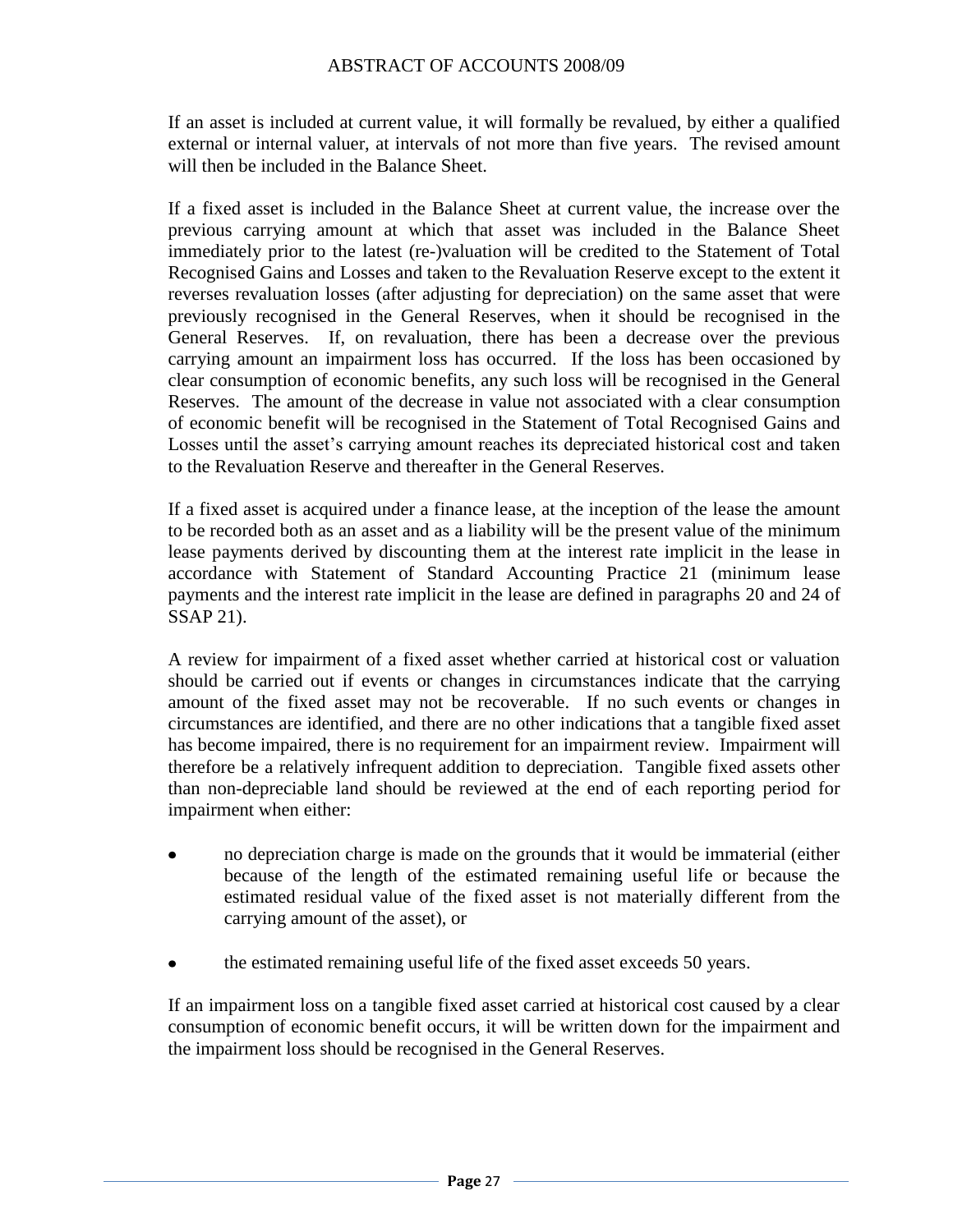If an asset is included at current value, it will formally be revalued, by either a qualified external or internal valuer, at intervals of not more than five years. The revised amount will then be included in the Balance Sheet.

If a fixed asset is included in the Balance Sheet at current value, the increase over the previous carrying amount at which that asset was included in the Balance Sheet immediately prior to the latest (re-)valuation will be credited to the Statement of Total Recognised Gains and Losses and taken to the Revaluation Reserve except to the extent it reverses revaluation losses (after adjusting for depreciation) on the same asset that were previously recognised in the General Reserves, when it should be recognised in the General Reserves. If, on revaluation, there has been a decrease over the previous carrying amount an impairment loss has occurred. If the loss has been occasioned by clear consumption of economic benefits, any such loss will be recognised in the General Reserves. The amount of the decrease in value not associated with a clear consumption of economic benefit will be recognised in the Statement of Total Recognised Gains and Losses until the asset's carrying amount reaches its depreciated historical cost and taken to the Revaluation Reserve and thereafter in the General Reserves.

If a fixed asset is acquired under a finance lease, at the inception of the lease the amount to be recorded both as an asset and as a liability will be the present value of the minimum lease payments derived by discounting them at the interest rate implicit in the lease in accordance with Statement of Standard Accounting Practice 21 (minimum lease payments and the interest rate implicit in the lease are defined in paragraphs 20 and 24 of SSAP 21).

A review for impairment of a fixed asset whether carried at historical cost or valuation should be carried out if events or changes in circumstances indicate that the carrying amount of the fixed asset may not be recoverable. If no such events or changes in circumstances are identified, and there are no other indications that a tangible fixed asset has become impaired, there is no requirement for an impairment review. Impairment will therefore be a relatively infrequent addition to depreciation. Tangible fixed assets other than non-depreciable land should be reviewed at the end of each reporting period for impairment when either:

- no depreciation charge is made on the grounds that it would be immaterial (either because of the length of the estimated remaining useful life or because the estimated residual value of the fixed asset is not materially different from the carrying amount of the asset), or
- the estimated remaining useful life of the fixed asset exceeds 50 years.

If an impairment loss on a tangible fixed asset carried at historical cost caused by a clear consumption of economic benefit occurs, it will be written down for the impairment and the impairment loss should be recognised in the General Reserves.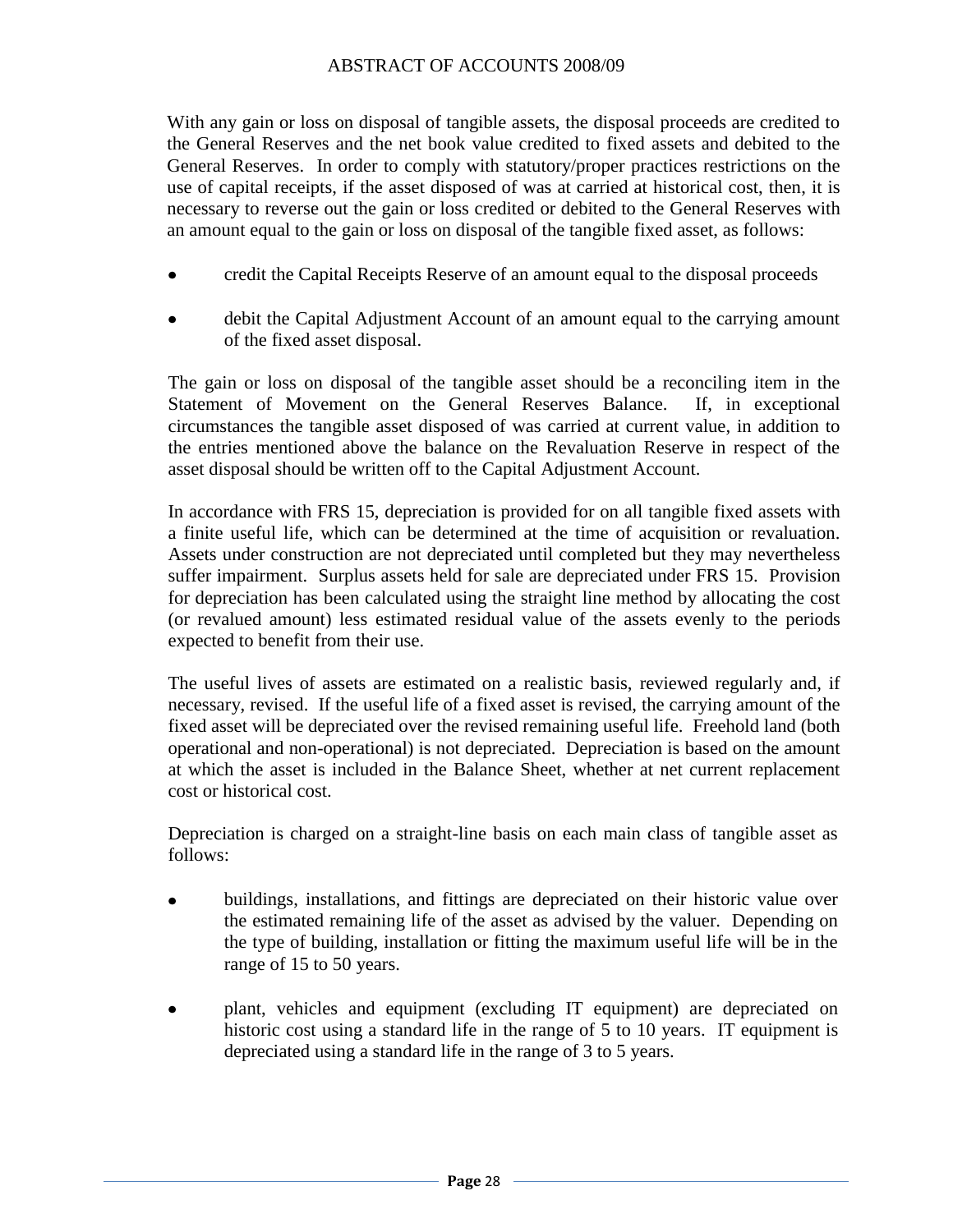With any gain or loss on disposal of tangible assets, the disposal proceeds are credited to the General Reserves and the net book value credited to fixed assets and debited to the General Reserves. In order to comply with statutory/proper practices restrictions on the use of capital receipts, if the asset disposed of was at carried at historical cost, then, it is necessary to reverse out the gain or loss credited or debited to the General Reserves with an amount equal to the gain or loss on disposal of the tangible fixed asset, as follows:

- credit the Capital Receipts Reserve of an amount equal to the disposal proceeds
- debit the Capital Adjustment Account of an amount equal to the carrying amount of the fixed asset disposal.

The gain or loss on disposal of the tangible asset should be a reconciling item in the Statement of Movement on the General Reserves Balance. If, in exceptional circumstances the tangible asset disposed of was carried at current value, in addition to the entries mentioned above the balance on the Revaluation Reserve in respect of the asset disposal should be written off to the Capital Adjustment Account.

In accordance with FRS 15, depreciation is provided for on all tangible fixed assets with a finite useful life, which can be determined at the time of acquisition or revaluation. Assets under construction are not depreciated until completed but they may nevertheless suffer impairment. Surplus assets held for sale are depreciated under FRS 15. Provision for depreciation has been calculated using the straight line method by allocating the cost (or revalued amount) less estimated residual value of the assets evenly to the periods expected to benefit from their use.

The useful lives of assets are estimated on a realistic basis, reviewed regularly and, if necessary, revised. If the useful life of a fixed asset is revised, the carrying amount of the fixed asset will be depreciated over the revised remaining useful life. Freehold land (both operational and non-operational) is not depreciated. Depreciation is based on the amount at which the asset is included in the Balance Sheet, whether at net current replacement cost or historical cost.

Depreciation is charged on a straight-line basis on each main class of tangible asset as follows:

- buildings, installations, and fittings are depreciated on their historic value over the estimated remaining life of the asset as advised by the valuer. Depending on the type of building, installation or fitting the maximum useful life will be in the range of 15 to 50 years.
- plant, vehicles and equipment (excluding IT equipment) are depreciated on historic cost using a standard life in the range of 5 to 10 years. IT equipment is depreciated using a standard life in the range of 3 to 5 years.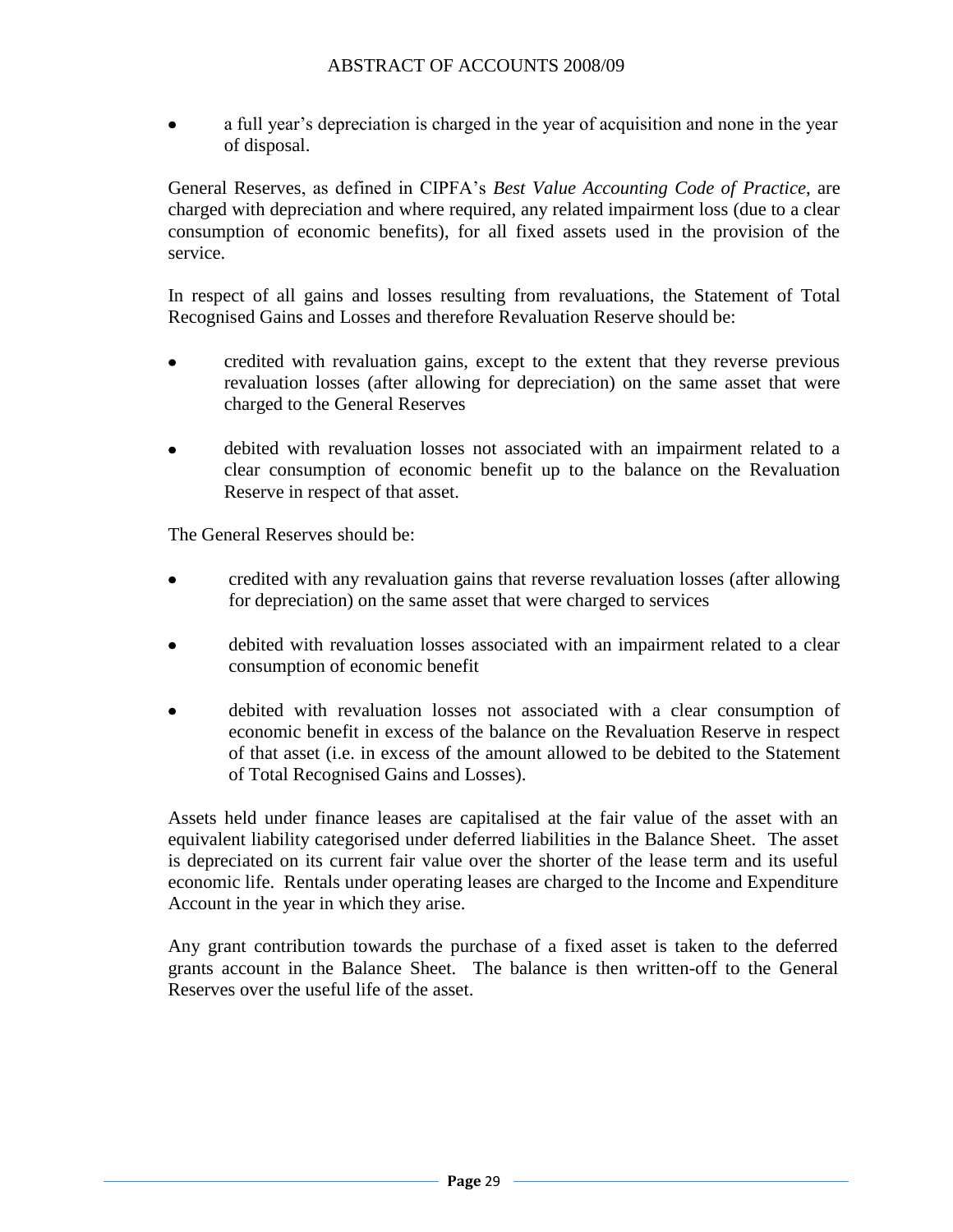- a full year's depreciation is charged in the year of acquisition and none in the year of disposal.

General Reserves, as defined in CIPFA's *Best Value Accounting Code of Practice*, are charged with depreciation and where required, any related impairment loss (due to a clear consumption of economic benefits), for all fixed assets used in the provision of the service.

In respect of all gains and losses resulting from revaluations, the Statement of Total Recognised Gains and Losses and therefore Revaluation Reserve should be:

- credited with revaluation gains, except to the extent that they reverse previous revaluation losses (after allowing for depreciation) on the same asset that were charged to the General Reserves

- debited with revaluation losses not associated with an impairment related to a clear consumption of economic benefit up to the balance on the Revaluation Reserve in respect of that asset.

The General Reserves should be:

- credited with any revaluation gains that reverse revaluation losses (after allowing for depreciation) on the same asset that were charged to services

- debited with revaluation losses associated with an impairment related to a clear consumption of economic benefit

- debited with revaluation losses not associated with a clear consumption of economic benefit in excess of the balance on the Revaluation Reserve in respect of that asset (i.e. in excess of the amount allowed to be debited to the Statement of Total Recognised Gains and Losses).

Assets held under finance leases are capitalised at the fair value of the asset with an equivalent liability categorised under deferred liabilities in the Balance Sheet. The asset is depreciated on its current fair value over the shorter of the lease term and its useful economic life. Rentals under operating leases are charged to the Income and Expenditure Account in the year in which they arise.

Any grant contribution towards the purchase of a fixed asset is taken to the deferred grants account in the Balance Sheet. The balance is then written-off to the General Reserves over the useful life of the asset.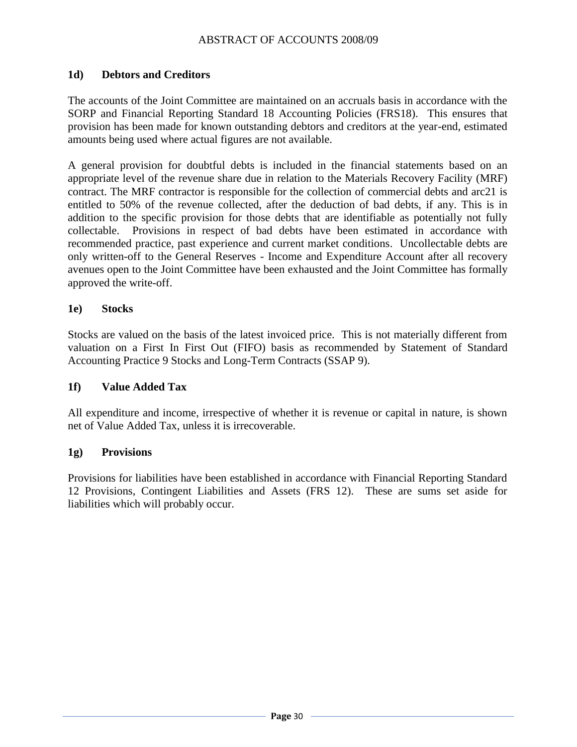### 1d) Debtors and Creditors

The accounts of the Joint Committee are maintained on an accruals basis in accordance with the SORP and Financial Reporting Standard 18 Accounting Policies (FRS18). This ensures that provision has been made for known outstanding debtors and creditors at the year-end, estimated amounts being used where actual figures are not available.

A general provision for doubtful debts is included in the financial statements based on an appropriate level of the revenue share due in relation to the Materials Recovery Facility (MRF) contract. The MRF contractor is responsible for the collection of commercial debts and arc21 is entitled to 50% of the revenue collected, after the deduction of bad debts, if any. This is in addition to the specific provision for those debts that are identifiable as potentially not fully collectable. Provisions in respect of bad debts have been estimated in accordance with recommended practice, past experience and current market conditions. Uncollectable debts are only written-off to the General Reserves - Income and Expenditure Account after all recovery avenues open to the Joint Committee have been exhausted and the Joint Committee has formally approved the write-off.

### 1e) Stocks

Stocks are valued on the basis of the latest invoiced price. This is not materially different from valuation on a First In First Out (FIFO) basis as recommended by Statement of Standard Accounting Practice 9 Stocks and Long-Term Contracts (SSAP 9).

### 1f) Value Added Tax

All expenditure and income, irrespective of whether it is revenue or capital in nature, is shown net of Value Added Tax, unless it is irrecoverable.

### 1g) Provisions

Provisions for liabilities have been established in accordance with Financial Reporting Standard 12 Provisions, Contingent Liabilities and Assets (FRS 12). These are sums set aside for liabilities which will probably occur.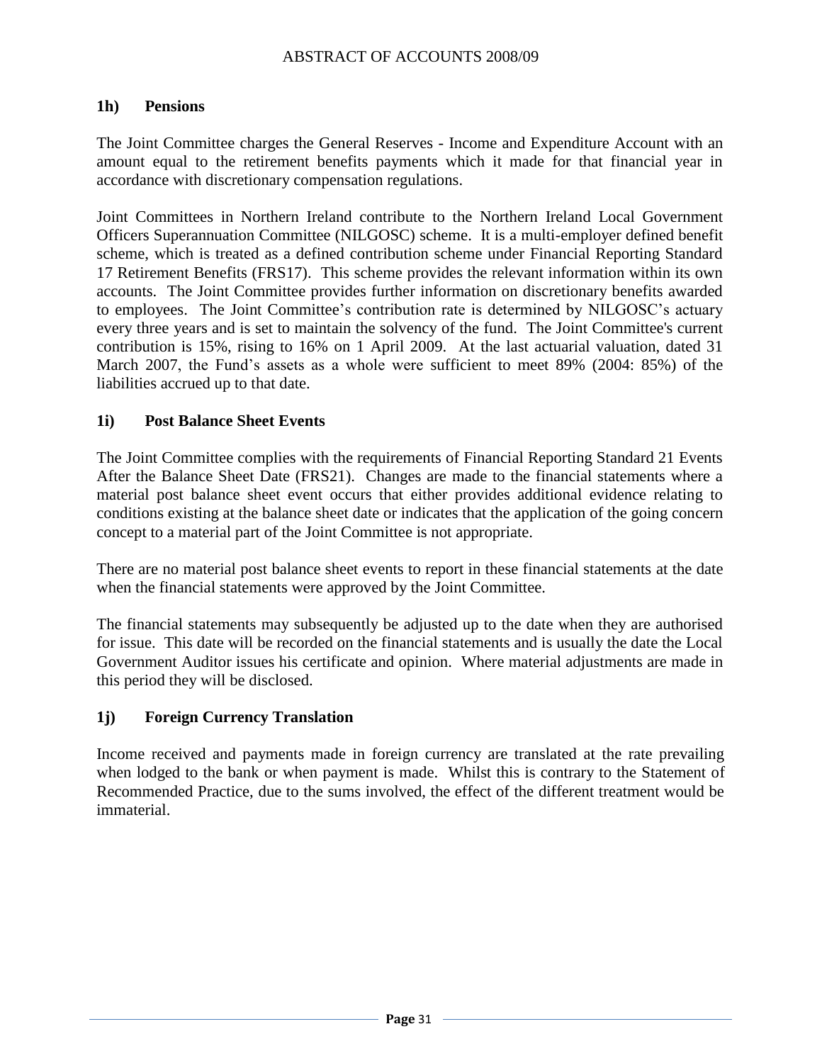## 1h) Pensions

The Joint Committee charges the General Reserves - Income and Expenditure Account with an amount equal to the retirement benefits payments which it made for that financial year in accordance with discretionary compensation regulations.

Joint Committees in Northern Ireland contribute to the Northern Ireland Local Government Officers Superannuation Committee (NILGOSC) scheme. It is a multi-employer defined benefit scheme, which is treated as a defined contribution scheme under Financial Reporting Standard 17 Retirement Benefits (FRS17). This scheme provides the relevant information within its own accounts. The Joint Committee provides further information on discretionary benefits awarded to employees. The Joint Committee's contribution rate is determined by NILGOSC's actuary every three years and is set to maintain the solvency of the fund. The Joint Committee's current contribution is 15%, rising to 16% on 1 April 2009. At the last actuarial valuation, dated 31 March 2007, the Fund's assets as a whole were sufficient to meet 89% (2004: 85%) of the liabilities accrued up to that date.

## 1i) Post Balance Sheet Events

The Joint Committee complies with the requirements of Financial Reporting Standard 21 Events After the Balance Sheet Date (FRS21). Changes are made to the financial statements where a material post balance sheet event occurs that either provides additional evidence relating to conditions existing at the balance sheet date or indicates that the application of the going concern concept to a material part of the Joint Committee is not appropriate.

There are no material post balance sheet events to report in these financial statements at the date when the financial statements were approved by the Joint Committee.

The financial statements may subsequently be adjusted up to the date when they are authorised for issue. This date will be recorded on the financial statements and is usually the date the Local Government Auditor issues his certificate and opinion. Where material adjustments are made in this period they will be disclosed.

## 1j) Foreign Currency Translation

Income received and payments made in foreign currency are translated at the rate prevailing when lodged to the bank or when payment is made. Whilst this is contrary to the Statement of Recommended Practice, due to the sums involved, the effect of the different treatment would be immaterial.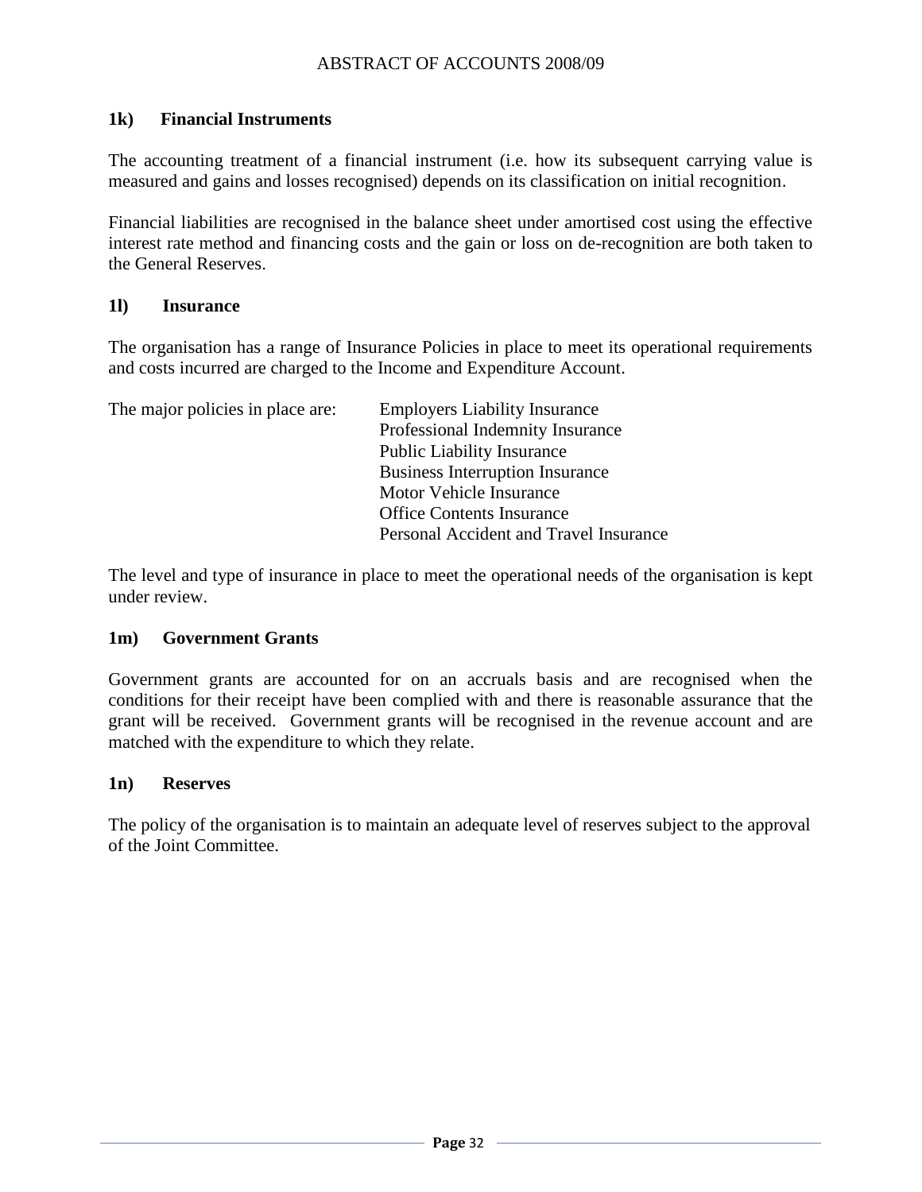### 1k) Financial Instruments

The accounting treatment of a financial instrument (i.e. how its subsequent carrying value is measured and gains and losses recognised) depends on its classification on initial recognition.

Financial liabilities are recognised in the balance sheet under amortised cost using the effective interest rate method and financing costs and the gain or loss on de-recognition are both taken to the General Reserves.

### 1l) Insurance

The organisation has a range of Insurance Policies in place to meet its operational requirements and costs incurred are charged to the Income and Expenditure Account.

The major policies in place are:

- Employers Liability Insurance
- Professional Indemnity Insurance
- Public Liability Insurance
- Business Interruption Insurance
- Motor Vehicle Insurance
- Office Contents Insurance
- Personal Accident and Travel Insurance

The level and type of insurance in place to meet the operational needs of the organisation is kept under review.

### 1m) Government Grants

Government grants are accounted for on an accruals basis and are recognised when the conditions for their receipt have been complied with and there is reasonable assurance that the grant will be received. Government grants will be recognised in the revenue account and are matched with the expenditure to which they relate.

### 1n) Reserves

The policy of the organisation is to maintain an adequate level of reserves subject to the approval of the Joint Committee.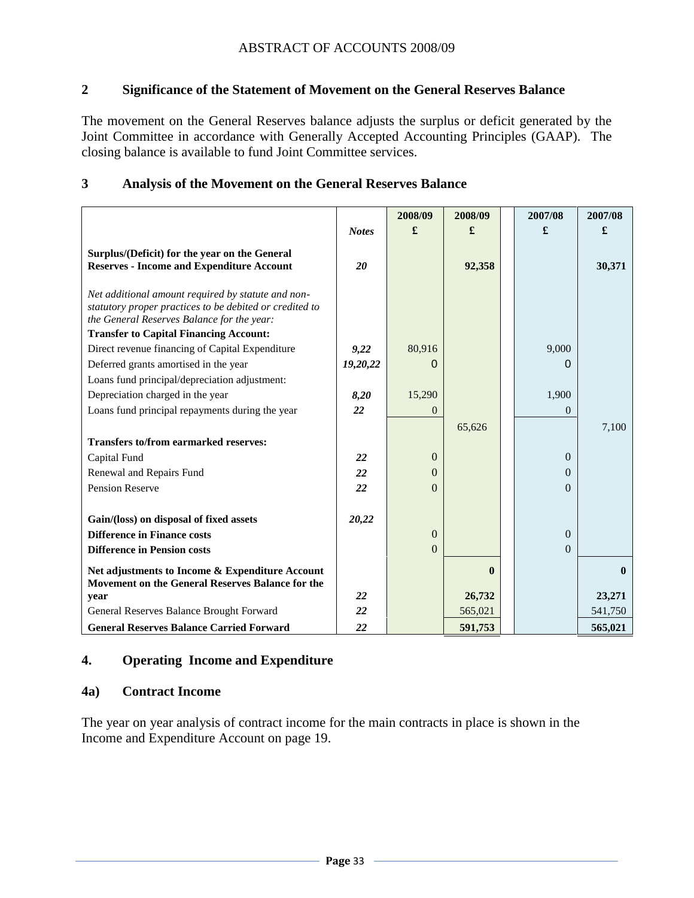ABSTRACT OF ACCOUNTS 2008/09

## 2 Significance of the Statement of Movement on the General Reserves Balance

The movement on the General Reserves balance adjusts the surplus or deficit generated by the Joint Committee in accordance with Generally Accepted Accounting Principles (GAAP). The closing balance is available to fund Joint Committee services.

## 3 Analysis of the Movement on the General Reserves Balance

| | *Notes* | 2008/09 £ | 2008/09 £ | 2007/08 £ | 2007/08 £ |
|---|---|---|---|---|---|
| **Surplus/(Deficit) for the year on the General Reserves - Income and Expenditure Account** | ***20*** | | **92,358** | | **30,371** |
| *Net additional amount required by statute and non-statutory proper practices to be debited or credited to the General Reserves Balance for the year:* | | | | | |
| **Transfer to Capital Financing Account:** | | | | | |
| Direct revenue financing of Capital Expenditure | ***9,22*** | 80,916 | | 9,000 | |
| Deferred grants amortised in the year | ***19,20,22*** | 0 | | 0 | |
| Loans fund principal/depreciation adjustment: | | | | | |
| Depreciation charged in the year | ***8,20*** | 15,290 | | 1,900 | |
| Loans fund principal repayments during the year | ***22*** | 0 | | 0 | |
| | | | 65,626 | | 7,100 |
| **Transfers to/from earmarked reserves:** | | | | | |
| Capital Fund | ***22*** | 0 | | 0 | |
| Renewal and Repairs Fund | ***22*** | 0 | | 0 | |
| Pension Reserve | ***22*** | 0 | | 0 | |
| **Gain/(loss) on disposal of fixed assets** | ***20,22*** | | | | |
| **Difference in Finance costs** | | 0 | | 0 | |
| **Difference in Pension costs** | | 0 | | 0 | |
| **Net adjustments to Income & Expenditure Account** | | | **0** | | **0** |
| **Movement on the General Reserves Balance for the year** | ***22*** | | **26,732** | | **23,271** |
| General Reserves Balance Brought Forward | ***22*** | | 565,021 | | 541,750 |
| **General Reserves Balance Carried Forward** | ***22*** | | **591,753** | | **565,021** |

## 4. Operating Income and Expenditure

### 4a) Contract Income

The year on year analysis of contract income for the main contracts in place is shown in the Income and Expenditure Account on page 19.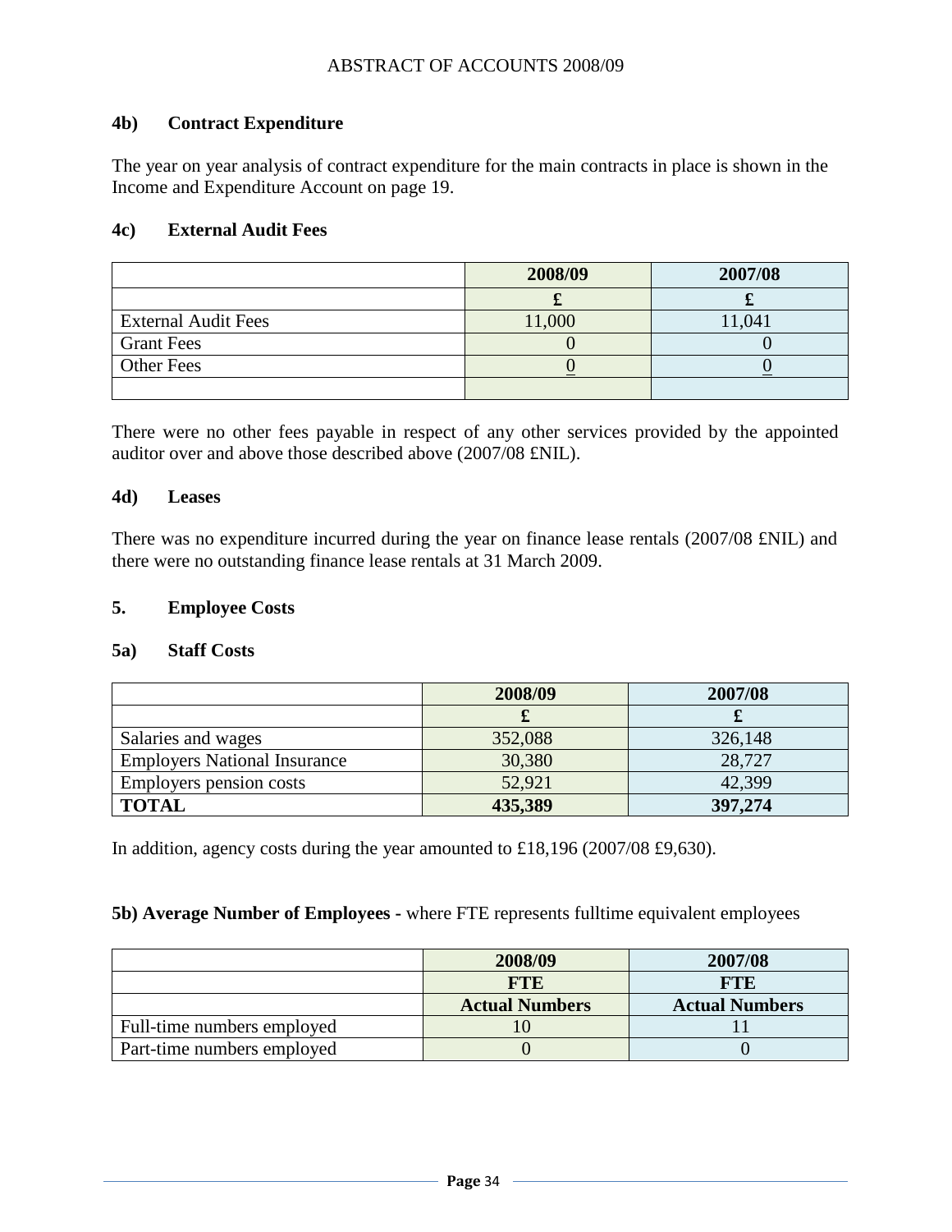### 4b) Contract Expenditure

The year on year analysis of contract expenditure for the main contracts in place is shown in the Income and Expenditure Account on page 19.

### 4c) External Audit Fees

| | 2008/09 | 2007/08 |
|---|---|---|
| | £ | £ |
| External Audit Fees | 11,000 | 11,041 |
| Grant Fees | 0 | 0 |
| Other Fees | 0 | 0 |
| | | |

There were no other fees payable in respect of any other services provided by the appointed auditor over and above those described above (2007/08 £NIL).

### 4d) Leases

There was no expenditure incurred during the year on finance lease rentals (2007/08 £NIL) and there were no outstanding finance lease rentals at 31 March 2009.

## 5. Employee Costs

### 5a) Staff Costs

| | 2008/09 | 2007/08 |
|---|---|---|
| | £ | £ |
| Salaries and wages | 352,088 | 326,148 |
| Employers National Insurance | 30,380 | 28,727 |
| Employers pension costs | 52,921 | 42,399 |
| **TOTAL** | **435,389** | **397,274** |

In addition, agency costs during the year amounted to £18,196 (2007/08 £9,630).

**5b) Average Number of Employees -** where FTE represents fulltime equivalent employees

| | 2008/09 | 2007/08 |
|---|---|---|
| | FTE | FTE |
| | Actual Numbers | Actual Numbers |
| Full-time numbers employed | 10 | 11 |
| Part-time numbers employed | 0 | 0 |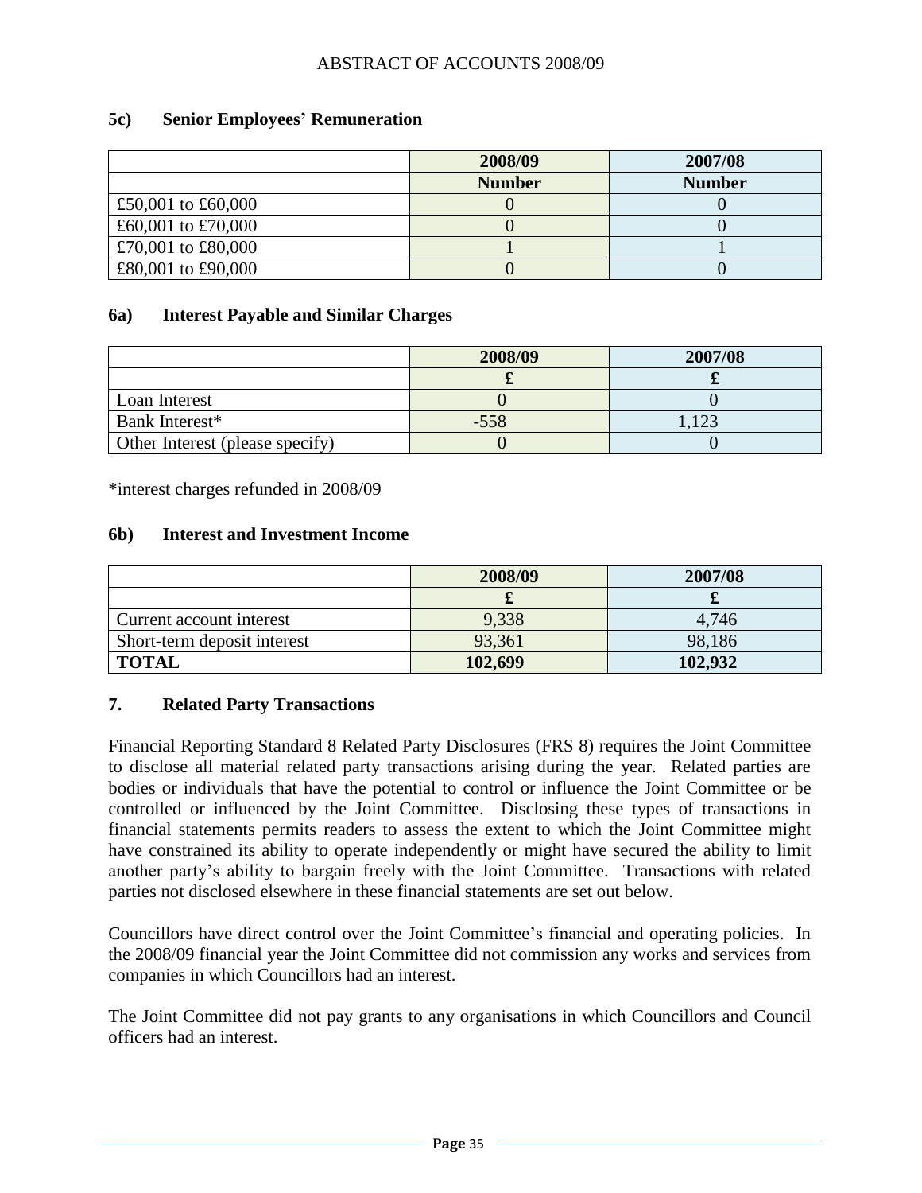### 5c) Senior Employees' Remuneration

| | 2008/09 | 2007/08 |
|---|---|---|
| | **Number** | **Number** |
| £50,001 to £60,000 | 0 | 0 |
| £60,001 to £70,000 | 0 | 0 |
| £70,001 to £80,000 | 1 | 1 |
| £80,001 to £90,000 | 0 | 0 |

### 6a) Interest Payable and Similar Charges

| | 2008/09 | 2007/08 |
|---|---|---|
| | **£** | **£** |
| Loan Interest | 0 | 0 |
| Bank Interest* | -558 | 1,123 |
| Other Interest (please specify) | 0 | 0 |

*interest charges refunded in 2008/09

### 6b) Interest and Investment Income

| | 2008/09 | 2007/08 |
|---|---|---|
| | **£** | **£** |
| Current account interest | 9,338 | 4,746 |
| Short-term deposit interest | 93,361 | 98,186 |
| **TOTAL** | **102,699** | **102,932** |

### 7. Related Party Transactions

Financial Reporting Standard 8 Related Party Disclosures (FRS 8) requires the Joint Committee to disclose all material related party transactions arising during the year. Related parties are bodies or individuals that have the potential to control or influence the Joint Committee or be controlled or influenced by the Joint Committee. Disclosing these types of transactions in financial statements permits readers to assess the extent to which the Joint Committee might have constrained its ability to operate independently or might have secured the ability to limit another party's ability to bargain freely with the Joint Committee. Transactions with related parties not disclosed elsewhere in these financial statements are set out below.

Councillors have direct control over the Joint Committee's financial and operating policies. In the 2008/09 financial year the Joint Committee did not commission any works and services from companies in which Councillors had an interest.

The Joint Committee did not pay grants to any organisations in which Councillors and Council officers had an interest.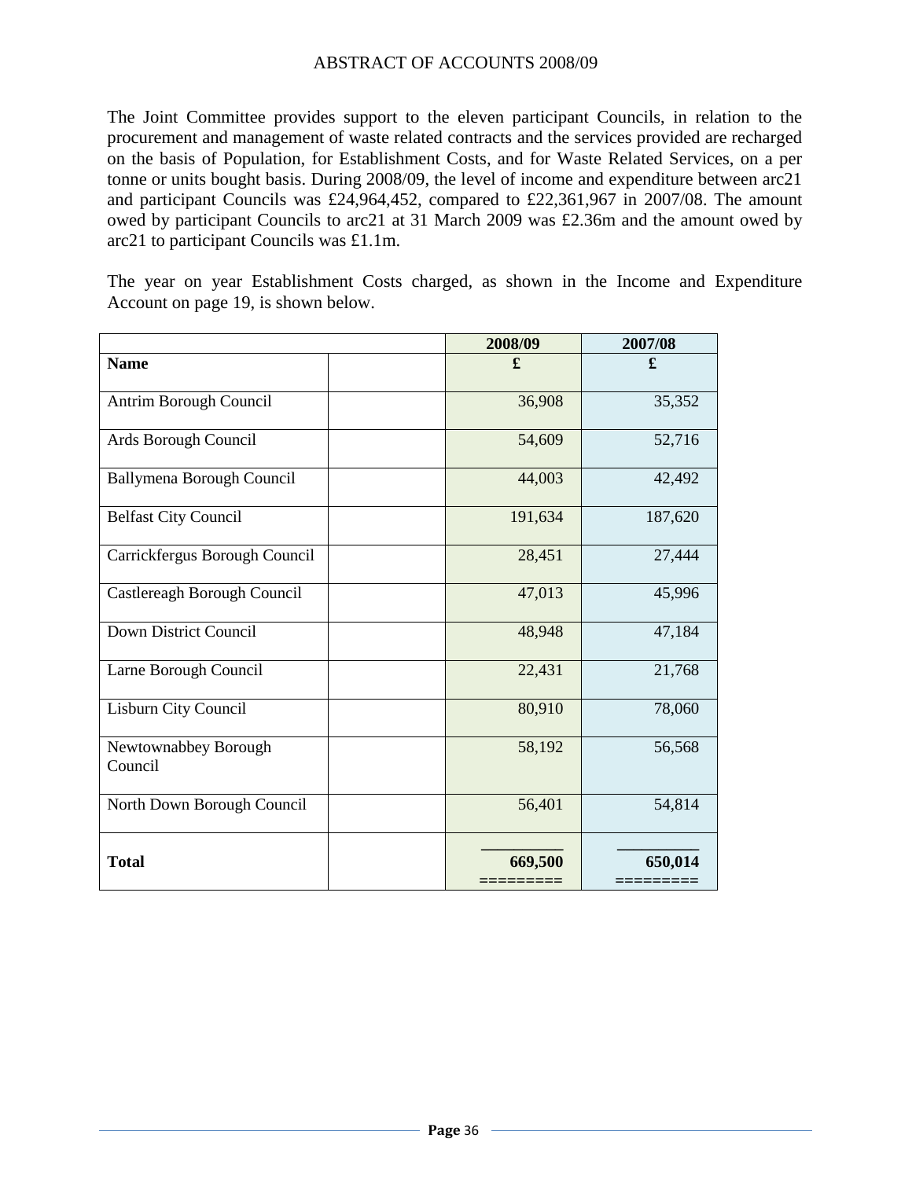ABSTRACT OF ACCOUNTS 2008/09

The Joint Committee provides support to the eleven participant Councils, in relation to the procurement and management of waste related contracts and the services provided are recharged on the basis of Population, for Establishment Costs, and for Waste Related Services, on a per tonne or units bought basis. During 2008/09, the level of income and expenditure between arc21 and participant Councils was £24,964,452, compared to £22,361,967 in 2007/08. The amount owed by participant Councils to arc21 at 31 March 2009 was £2.36m and the amount owed by arc21 to participant Councils was £1.1m.

The year on year Establishment Costs charged, as shown in the Income and Expenditure Account on page 19, is shown below.

| | | 2008/09 | 2007/08 |
|---|---|---|---|
| **Name** | | **£** | **£** |
| Antrim Borough Council | | 36,908 | 35,352 |
| Ards Borough Council | | 54,609 | 52,716 |
| Ballymena Borough Council | | 44,003 | 42,492 |
| Belfast City Council | | 191,634 | 187,620 |
| Carrickfergus Borough Council | | 28,451 | 27,444 |
| Castlereagh Borough Council | | 47,013 | 45,996 |
| Down District Council | | 48,948 | 47,184 |
| Larne Borough Council | | 22,431 | 21,768 |
| Lisburn City Council | | 80,910 | 78,060 |
| Newtownabbey Borough Council | | 58,192 | 56,568 |
| North Down Borough Council | | 56,401 | 54,814 |
| **Total** | | **669,500** | **650,014** |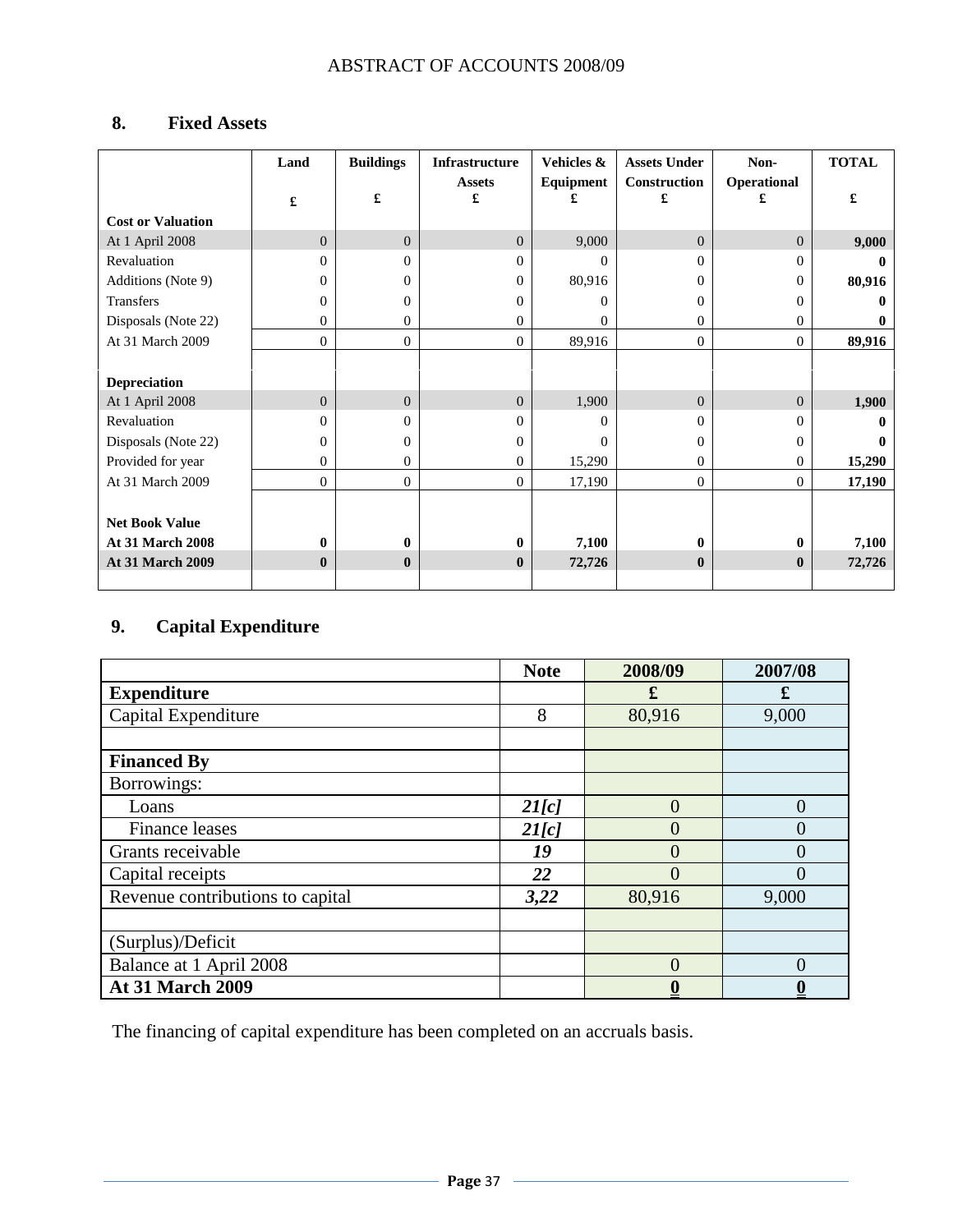## 8. Fixed Assets

| | Land | Buildings | Infrastructure Assets | Vehicles & Equipment | Assets Under Construction | Non-Operational | TOTAL |
|---|---|---|---|---|---|---|---|
| | £ | £ | £ | £ | £ | £ | £ |
| **Cost or Valuation** | | | | | | | |
| At 1 April 2008 | 0 | 0 | 0 | 9,000 | 0 | 0 | **9,000** |
| Revaluation | 0 | 0 | 0 | 0 | 0 | 0 | **0** |
| Additions (Note 9) | 0 | 0 | 0 | 80,916 | 0 | 0 | **80,916** |
| Transfers | 0 | 0 | 0 | 0 | 0 | 0 | **0** |
| Disposals (Note 22) | 0 | 0 | 0 | 0 | 0 | 0 | **0** |
| At 31 March 2009 | 0 | 0 | 0 | 89,916 | 0 | 0 | **89,916** |
| | | | | | | | |
| **Depreciation** | | | | | | | |
| At 1 April 2008 | 0 | 0 | 0 | 1,900 | 0 | 0 | **1,900** |
| Revaluation | 0 | 0 | 0 | 0 | 0 | 0 | **0** |
| Disposals (Note 22) | 0 | 0 | 0 | 0 | 0 | 0 | **0** |
| Provided for year | 0 | 0 | 0 | 15,290 | 0 | 0 | **15,290** |
| At 31 March 2009 | 0 | 0 | 0 | 17,190 | 0 | 0 | **17,190** |
| | | | | | | | |
| **Net Book Value** | | | | | | | |
| **At 31 March 2008** | **0** | **0** | **0** | **7,100** | **0** | **0** | **7,100** |
| **At 31 March 2009** | **0** | **0** | **0** | **72,726** | **0** | **0** | **72,726** |

## 9. Capital Expenditure

| | Note | 2008/09 | 2007/08 |
|---|---|---|---|
| **Expenditure** | | **£** | **£** |
| Capital Expenditure | 8 | 80,916 | 9,000 |
| | | | |
| **Financed By** | | | |
| Borrowings: | | | |
| Loans | ***21[c]*** | 0 | 0 |
| Finance leases | ***21[c]*** | 0 | 0 |
| Grants receivable | ***19*** | 0 | 0 |
| Capital receipts | ***22*** | 0 | 0 |
| Revenue contributions to capital | ***3,22*** | 80,916 | 9,000 |
| | | | |
| (Surplus)/Deficit | | | |
| Balance at 1 April 2008 | | 0 | 0 |
| **At 31 March 2009** | | **0** | **0** |

The financing of capital expenditure has been completed on an accruals basis.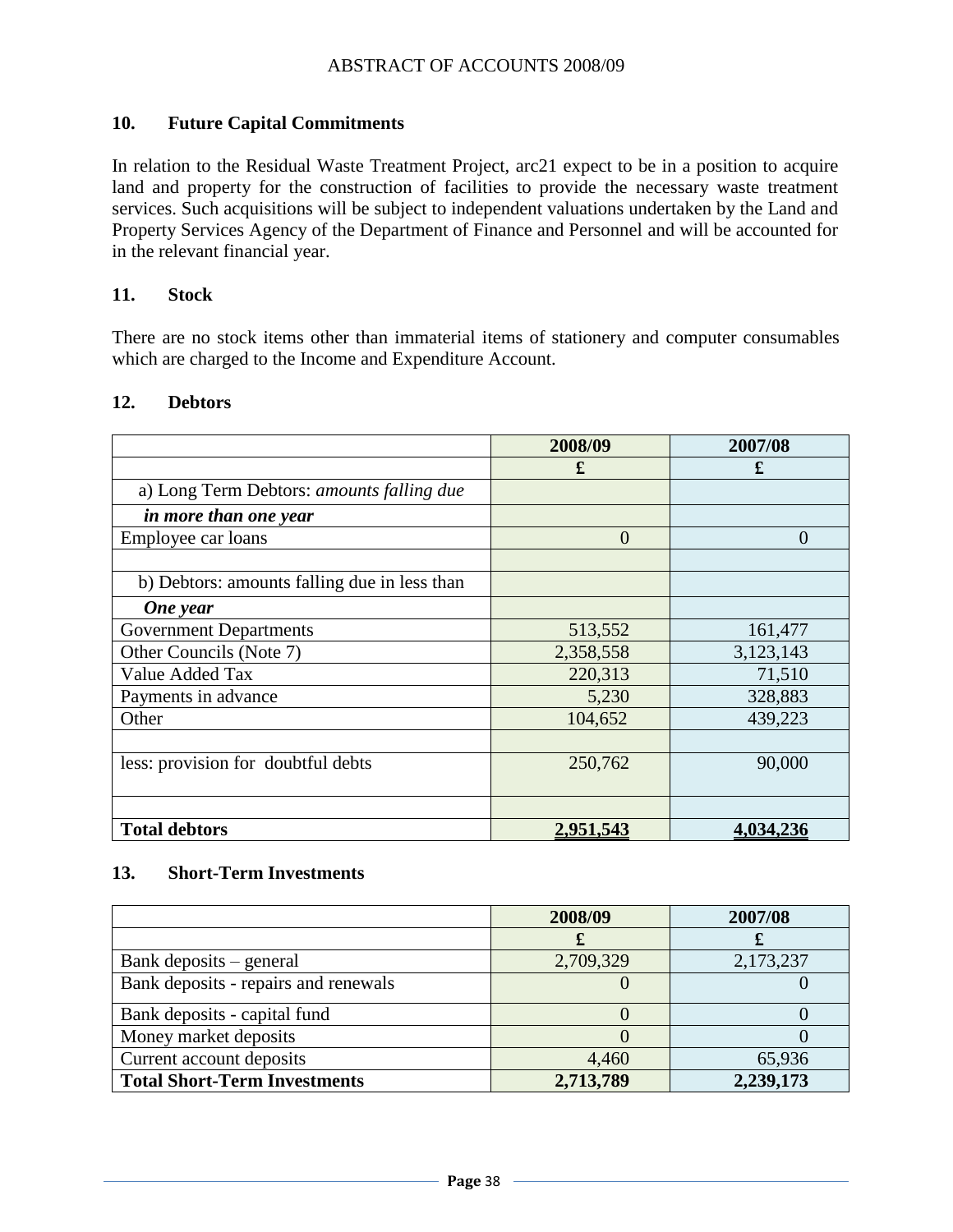## 10. Future Capital Commitments

In relation to the Residual Waste Treatment Project, arc21 expect to be in a position to acquire land and property for the construction of facilities to provide the necessary waste treatment services. Such acquisitions will be subject to independent valuations undertaken by the Land and Property Services Agency of the Department of Finance and Personnel and will be accounted for in the relevant financial year.

## 11. Stock

There are no stock items other than immaterial items of stationery and computer consumables which are charged to the Income and Expenditure Account.

## 12. Debtors

| | 2008/09 | 2007/08 |
|---|---|---|
| | £ | £ |
| a) Long Term Debtors: *amounts falling due* | | |
| ***in more than one year*** | | |
| Employee car loans | 0 | 0 |
| | | |
| b) Debtors: amounts falling due in less than | | |
| ***One year*** | | |
| Government Departments | 513,552 | 161,477 |
| Other Councils (Note 7) | 2,358,558 | 3,123,143 |
| Value Added Tax | 220,313 | 71,510 |
| Payments in advance | 5,230 | 328,883 |
| Other | 104,652 | 439,223 |
| | | |
| less: provision for doubtful debts | 250,762 | 90,000 |
| | | |
| **Total debtors** | **2,951,543** | **4,034,236** |

## 13. Short-Term Investments

| | 2008/09 | 2007/08 |
|---|---|---|
| | £ | £ |
| Bank deposits – general | 2,709,329 | 2,173,237 |
| Bank deposits - repairs and renewals | 0 | 0 |
| Bank deposits - capital fund | 0 | 0 |
| Money market deposits | 0 | 0 |
| Current account deposits | 4,460 | 65,936 |
| **Total Short-Term Investments** | **2,713,789** | **2,239,173** |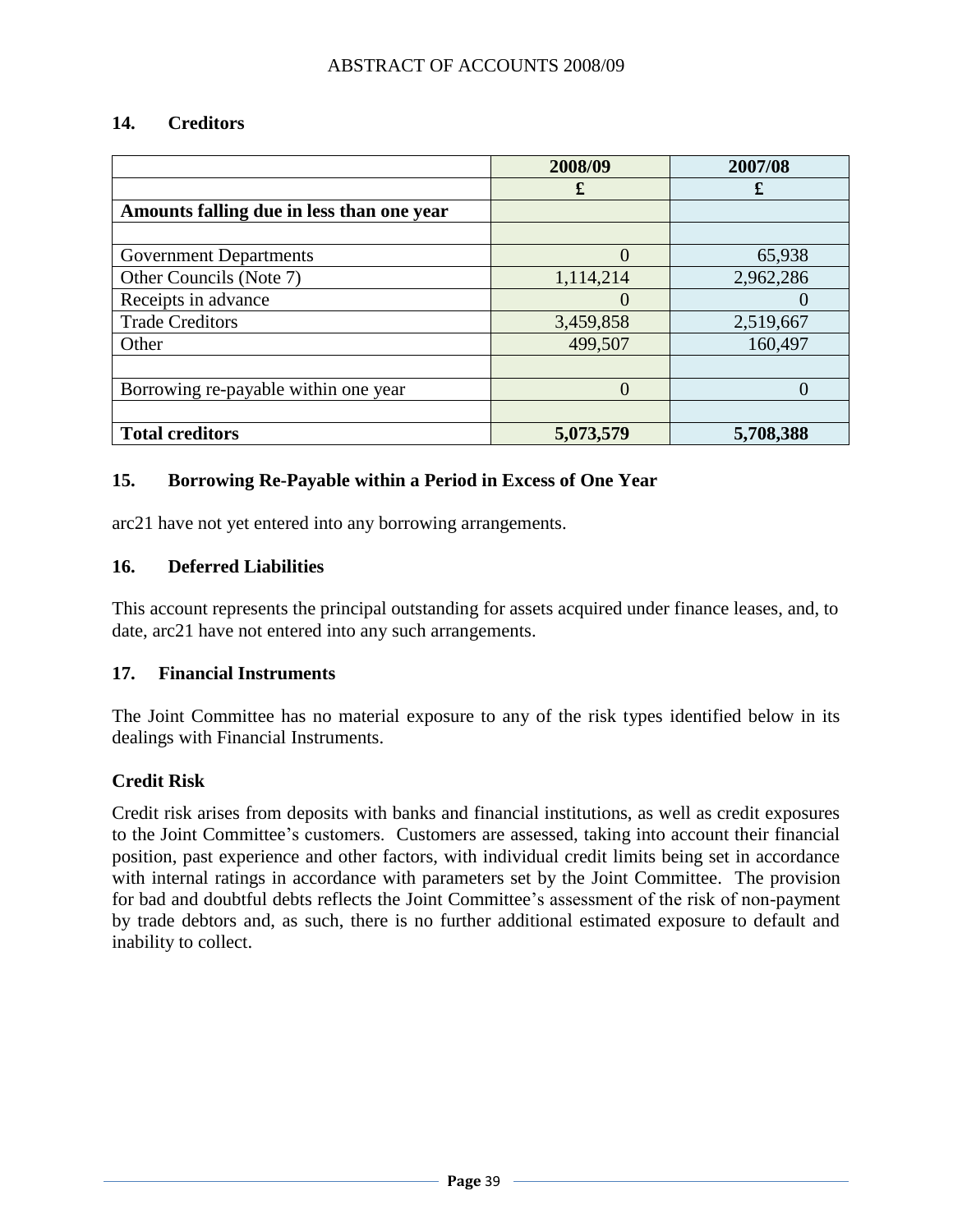## 14. Creditors

| | 2008/09 | 2007/08 |
|---|---|---|
| | £ | £ |
| **Amounts falling due in less than one year** | | |
| | | |
| Government Departments | 0 | 65,938 |
| Other Councils (Note 7) | 1,114,214 | 2,962,286 |
| Receipts in advance | 0 | 0 |
| Trade Creditors | 3,459,858 | 2,519,667 |
| Other | 499,507 | 160,497 |
| | | |
| Borrowing re-payable within one year | 0 | 0 |
| | | |
| **Total creditors** | **5,073,579** | **5,708,388** |

## 15. Borrowing Re-Payable within a Period in Excess of One Year

arc21 have not yet entered into any borrowing arrangements.

## 16. Deferred Liabilities

This account represents the principal outstanding for assets acquired under finance leases, and, to date, arc21 have not entered into any such arrangements.

## 17. Financial Instruments

The Joint Committee has no material exposure to any of the risk types identified below in its dealings with Financial Instruments.

### Credit Risk

Credit risk arises from deposits with banks and financial institutions, as well as credit exposures to the Joint Committee's customers. Customers are assessed, taking into account their financial position, past experience and other factors, with individual credit limits being set in accordance with internal ratings in accordance with parameters set by the Joint Committee. The provision for bad and doubtful debts reflects the Joint Committee's assessment of the risk of non-payment by trade debtors and, as such, there is no further additional estimated exposure to default and inability to collect.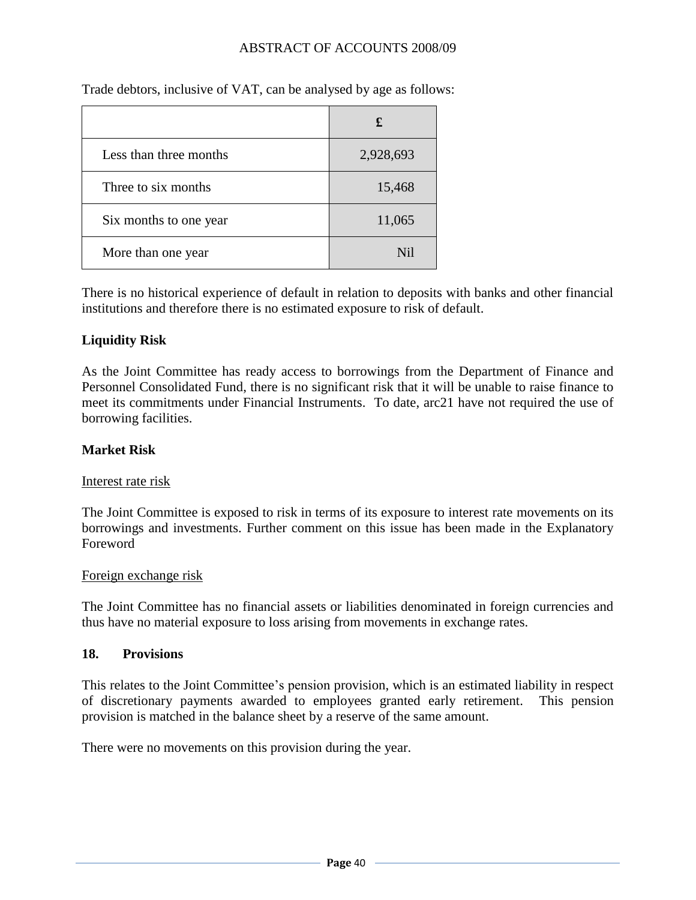Trade debtors, inclusive of VAT, can be analysed by age as follows:

| | £ |
|---|---|
| Less than three months | 2,928,693 |
| Three to six months | 15,468 |
| Six months to one year | 11,065 |
| More than one year | Nil |

There is no historical experience of default in relation to deposits with banks and other financial institutions and therefore there is no estimated exposure to risk of default.

**Liquidity Risk**

As the Joint Committee has ready access to borrowings from the Department of Finance and Personnel Consolidated Fund, there is no significant risk that it will be unable to raise finance to meet its commitments under Financial Instruments. To date, arc21 have not required the use of borrowing facilities.

**Market Risk**

Interest rate risk

The Joint Committee is exposed to risk in terms of its exposure to interest rate movements on its borrowings and investments. Further comment on this issue has been made in the Explanatory Foreword

Foreign exchange risk

The Joint Committee has no financial assets or liabilities denominated in foreign currencies and thus have no material exposure to loss arising from movements in exchange rates.

## 18. Provisions

This relates to the Joint Committee's pension provision, which is an estimated liability in respect of discretionary payments awarded to employees granted early retirement. This pension provision is matched in the balance sheet by a reserve of the same amount.

There were no movements on this provision during the year.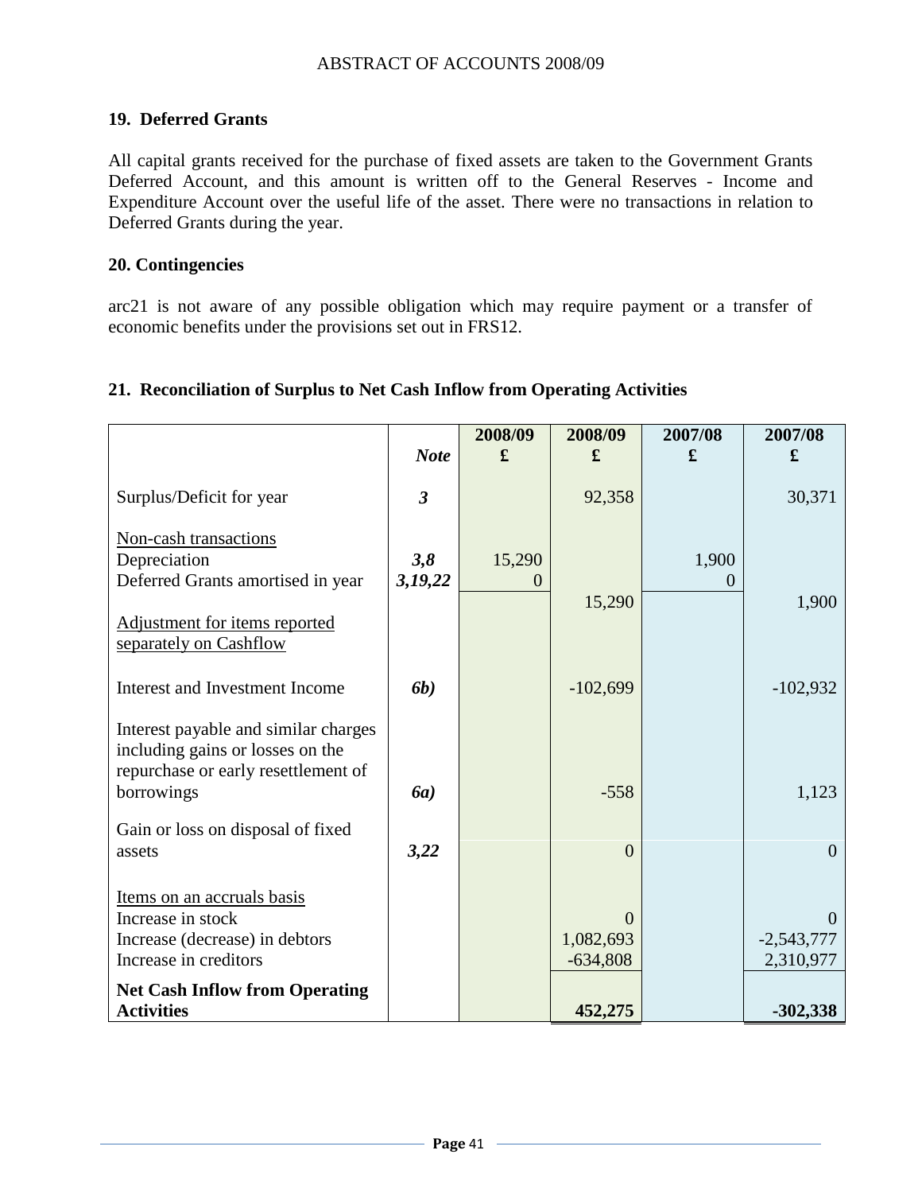### 19. Deferred Grants

All capital grants received for the purchase of fixed assets are taken to the Government Grants Deferred Account, and this amount is written off to the General Reserves - Income and Expenditure Account over the useful life of the asset. There were no transactions in relation to Deferred Grants during the year.

### 20. Contingencies

arc21 is not aware of any possible obligation which may require payment or a transfer of economic benefits under the provisions set out in FRS12.

### 21. Reconciliation of Surplus to Net Cash Inflow from Operating Activities

| | *Note* | 2008/09 £ | 2008/09 £ | 2007/08 £ | 2007/08 £ |
|---|---|---|---|---|---|
| Surplus/Deficit for year | ***3*** | | 92,358 | | 30,371 |
| Non-cash transactions | | | | | |
| Depreciation | ***3,8*** | 15,290 | | 1,900 | |
| Deferred Grants amortised in year | ***3,19,22*** | 0 | | 0 | |
| | | | 15,290 | | 1,900 |
| Adjustment for items reported separately on Cashflow | | | | | |
| Interest and Investment Income | ***6b)*** | | -102,699 | | -102,932 |
| Interest payable and similar charges including gains or losses on the repurchase or early resettlement of borrowings | ***6a)*** | | -558 | | 1,123 |
| Gain or loss on disposal of fixed assets | ***3,22*** | | 0 | | 0 |
| Items on an accruals basis | | | | | |
| Increase in stock | | | 0 | | 0 |
| Increase (decrease) in debtors | | | 1,082,693 | | -2,543,777 |
| Increase in creditors | | | -634,808 | | 2,310,977 |
| **Net Cash Inflow from Operating Activities** | | | **452,275** | | **-302,338** |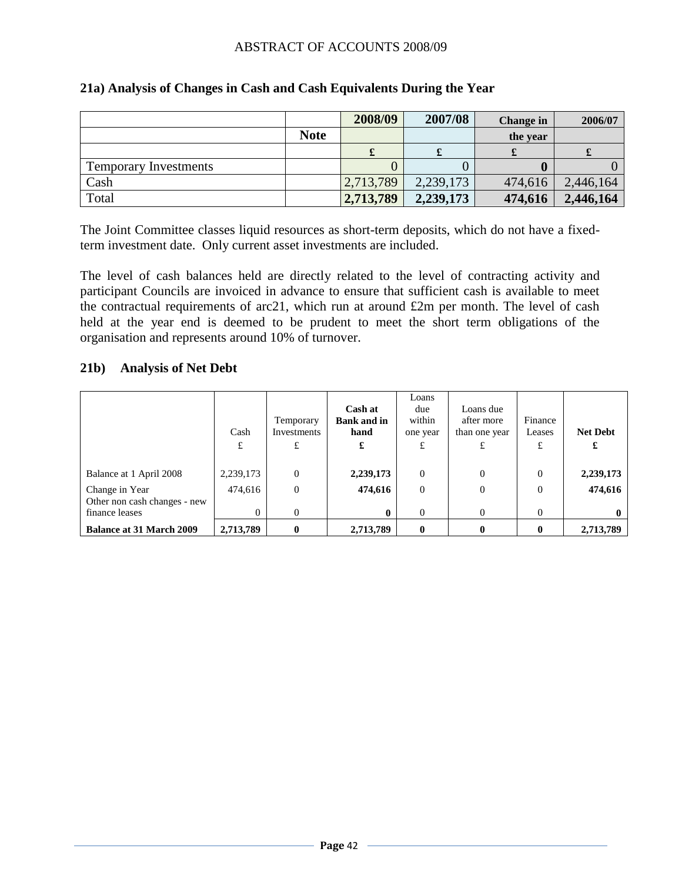## 21a) Analysis of Changes in Cash and Cash Equivalents During the Year

| | Note | 2008/09 | 2007/08 | Change in the year | 2006/07 |
|---|---|---|---|---|---|
| | | £ | £ | £ | £ |
| Temporary Investments | | 0 | 0 | **0** | 0 |
| Cash | | 2,713,789 | 2,239,173 | 474,616 | 2,446,164 |
| Total | | **2,713,789** | **2,239,173** | **474,616** | **2,446,164** |

The Joint Committee classes liquid resources as short-term deposits, which do not have a fixed-term investment date. Only current asset investments are included.

The level of cash balances held are directly related to the level of contracting activity and participant Councils are invoiced in advance to ensure that sufficient cash is available to meet the contractual requirements of arc21, which run at around £2m per month. The level of cash held at the year end is deemed to be prudent to meet the short term obligations of the organisation and represents around 10% of turnover.

## 21b) Analysis of Net Debt

| | Cash £ | Temporary Investments £ | **Cash at Bank and in hand £** | Loans due within one year £ | Loans due after more than one year £ | Finance Leases £ | **Net Debt £** |
|---|---|---|---|---|---|---|---|
| Balance at 1 April 2008 | 2,239,173 | 0 | **2,239,173** | 0 | 0 | 0 | **2,239,173** |
| Change in Year | 474,616 | 0 | **474,616** | 0 | 0 | 0 | **474,616** |
| Other non cash changes - new finance leases | 0 | 0 | **0** | 0 | 0 | 0 | **0** |
| **Balance at 31 March 2009** | **2,713,789** | **0** | **2,713,789** | **0** | **0** | **0** | **2,713,789** |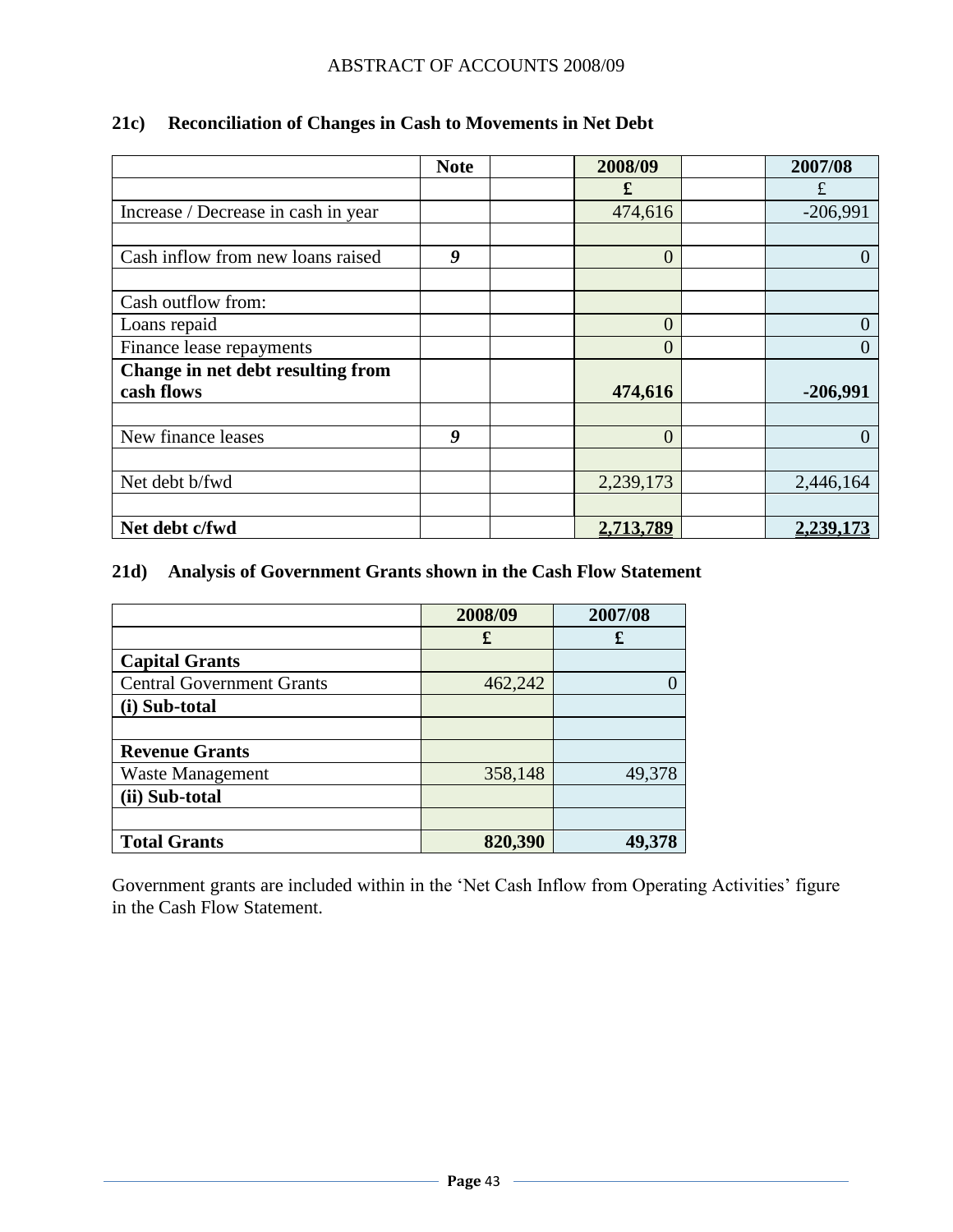### 21c) Reconciliation of Changes in Cash to Movements in Net Debt

| | Note | | 2008/09 | | 2007/08 |
|---|---|---|---|---|---|
| | | | £ | | £ |
| Increase / Decrease in cash in year | | | 474,616 | | -206,991 |
| | | | | | |
| Cash inflow from new loans raised | *9* | | 0 | | 0 |
| | | | | | |
| Cash outflow from: | | | | | |
| Loans repaid | | | 0 | | 0 |
| Finance lease repayments | | | 0 | | 0 |
| **Change in net debt resulting from cash flows** | | | **474,616** | | **-206,991** |
| | | | | | |
| New finance leases | *9* | | 0 | | 0 |
| | | | | | |
| Net debt b/fwd | | | 2,239,173 | | 2,446,164 |
| | | | | | |
| **Net debt c/fwd** | | | **2,713,789** | | **2,239,173** |

### 21d) Analysis of Government Grants shown in the Cash Flow Statement

| | 2008/09 | 2007/08 |
|---|---|---|
| | £ | £ |
| **Capital Grants** | | |
| Central Government Grants | 462,242 | 0 |
| **(i) Sub-total** | | |
| | | |
| **Revenue Grants** | | |
| Waste Management | 358,148 | 49,378 |
| **(ii) Sub-total** | | |
| | | |
| **Total Grants** | **820,390** | **49,378** |

Government grants are included within in the 'Net Cash Inflow from Operating Activities' figure in the Cash Flow Statement.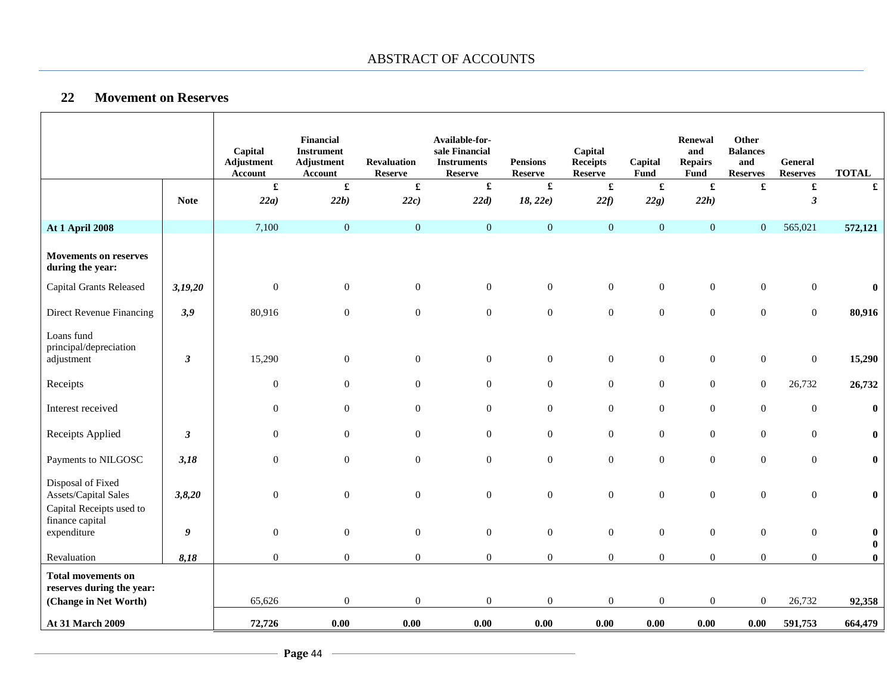## 22 Movement on Reserves

| | Note | Capital Adjustment Account | Financial Instrument Adjustment Account | Revaluation Reserve | Available-for-sale Financial Instruments Reserve | Pensions Reserve | Capital Receipts Reserve | Capital Fund | Renewal and Repairs Fund | Other Balances and Reserves | General Reserves | TOTAL |
|---|---|---|---|---|---|---|---|---|---|---|---|---|
| | | £ | £ | £ | £ | £ | £ | £ | £ | £ | £ | £ |
| | **Note** | *22a)* | *22b)* | *22c)* | *22d)* | *18, 22e)* | *22f)* | *22g)* | *22h)* | | *3* | |
| **At 1 April 2008** | | 7,100 | 0 | 0 | 0 | 0 | 0 | 0 | 0 | 0 | 565,021 | **572,121** |
| **Movements on reserves during the year:** | | | | | | | | | | | | |
| Capital Grants Released | *3,19,20* | 0 | 0 | 0 | 0 | 0 | 0 | 0 | 0 | 0 | 0 | **0** |
| Direct Revenue Financing | *3,9* | 80,916 | 0 | 0 | 0 | 0 | 0 | 0 | 0 | 0 | 0 | **80,916** |
| Loans fund principal/depreciation adjustment | *3* | 15,290 | 0 | 0 | 0 | 0 | 0 | 0 | 0 | 0 | 0 | **15,290** |
| Receipts | | 0 | 0 | 0 | 0 | 0 | 0 | 0 | 0 | 0 | 26,732 | **26,732** |
| Interest received | | 0 | 0 | 0 | 0 | 0 | 0 | 0 | 0 | 0 | 0 | **0** |
| Receipts Applied | *3* | 0 | 0 | 0 | 0 | 0 | 0 | 0 | 0 | 0 | 0 | **0** |
| Payments to NILGOSC | *3,18* | 0 | 0 | 0 | 0 | 0 | 0 | 0 | 0 | 0 | 0 | **0** |
| Disposal of Fixed Assets/Capital Sales | *3,8,20* | 0 | 0 | 0 | 0 | 0 | 0 | 0 | 0 | 0 | 0 | **0** |
| Capital Receipts used to finance capital expenditure | *9* | 0 | 0 | 0 | 0 | 0 | 0 | 0 | 0 | 0 | 0 | **0** |
| Revaluation | *8,18* | 0 | 0 | 0 | 0 | 0 | 0 | 0 | 0 | 0 | 0 | **0** **0** |
| **Total movements on reserves during the year: (Change in Net Worth)** | | 65,626 | 0 | 0 | 0 | 0 | 0 | 0 | 0 | 0 | 26,732 | **92,358** |
| **At 31 March 2009** | | **72,726** | **0.00** | **0.00** | **0.00** | **0.00** | **0.00** | **0.00** | **0.00** | **0.00** | **591,753** | **664,479** |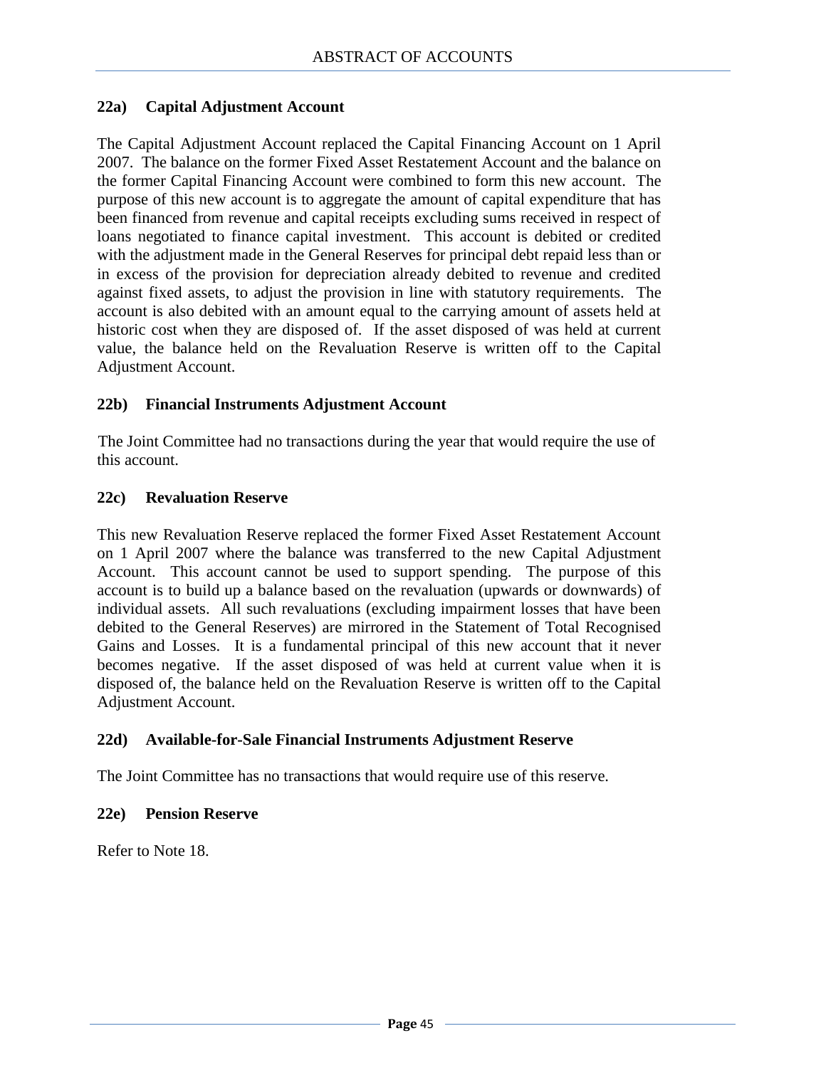### 22a) Capital Adjustment Account

The Capital Adjustment Account replaced the Capital Financing Account on 1 April 2007. The balance on the former Fixed Asset Restatement Account and the balance on the former Capital Financing Account were combined to form this new account. The purpose of this new account is to aggregate the amount of capital expenditure that has been financed from revenue and capital receipts excluding sums received in respect of loans negotiated to finance capital investment. This account is debited or credited with the adjustment made in the General Reserves for principal debt repaid less than or in excess of the provision for depreciation already debited to revenue and credited against fixed assets, to adjust the provision in line with statutory requirements. The account is also debited with an amount equal to the carrying amount of assets held at historic cost when they are disposed of. If the asset disposed of was held at current value, the balance held on the Revaluation Reserve is written off to the Capital Adjustment Account.

### 22b) Financial Instruments Adjustment Account

The Joint Committee had no transactions during the year that would require the use of this account.

### 22c) Revaluation Reserve

This new Revaluation Reserve replaced the former Fixed Asset Restatement Account on 1 April 2007 where the balance was transferred to the new Capital Adjustment Account. This account cannot be used to support spending. The purpose of this account is to build up a balance based on the revaluation (upwards or downwards) of individual assets. All such revaluations (excluding impairment losses that have been debited to the General Reserves) are mirrored in the Statement of Total Recognised Gains and Losses. It is a fundamental principal of this new account that it never becomes negative. If the asset disposed of was held at current value when it is disposed of, the balance held on the Revaluation Reserve is written off to the Capital Adjustment Account.

### 22d) Available-for-Sale Financial Instruments Adjustment Reserve

The Joint Committee has no transactions that would require use of this reserve.

### 22e) Pension Reserve

Refer to Note 18.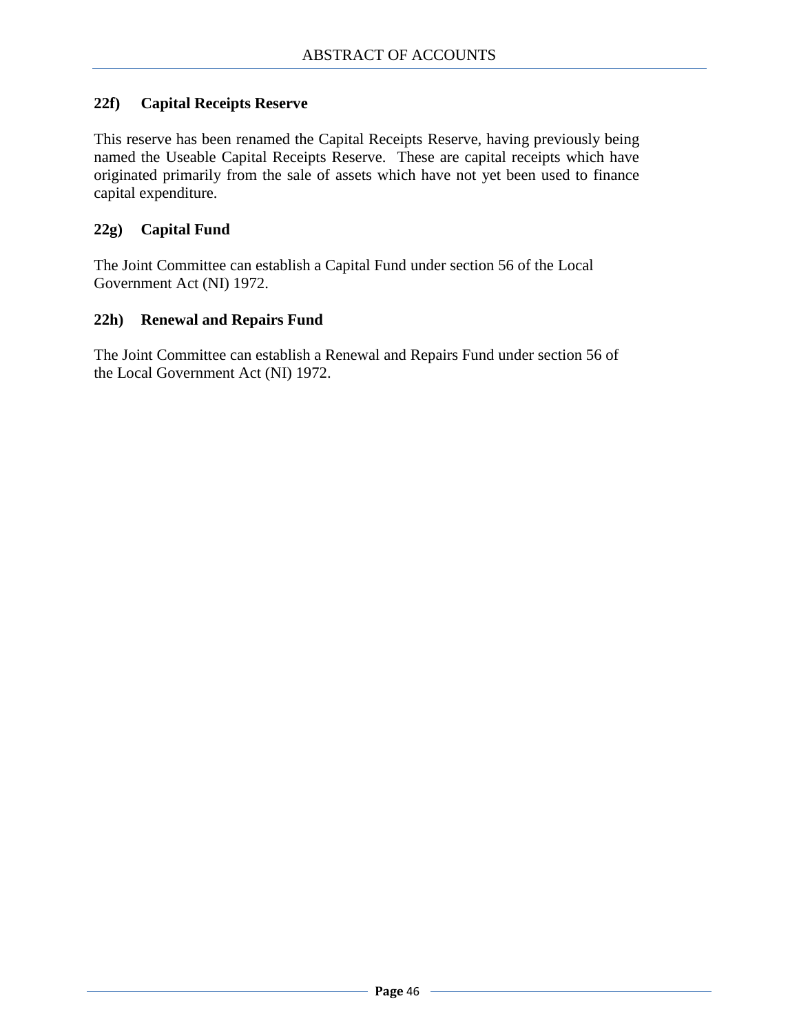### 22f) Capital Receipts Reserve

This reserve has been renamed the Capital Receipts Reserve, having previously being named the Useable Capital Receipts Reserve. These are capital receipts which have originated primarily from the sale of assets which have not yet been used to finance capital expenditure.

### 22g) Capital Fund

The Joint Committee can establish a Capital Fund under section 56 of the Local Government Act (NI) 1972.

### 22h) Renewal and Repairs Fund

The Joint Committee can establish a Renewal and Repairs Fund under section 56 of the Local Government Act (NI) 1972.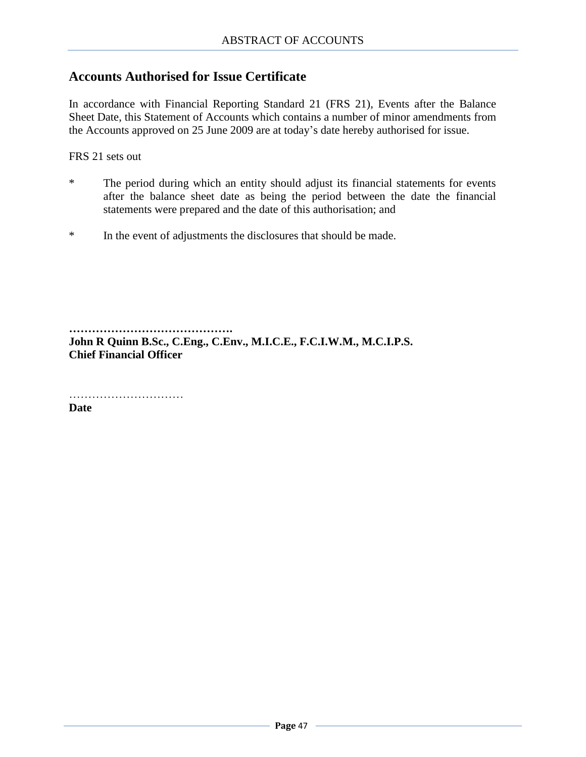## Accounts Authorised for Issue Certificate

In accordance with Financial Reporting Standard 21 (FRS 21), Events after the Balance Sheet Date, this Statement of Accounts which contains a number of minor amendments from the Accounts approved on 25 June 2009 are at today's date hereby authorised for issue.

FRS 21 sets out

* The period during which an entity should adjust its financial statements for events after the balance sheet date as being the period between the date the financial statements were prepared and the date of this authorisation; and

* In the event of adjustments the disclosures that should be made.

**…………………………………….**
**John R Quinn B.Sc., C.Eng., C.Env., M.I.C.E., F.C.I.W.M., M.C.I.P.S.**
**Chief Financial Officer**

…………………………
**Date**